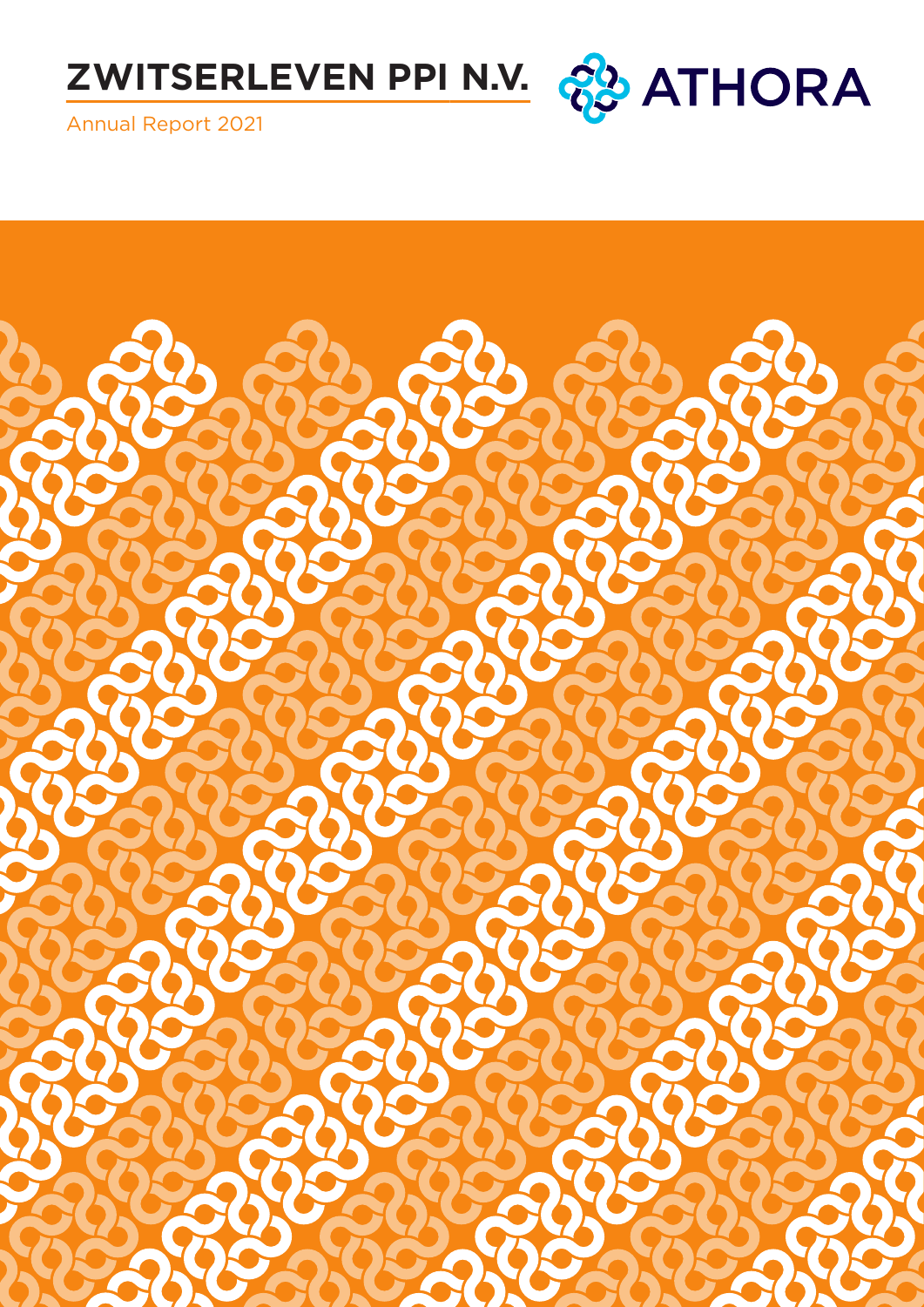# ZWITSERLEVEN PPI N.V.

ATHORA

Annual Report 2021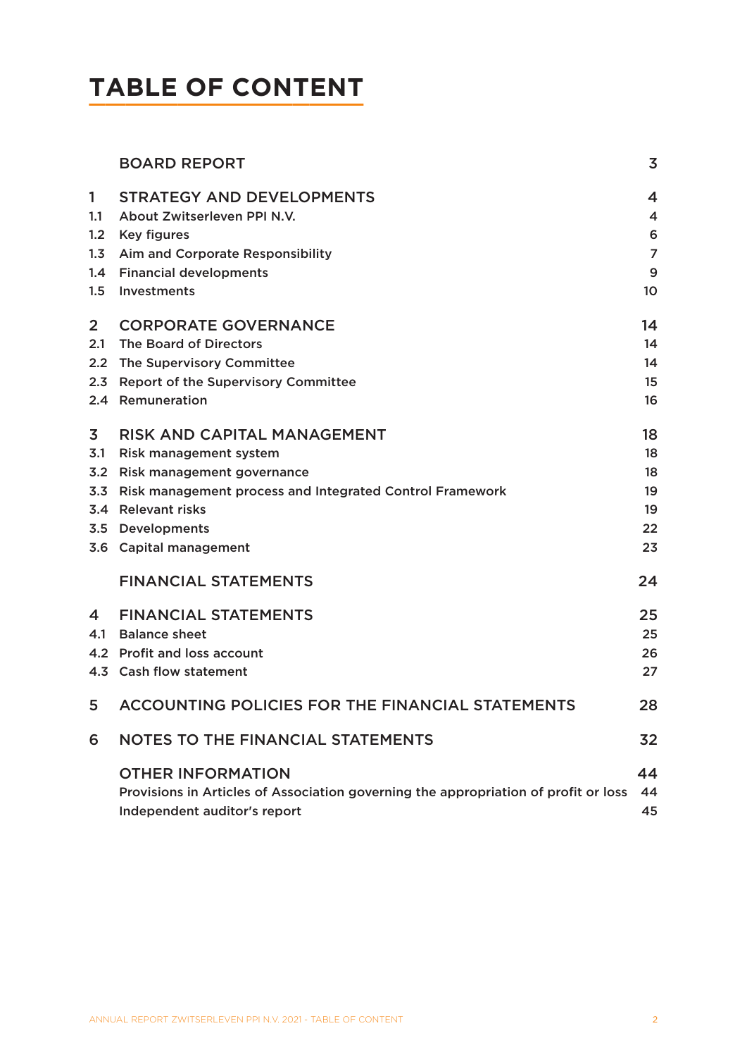# TABLE OF CONTENT

| | | |
|---|---|---|
| | BOARD REPORT | 3 |
| 1 | STRATEGY AND DEVELOPMENTS | 4 |
| 1.1 | About Zwitserleven PPI N.V. | 4 |
| 1.2 | Key figures | 6 |
| 1.3 | Aim and Corporate Responsibility | 7 |
| 1.4 | Financial developments | 9 |
| 1.5 | Investments | 10 |
| 2 | CORPORATE GOVERNANCE | 14 |
| 2.1 | The Board of Directors | 14 |
| 2.2 | The Supervisory Committee | 14 |
| 2.3 | Report of the Supervisory Committee | 15 |
| 2.4 | Remuneration | 16 |
| 3 | RISK AND CAPITAL MANAGEMENT | 18 |
| 3.1 | Risk management system | 18 |
| 3.2 | Risk management governance | 18 |
| 3.3 | Risk management process and Integrated Control Framework | 19 |
| 3.4 | Relevant risks | 19 |
| 3.5 | Developments | 22 |
| 3.6 | Capital management | 23 |
| | FINANCIAL STATEMENTS | 24 |
| 4 | FINANCIAL STATEMENTS | 25 |
| 4.1 | Balance sheet | 25 |
| 4.2 | Profit and loss account | 26 |
| 4.3 | Cash flow statement | 27 |
| 5 | ACCOUNTING POLICIES FOR THE FINANCIAL STATEMENTS | 28 |
| 6 | NOTES TO THE FINANCIAL STATEMENTS | 32 |
| | OTHER INFORMATION | 44 |
| | Provisions in Articles of Association governing the appropriation of profit or loss | 44 |
| | Independent auditor's report | 45 |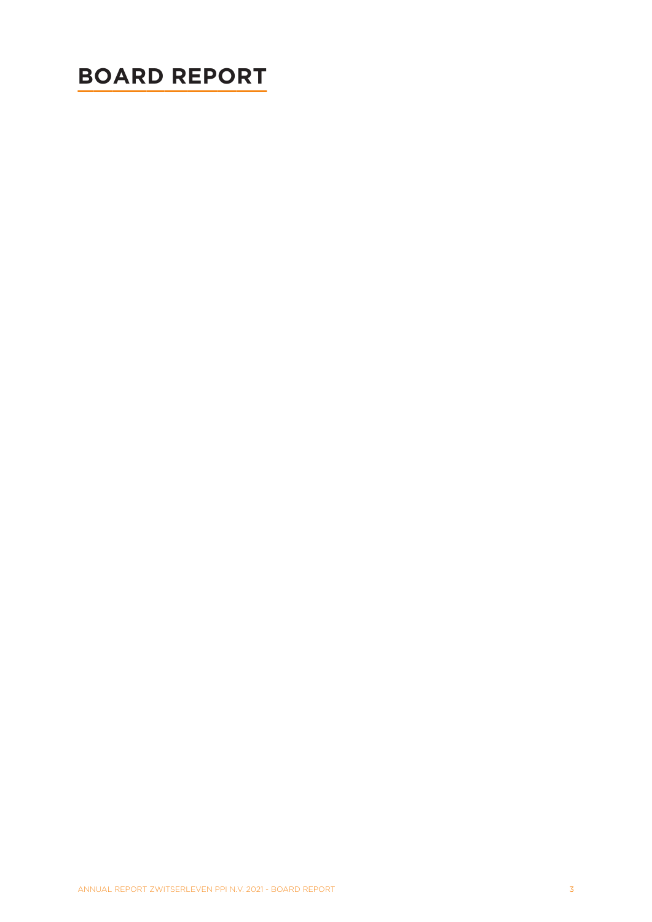# BOARD REPORT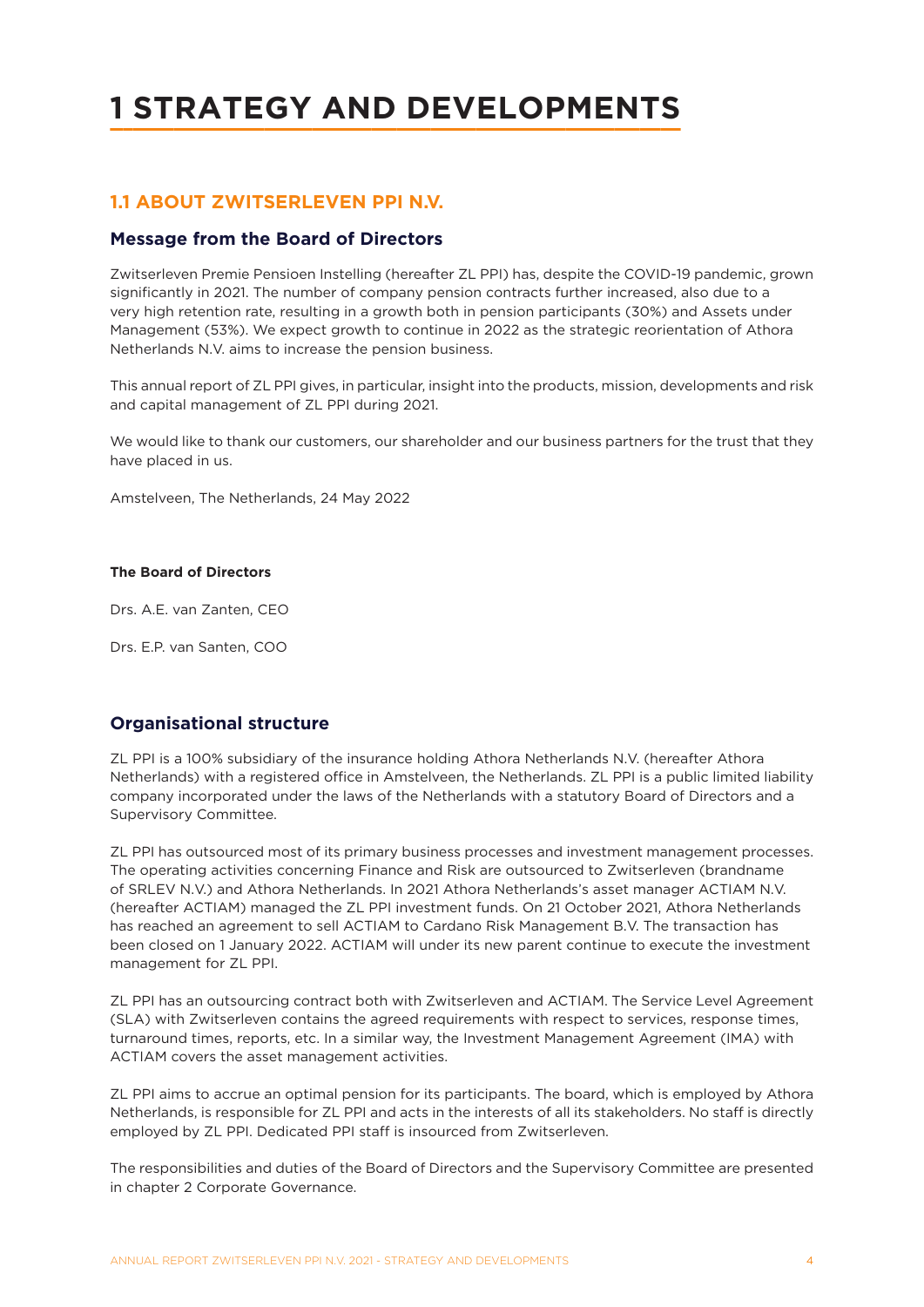# 1 STRATEGY AND DEVELOPMENTS

## 1.1 ABOUT ZWITSERLEVEN PPI N.V.

### Message from the Board of Directors

Zwitserleven Premie Pensioen Instelling (hereafter ZL PPI) has, despite the COVID-19 pandemic, grown significantly in 2021. The number of company pension contracts further increased, also due to a very high retention rate, resulting in a growth both in pension participants (30%) and Assets under Management (53%). We expect growth to continue in 2022 as the strategic reorientation of Athora Netherlands N.V. aims to increase the pension business.

This annual report of ZL PPI gives, in particular, insight into the products, mission, developments and risk and capital management of ZL PPI during 2021.

We would like to thank our customers, our shareholder and our business partners for the trust that they have placed in us.

Amstelveen, The Netherlands, 24 May 2022

**The Board of Directors**

Drs. A.E. van Zanten, CEO

Drs. E.P. van Santen, COO

### Organisational structure

ZL PPI is a 100% subsidiary of the insurance holding Athora Netherlands N.V. (hereafter Athora Netherlands) with a registered office in Amstelveen, the Netherlands. ZL PPI is a public limited liability company incorporated under the laws of the Netherlands with a statutory Board of Directors and a Supervisory Committee.

ZL PPI has outsourced most of its primary business processes and investment management processes. The operating activities concerning Finance and Risk are outsourced to Zwitserleven (brandname of SRLEV N.V.) and Athora Netherlands. In 2021 Athora Netherlands's asset manager ACTIAM N.V. (hereafter ACTIAM) managed the ZL PPI investment funds. On 21 October 2021, Athora Netherlands has reached an agreement to sell ACTIAM to Cardano Risk Management B.V. The transaction has been closed on 1 January 2022. ACTIAM will under its new parent continue to execute the investment management for ZL PPI.

ZL PPI has an outsourcing contract both with Zwitserleven and ACTIAM. The Service Level Agreement (SLA) with Zwitserleven contains the agreed requirements with respect to services, response times, turnaround times, reports, etc. In a similar way, the Investment Management Agreement (IMA) with ACTIAM covers the asset management activities.

ZL PPI aims to accrue an optimal pension for its participants. The board, which is employed by Athora Netherlands, is responsible for ZL PPI and acts in the interests of all its stakeholders. No staff is directly employed by ZL PPI. Dedicated PPI staff is insourced from Zwitserleven.

The responsibilities and duties of the Board of Directors and the Supervisory Committee are presented in chapter 2 Corporate Governance.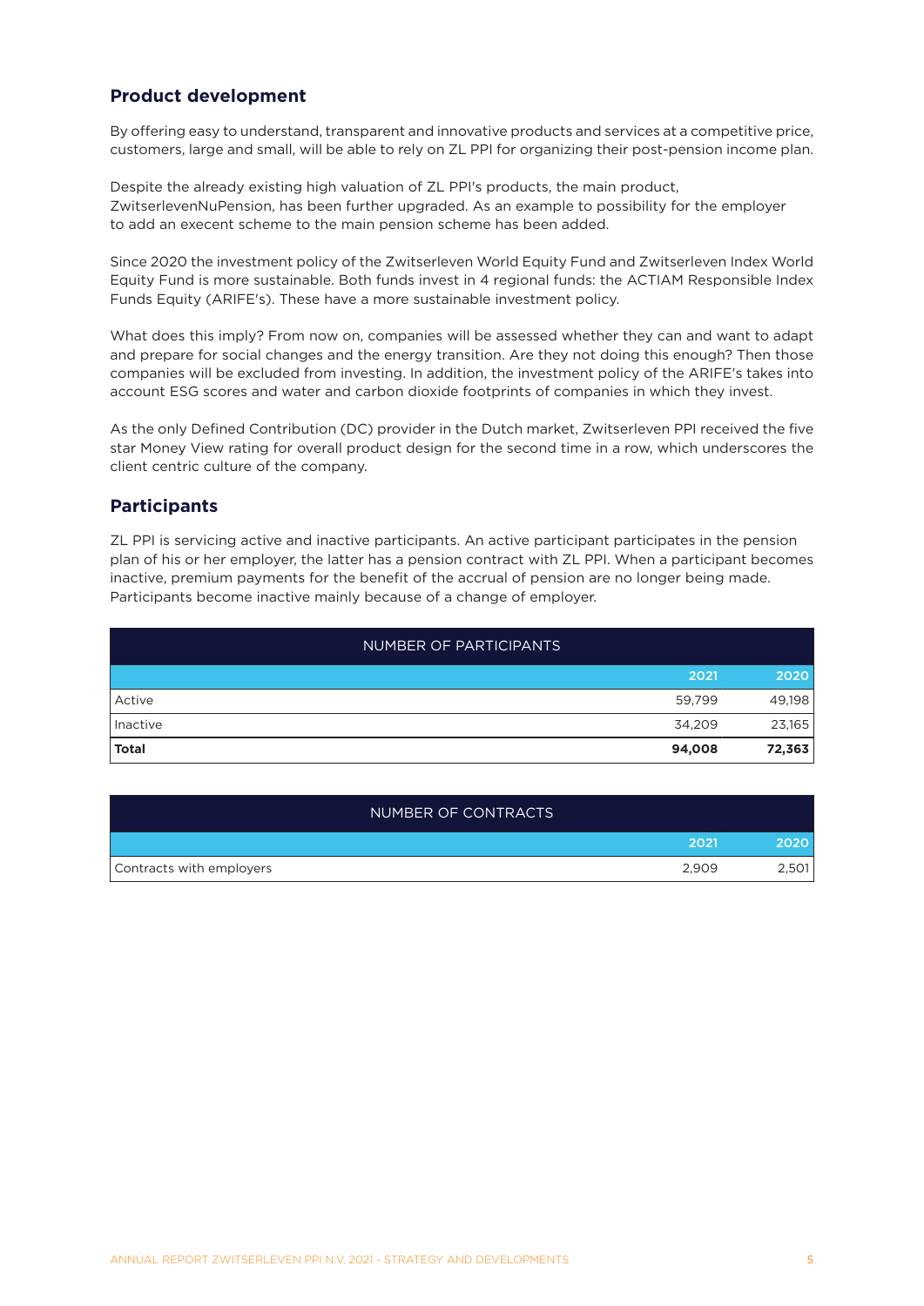## Product development

By offering easy to understand, transparent and innovative products and services at a competitive price, customers, large and small, will be able to rely on ZL PPI for organizing their post-pension income plan.

Despite the already existing high valuation of ZL PPI's products, the main product, ZwitserlevenNuPension, has been further upgraded. As an example to possibility for the employer to add an execent scheme to the main pension scheme has been added.

Since 2020 the investment policy of the Zwitserleven World Equity Fund and Zwitserleven Index World Equity Fund is more sustainable. Both funds invest in 4 regional funds: the ACTIAM Responsible Index Funds Equity (ARIFE's). These have a more sustainable investment policy.

What does this imply? From now on, companies will be assessed whether they can and want to adapt and prepare for social changes and the energy transition. Are they not doing this enough? Then those companies will be excluded from investing. In addition, the investment policy of the ARIFE's takes into account ESG scores and water and carbon dioxide footprints of companies in which they invest.

As the only Defined Contribution (DC) provider in the Dutch market, Zwitserleven PPI received the five star Money View rating for overall product design for the second time in a row, which underscores the client centric culture of the company.

## Participants

ZL PPI is servicing active and inactive participants. An active participant participates in the pension plan of his or her employer, the latter has a pension contract with ZL PPI. When a participant becomes inactive, premium payments for the benefit of the accrual of pension are no longer being made. Participants become inactive mainly because of a change of employer.

| NUMBER OF PARTICIPANTS | 2021 | 2020 |
|---|---|---|
| Active | 59,799 | 49,198 |
| Inactive | 34,209 | 23,165 |
| **Total** | **94,008** | **72,363** |

| NUMBER OF CONTRACTS | 2021 | 2020 |
|---|---|---|
| Contracts with employers | 2,909 | 2,501 |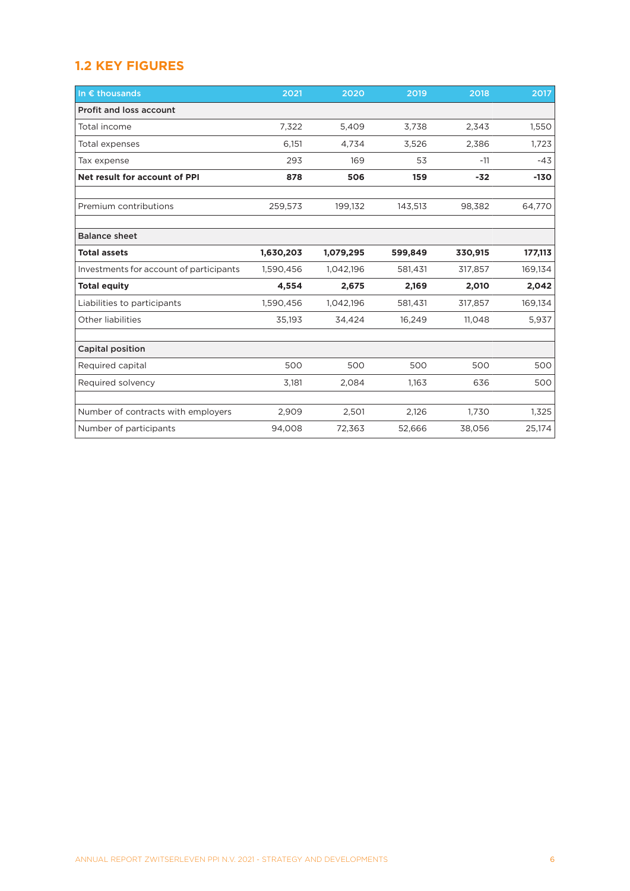## 1.2 KEY FIGURES

| In € thousands | 2021 | 2020 | 2019 | 2018 | 2017 |
|---|---|---|---|---|---|
| **Profit and loss account** | | | | | |
| Total income | 7,322 | 5,409 | 3,738 | 2,343 | 1,550 |
| Total expenses | 6,151 | 4,734 | 3,526 | 2,386 | 1,723 |
| Tax expense | 293 | 169 | 53 | -11 | -43 |
| **Net result for account of PPI** | **878** | **506** | **159** | **-32** | **-130** |
| | | | | | |
| Premium contributions | 259,573 | 199,132 | 143,513 | 98,382 | 64,770 |
| | | | | | |
| **Balance sheet** | | | | | |
| **Total assets** | **1,630,203** | **1,079,295** | **599,849** | **330,915** | **177,113** |
| Investments for account of participants | 1,590,456 | 1,042,196 | 581,431 | 317,857 | 169,134 |
| **Total equity** | **4,554** | **2,675** | **2,169** | **2,010** | **2,042** |
| Liabilities to participants | 1,590,456 | 1,042,196 | 581,431 | 317,857 | 169,134 |
| Other liabilities | 35,193 | 34,424 | 16,249 | 11,048 | 5,937 |
| | | | | | |
| **Capital position** | | | | | |
| Required capital | 500 | 500 | 500 | 500 | 500 |
| Required solvency | 3,181 | 2,084 | 1,163 | 636 | 500 |
| | | | | | |
| Number of contracts with employers | 2,909 | 2,501 | 2,126 | 1,730 | 1,325 |
| Number of participants | 94,008 | 72,363 | 52,666 | 38,056 | 25,174 |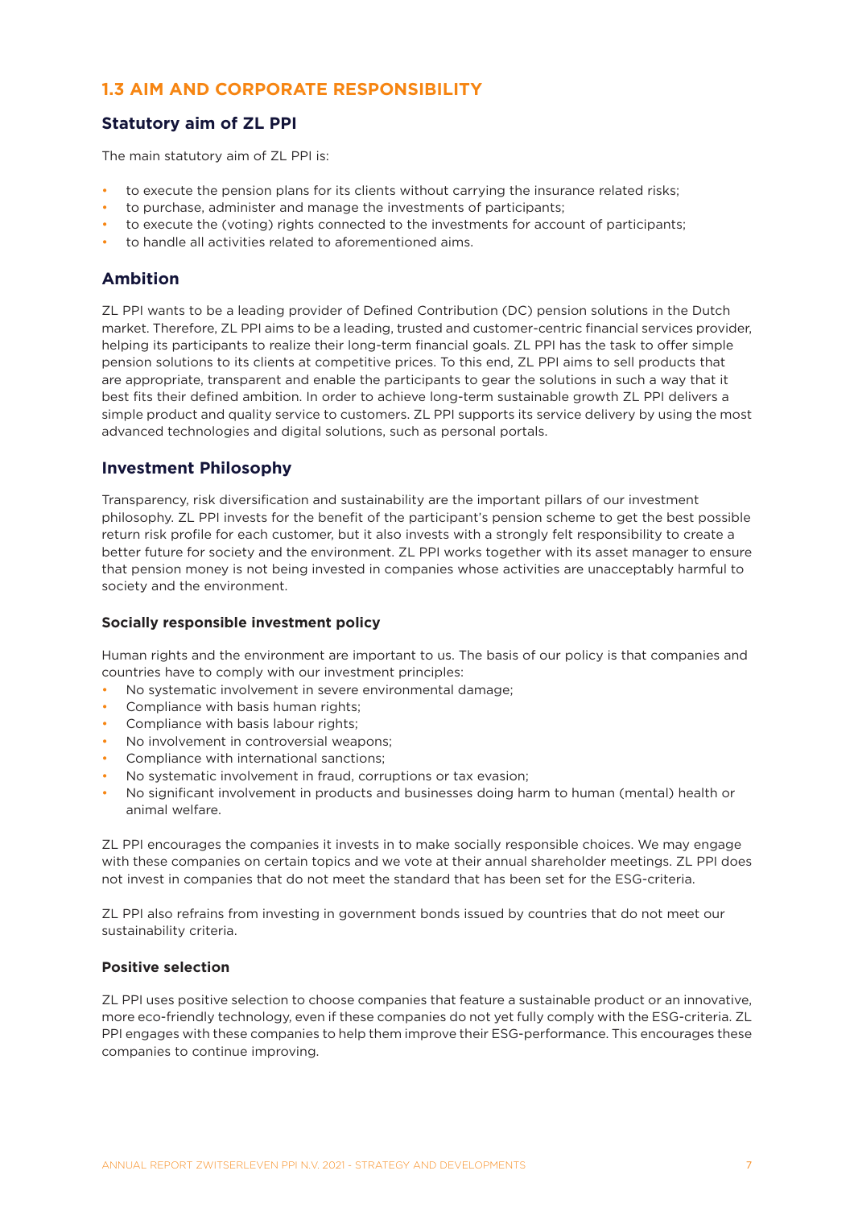## 1.3 AIM AND CORPORATE RESPONSIBILITY

### Statutory aim of ZL PPI

The main statutory aim of ZL PPI is:

- to execute the pension plans for its clients without carrying the insurance related risks;
- to purchase, administer and manage the investments of participants;
- to execute the (voting) rights connected to the investments for account of participants;
- to handle all activities related to aforementioned aims.

### Ambition

ZL PPI wants to be a leading provider of Defined Contribution (DC) pension solutions in the Dutch market. Therefore, ZL PPI aims to be a leading, trusted and customer-centric financial services provider, helping its participants to realize their long-term financial goals. ZL PPI has the task to offer simple pension solutions to its clients at competitive prices. To this end, ZL PPI aims to sell products that are appropriate, transparent and enable the participants to gear the solutions in such a way that it best fits their defined ambition. In order to achieve long-term sustainable growth ZL PPI delivers a simple product and quality service to customers. ZL PPI supports its service delivery by using the most advanced technologies and digital solutions, such as personal portals.

### Investment Philosophy

Transparency, risk diversification and sustainability are the important pillars of our investment philosophy. ZL PPI invests for the benefit of the participant's pension scheme to get the best possible return risk profile for each customer, but it also invests with a strongly felt responsibility to create a better future for society and the environment. ZL PPI works together with its asset manager to ensure that pension money is not being invested in companies whose activities are unacceptably harmful to society and the environment.

#### Socially responsible investment policy

Human rights and the environment are important to us. The basis of our policy is that companies and countries have to comply with our investment principles:

- No systematic involvement in severe environmental damage;
- Compliance with basis human rights;
- Compliance with basis labour rights;
- No involvement in controversial weapons;
- Compliance with international sanctions;
- No systematic involvement in fraud, corruptions or tax evasion;
- No significant involvement in products and businesses doing harm to human (mental) health or animal welfare.

ZL PPI encourages the companies it invests in to make socially responsible choices. We may engage with these companies on certain topics and we vote at their annual shareholder meetings. ZL PPI does not invest in companies that do not meet the standard that has been set for the ESG-criteria.

ZL PPI also refrains from investing in government bonds issued by countries that do not meet our sustainability criteria.

#### Positive selection

ZL PPI uses positive selection to choose companies that feature a sustainable product or an innovative, more eco-friendly technology, even if these companies do not yet fully comply with the ESG-criteria. ZL PPI engages with these companies to help them improve their ESG-performance. This encourages these companies to continue improving.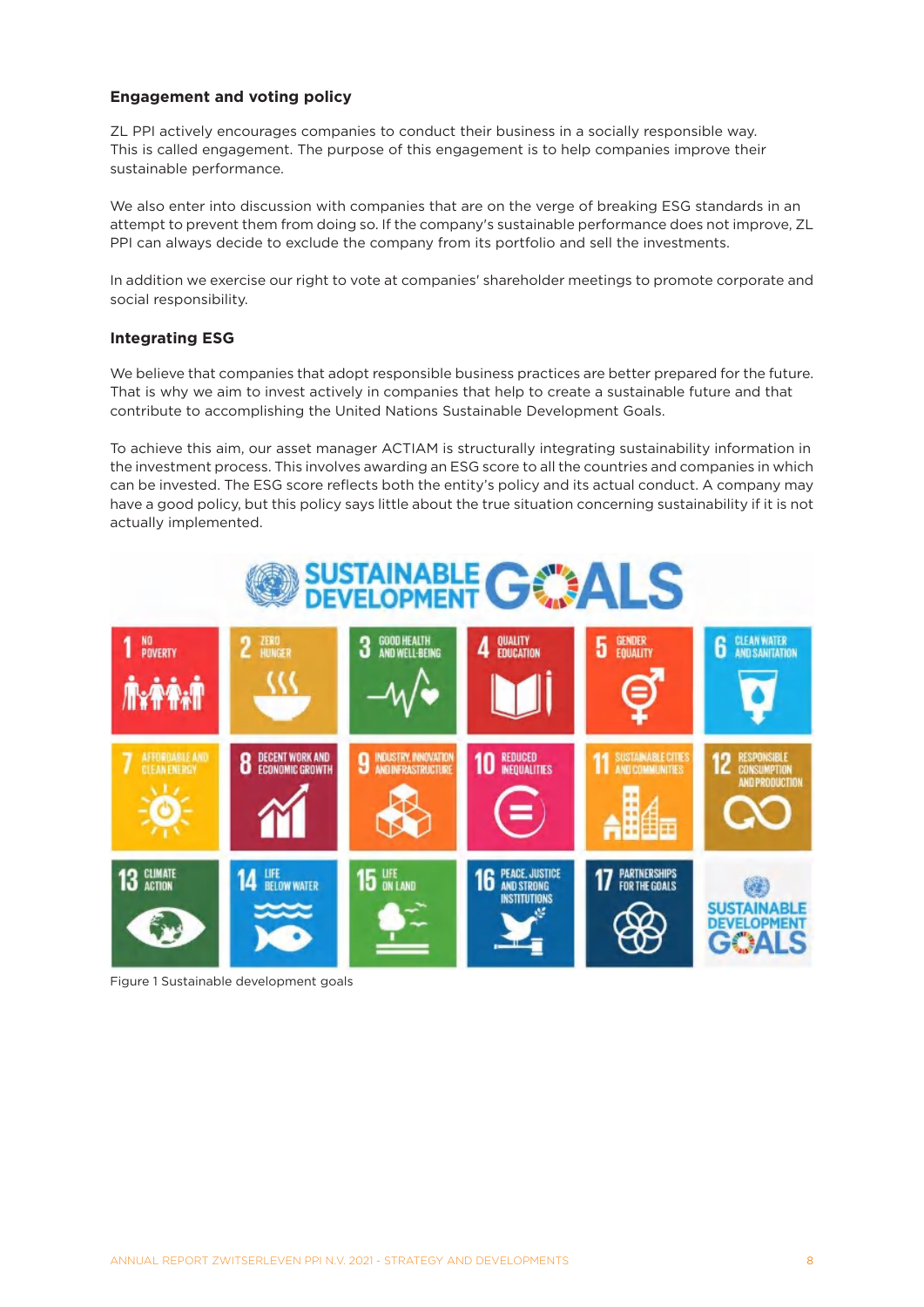### Engagement and voting policy

ZL PPI actively encourages companies to conduct their business in a socially responsible way. This is called engagement. The purpose of this engagement is to help companies improve their sustainable performance.

We also enter into discussion with companies that are on the verge of breaking ESG standards in an attempt to prevent them from doing so. If the company's sustainable performance does not improve, ZL PPI can always decide to exclude the company from its portfolio and sell the investments.

In addition we exercise our right to vote at companies' shareholder meetings to promote corporate and social responsibility.

### Integrating ESG

We believe that companies that adopt responsible business practices are better prepared for the future. That is why we aim to invest actively in companies that help to create a sustainable future and that contribute to accomplishing the United Nations Sustainable Development Goals.

To achieve this aim, our asset manager ACTIAM is structurally integrating sustainability information in the investment process. This involves awarding an ESG score to all the countries and companies in which can be invested. The ESG score reflects both the entity's policy and its actual conduct. A company may have a good policy, but this policy says little about the true situation concerning sustainability if it is not actually implemented.

Figure 1 Sustainable development goals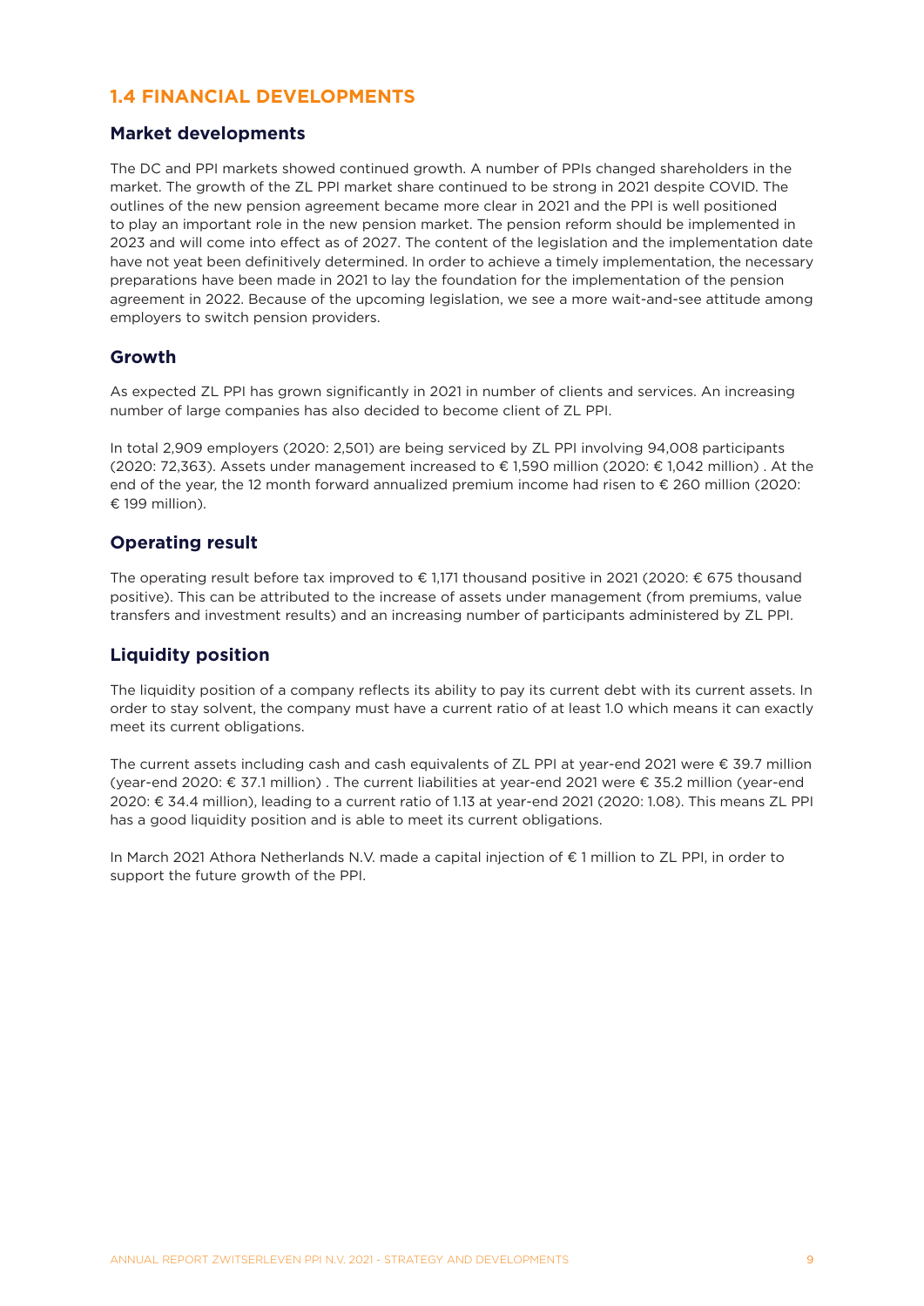## 1.4 FINANCIAL DEVELOPMENTS

### Market developments

The DC and PPI markets showed continued growth. A number of PPIs changed shareholders in the market. The growth of the ZL PPI market share continued to be strong in 2021 despite COVID. The outlines of the new pension agreement became more clear in 2021 and the PPI is well positioned to play an important role in the new pension market. The pension reform should be implemented in 2023 and will come into effect as of 2027. The content of the legislation and the implementation date have not yeat been definitively determined. In order to achieve a timely implementation, the necessary preparations have been made in 2021 to lay the foundation for the implementation of the pension agreement in 2022. Because of the upcoming legislation, we see a more wait-and-see attitude among employers to switch pension providers.

### Growth

As expected ZL PPI has grown significantly in 2021 in number of clients and services. An increasing number of large companies has also decided to become client of ZL PPI.

In total 2,909 employers (2020: 2,501) are being serviced by ZL PPI involving 94,008 participants (2020: 72,363). Assets under management increased to € 1,590 million (2020: € 1,042 million) . At the end of the year, the 12 month forward annualized premium income had risen to € 260 million (2020: € 199 million).

### Operating result

The operating result before tax improved to € 1,171 thousand positive in 2021 (2020: € 675 thousand positive). This can be attributed to the increase of assets under management (from premiums, value transfers and investment results) and an increasing number of participants administered by ZL PPI.

### Liquidity position

The liquidity position of a company reflects its ability to pay its current debt with its current assets. In order to stay solvent, the company must have a current ratio of at least 1.0 which means it can exactly meet its current obligations.

The current assets including cash and cash equivalents of ZL PPI at year-end 2021 were € 39.7 million (year-end 2020: € 37.1 million) . The current liabilities at year-end 2021 were € 35.2 million (year-end 2020: € 34.4 million), leading to a current ratio of 1.13 at year-end 2021 (2020: 1.08). This means ZL PPI has a good liquidity position and is able to meet its current obligations.

In March 2021 Athora Netherlands N.V. made a capital injection of € 1 million to ZL PPI, in order to support the future growth of the PPI.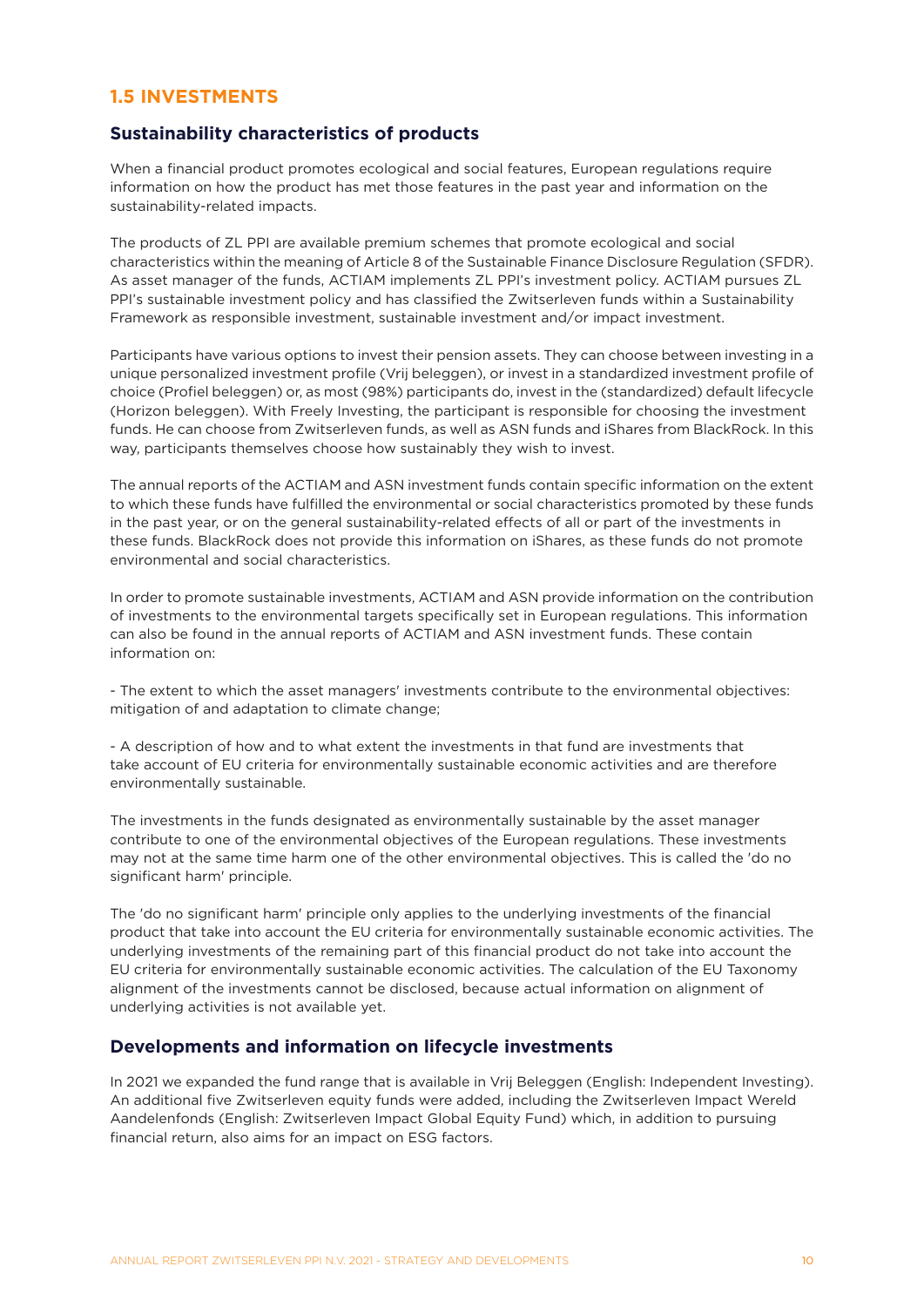## 1.5 INVESTMENTS

### Sustainability characteristics of products

When a financial product promotes ecological and social features, European regulations require information on how the product has met those features in the past year and information on the sustainability-related impacts.

The products of ZL PPI are available premium schemes that promote ecological and social characteristics within the meaning of Article 8 of the Sustainable Finance Disclosure Regulation (SFDR). As asset manager of the funds, ACTIAM implements ZL PPI's investment policy. ACTIAM pursues ZL PPI's sustainable investment policy and has classified the Zwitserleven funds within a Sustainability Framework as responsible investment, sustainable investment and/or impact investment.

Participants have various options to invest their pension assets. They can choose between investing in a unique personalized investment profile (Vrij beleggen), or invest in a standardized investment profile of choice (Profiel beleggen) or, as most (98%) participants do, invest in the (standardized) default lifecycle (Horizon beleggen). With Freely Investing, the participant is responsible for choosing the investment funds. He can choose from Zwitserleven funds, as well as ASN funds and iShares from BlackRock. In this way, participants themselves choose how sustainably they wish to invest.

The annual reports of the ACTIAM and ASN investment funds contain specific information on the extent to which these funds have fulfilled the environmental or social characteristics promoted by these funds in the past year, or on the general sustainability-related effects of all or part of the investments in these funds. BlackRock does not provide this information on iShares, as these funds do not promote environmental and social characteristics.

In order to promote sustainable investments, ACTIAM and ASN provide information on the contribution of investments to the environmental targets specifically set in European regulations. This information can also be found in the annual reports of ACTIAM and ASN investment funds. These contain information on:

- The extent to which the asset managers' investments contribute to the environmental objectives: mitigation of and adaptation to climate change;

- A description of how and to what extent the investments in that fund are investments that take account of EU criteria for environmentally sustainable economic activities and are therefore environmentally sustainable.

The investments in the funds designated as environmentally sustainable by the asset manager contribute to one of the environmental objectives of the European regulations. These investments may not at the same time harm one of the other environmental objectives. This is called the 'do no significant harm' principle.

The 'do no significant harm' principle only applies to the underlying investments of the financial product that take into account the EU criteria for environmentally sustainable economic activities. The underlying investments of the remaining part of this financial product do not take into account the EU criteria for environmentally sustainable economic activities. The calculation of the EU Taxonomy alignment of the investments cannot be disclosed, because actual information on alignment of underlying activities is not available yet.

### Developments and information on lifecycle investments

In 2021 we expanded the fund range that is available in Vrij Beleggen (English: Independent Investing). An additional five Zwitserleven equity funds were added, including the Zwitserleven Impact Wereld Aandelenfonds (English: Zwitserleven Impact Global Equity Fund) which, in addition to pursuing financial return, also aims for an impact on ESG factors.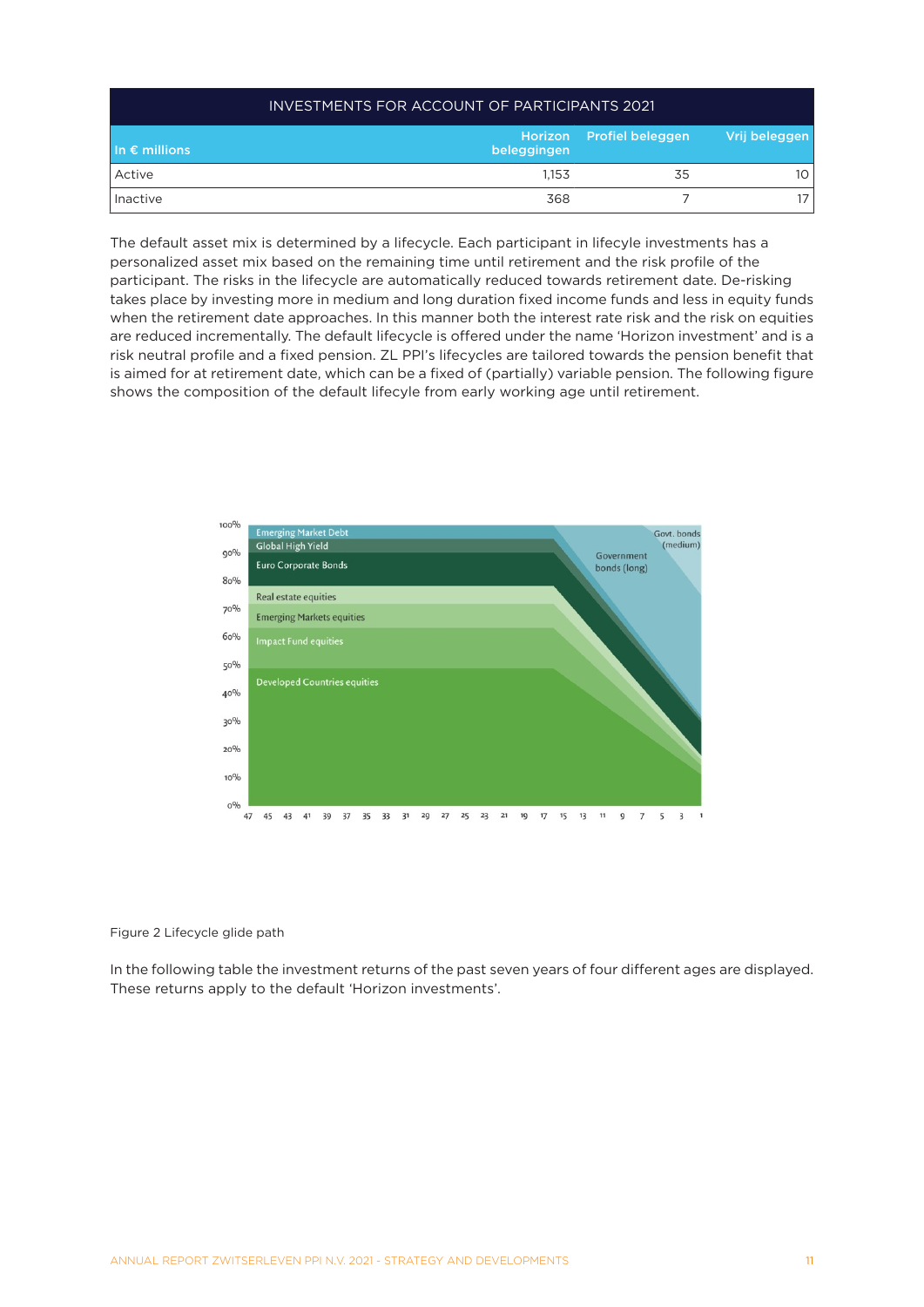| INVESTMENTS FOR ACCOUNT OF PARTICIPANTS 2021 | | | |
|---|---|---|---|
| In € millions | Horizon beleggingen | Profiel beleggen | Vrij beleggen |
| Active | 1,153 | 35 | 10 |
| Inactive | 368 | 7 | 17 |

The default asset mix is determined by a lifecycle. Each participant in lifecycle investments has a personalized asset mix based on the remaining time until retirement and the risk profile of the participant. The risks in the lifecycle are automatically reduced towards retirement date. De-risking takes place by investing more in medium and long duration fixed income funds and less in equity funds when the retirement date approaches. In this manner both the interest rate risk and the risk on equities are reduced incrementally. The default lifecycle is offered under the name 'Horizon investment' and is a risk neutral profile and a fixed pension. ZL PPI's lifecycles are tailored towards the pension benefit that is aimed for at retirement date, which can be a fixed of (partially) variable pension. The following figure shows the composition of the default lifecycle from early working age until retirement.

Figure 2 Lifecycle glide path

In the following table the investment returns of the past seven years of four different ages are displayed. These returns apply to the default 'Horizon investments'.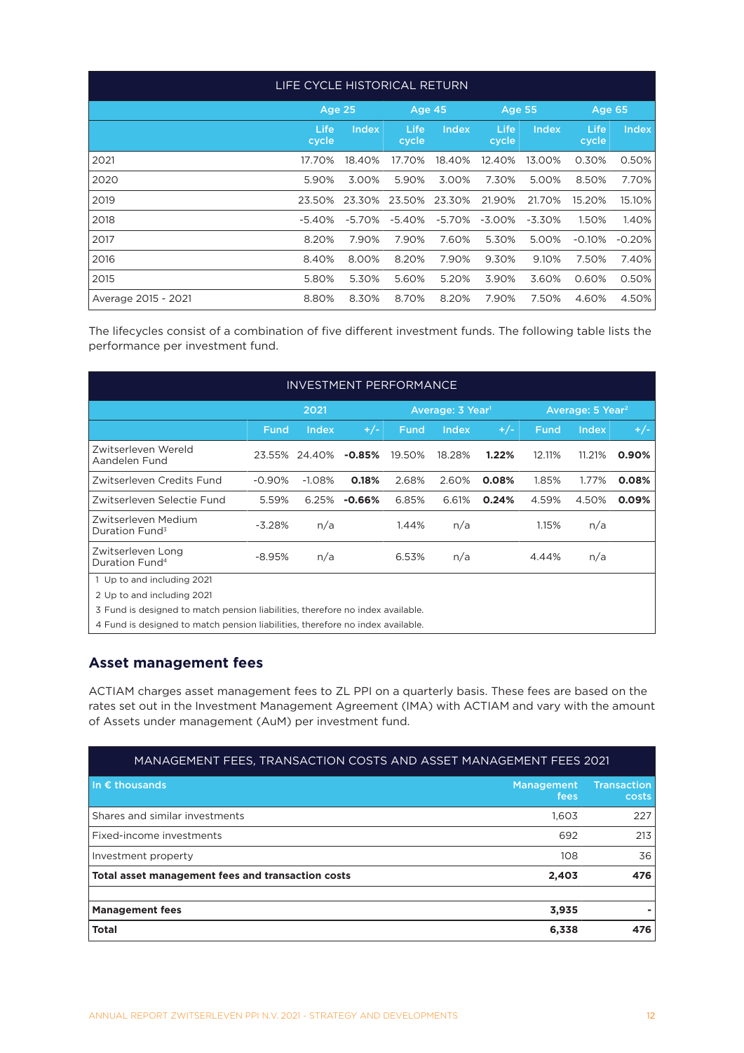| LIFE CYCLE HISTORICAL RETURN | | | | | | | | |
|---|---|---|---|---|---|---|---|---|
| | Age 25 | | Age 45 | | Age 55 | | Age 65 | |
| | Life cycle | Index | Life cycle | Index | Life cycle | Index | Life cycle | Index |
| 2021 | 17.70% | 18.40% | 17.70% | 18.40% | 12.40% | 13.00% | 0.30% | 0.50% |
| 2020 | 5.90% | 3.00% | 5.90% | 3.00% | 7.30% | 5.00% | 8.50% | 7.70% |
| 2019 | 23.50% | 23.30% | 23.50% | 23.30% | 21.90% | 21.70% | 15.20% | 15.10% |
| 2018 | -5.40% | -5.70% | -5.40% | -5.70% | -3.00% | -3.30% | 1.50% | 1.40% |
| 2017 | 8.20% | 7.90% | 7.90% | 7.60% | 5.30% | 5.00% | -0.10% | -0.20% |
| 2016 | 8.40% | 8.00% | 8.20% | 7.90% | 9.30% | 9.10% | 7.50% | 7.40% |
| 2015 | 5.80% | 5.30% | 5.60% | 5.20% | 3.90% | 3.60% | 0.60% | 0.50% |
| Average 2015 - 2021 | 8.80% | 8.30% | 8.70% | 8.20% | 7.90% | 7.50% | 4.60% | 4.50% |

The lifecycles consist of a combination of five different investment funds. The following table lists the performance per investment fund.

| INVESTMENT PERFORMANCE | | | | | | | | | |
|---|---|---|---|---|---|---|---|---|---|
| | 2021 | | | Average: 3 Year[1] | | | Average: 5 Year[2] | | |
| | Fund | Index | +/- | Fund | Index | +/- | Fund | Index | +/- |
| Zwitserleven Wereld Aandelen Fund | 23.55% | 24.40% | **-0.85%** | 19.50% | 18.28% | **1.22%** | 12.11% | 11.21% | **0.90%** |
| Zwitserleven Credits Fund | -0.90% | -1.08% | **0.18%** | 2.68% | 2.60% | **0.08%** | 1.85% | 1.77% | **0.08%** |
| Zwitserleven Selectie Fund | 5.59% | 6.25% | **-0.66%** | 6.85% | 6.61% | **0.24%** | 4.59% | 4.50% | **0.09%** |
| Zwitserleven Medium Duration Fund[3] | -3.28% | n/a | | 1.44% | n/a | | 1.15% | n/a | |
| Zwitserleven Long Duration Fund[4] | -8.95% | n/a | | 6.53% | n/a | | 4.44% | n/a | |

1 Up to and including 2021

2 Up to and including 2021

3 Fund is designed to match pension liabilities, therefore no index available.

4 Fund is designed to match pension liabilities, therefore no index available.

## Asset management fees

ACTIAM charges asset management fees to ZL PPI on a quarterly basis. These fees are based on the rates set out in the Investment Management Agreement (IMA) with ACTIAM and vary with the amount of Assets under management (AuM) per investment fund.

| MANAGEMENT FEES, TRANSACTION COSTS AND ASSET MANAGEMENT FEES 2021 | | |
|---|---|---|
| In € thousands | Management fees | Transaction costs |
| Shares and similar investments | 1,603 | 227 |
| Fixed-income investments | 692 | 213 |
| Investment property | 108 | 36 |
| **Total asset management fees and transaction costs** | **2,403** | **476** |
| | | |
| **Management fees** | **3,935** | **-** |
| **Total** | **6,338** | **476** |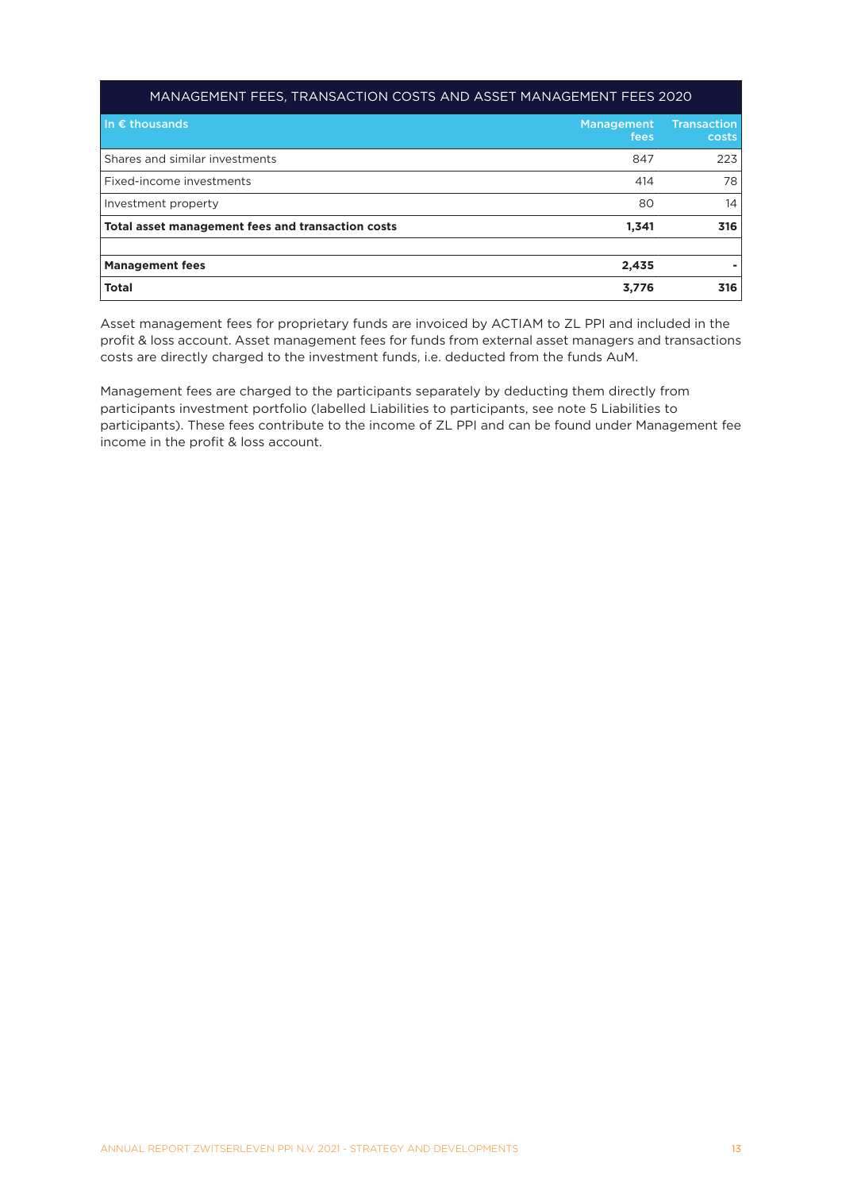| MANAGEMENT FEES, TRANSACTION COSTS AND ASSET MANAGEMENT FEES 2020 | | |
|---|---|---|
| In € thousands | Management fees | Transaction costs |
| Shares and similar investments | 847 | 223 |
| Fixed-income investments | 414 | 78 |
| Investment property | 80 | 14 |
| **Total asset management fees and transaction costs** | **1,341** | **316** |
| | | |
| **Management fees** | **2,435** | **-** |
| **Total** | **3,776** | **316** |

Asset management fees for proprietary funds are invoiced by ACTIAM to ZL PPI and included in the profit & loss account. Asset management fees for funds from external asset managers and transactions costs are directly charged to the investment funds, i.e. deducted from the funds AuM.

Management fees are charged to the participants separately by deducting them directly from participants investment portfolio (labelled Liabilities to participants, see note 5 Liabilities to participants). These fees contribute to the income of ZL PPI and can be found under Management fee income in the profit & loss account.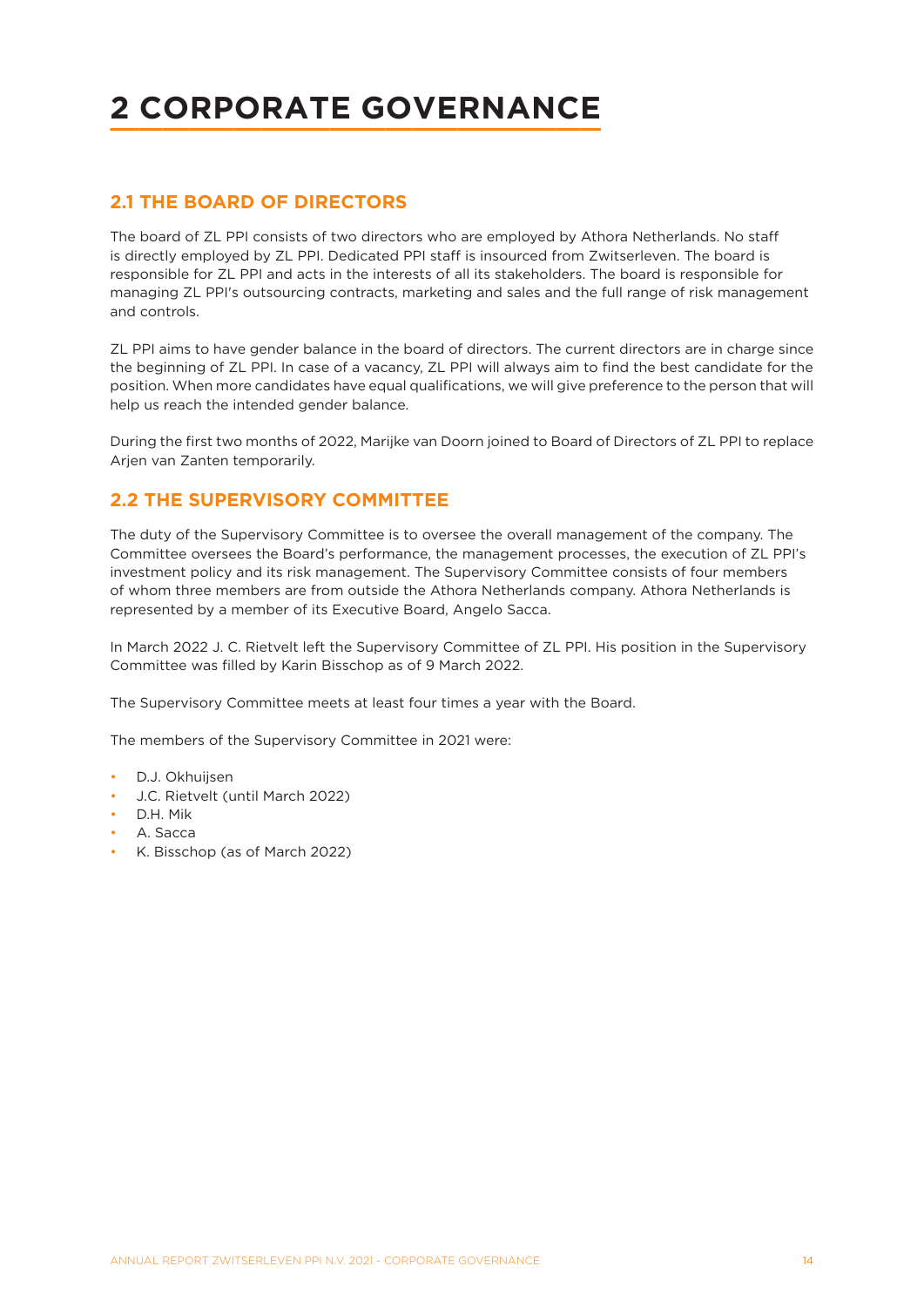# 2 CORPORATE GOVERNANCE

## 2.1 THE BOARD OF DIRECTORS

The board of ZL PPI consists of two directors who are employed by Athora Netherlands. No staff is directly employed by ZL PPI. Dedicated PPI staff is insourced from Zwitserleven. The board is responsible for ZL PPI and acts in the interests of all its stakeholders. The board is responsible for managing ZL PPI's outsourcing contracts, marketing and sales and the full range of risk management and controls.

ZL PPI aims to have gender balance in the board of directors. The current directors are in charge since the beginning of ZL PPI. In case of a vacancy, ZL PPI will always aim to find the best candidate for the position. When more candidates have equal qualifications, we will give preference to the person that will help us reach the intended gender balance.

During the first two months of 2022, Marijke van Doorn joined to Board of Directors of ZL PPI to replace Arjen van Zanten temporarily.

## 2.2 THE SUPERVISORY COMMITTEE

The duty of the Supervisory Committee is to oversee the overall management of the company. The Committee oversees the Board's performance, the management processes, the execution of ZL PPI's investment policy and its risk management. The Supervisory Committee consists of four members of whom three members are from outside the Athora Netherlands company. Athora Netherlands is represented by a member of its Executive Board, Angelo Sacca.

In March 2022 J. C. Rietvelt left the Supervisory Committee of ZL PPI. His position in the Supervisory Committee was filled by Karin Bisschop as of 9 March 2022.

The Supervisory Committee meets at least four times a year with the Board.

The members of the Supervisory Committee in 2021 were:

- D.J. Okhuijsen
- J.C. Rietvelt (until March 2022)
- D.H. Mik
- A. Sacca
- K. Bisschop (as of March 2022)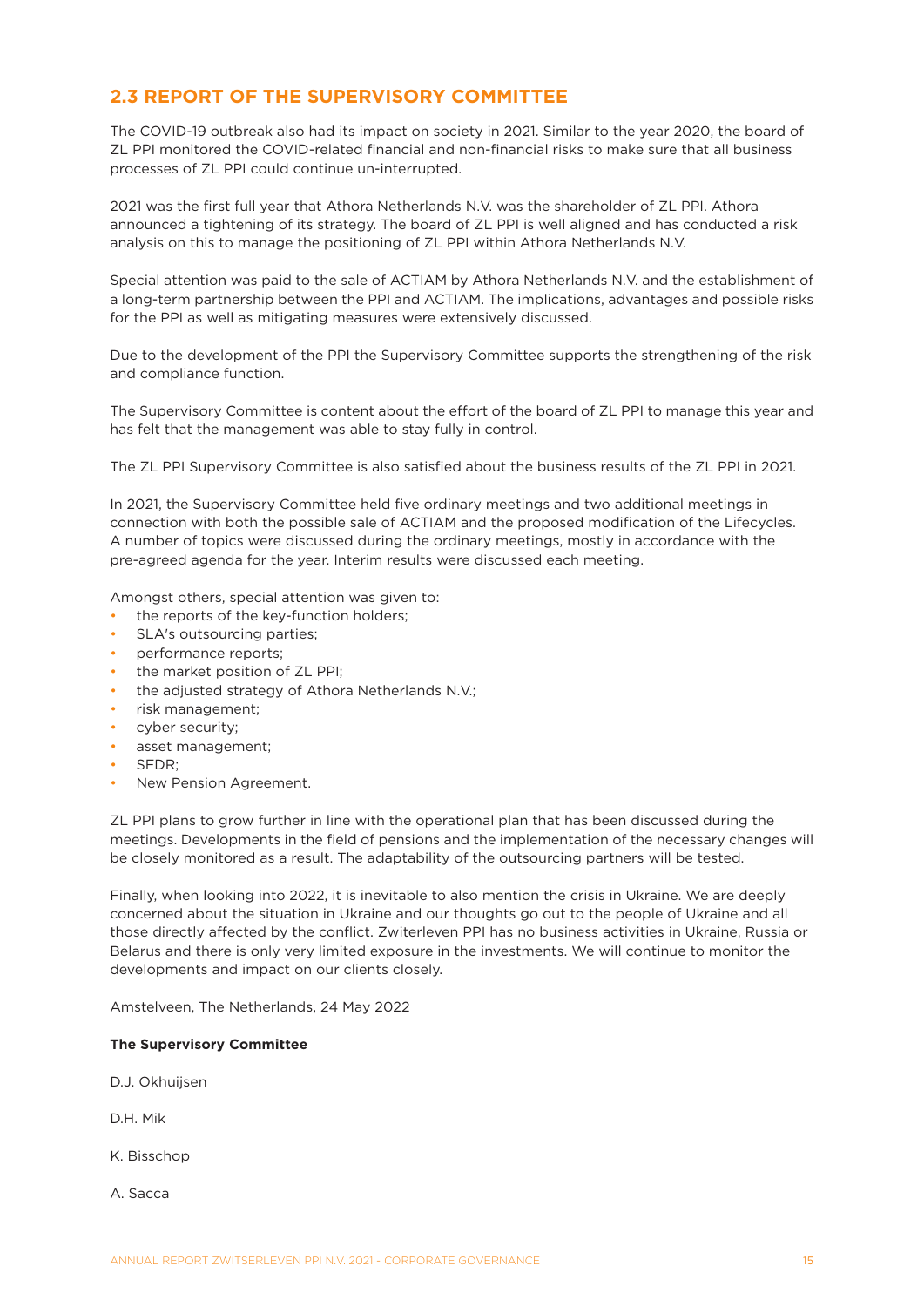## 2.3 REPORT OF THE SUPERVISORY COMMITTEE

The COVID-19 outbreak also had its impact on society in 2021. Similar to the year 2020, the board of ZL PPI monitored the COVID-related financial and non-financial risks to make sure that all business processes of ZL PPI could continue un-interrupted.

2021 was the first full year that Athora Netherlands N.V. was the shareholder of ZL PPI. Athora announced a tightening of its strategy. The board of ZL PPI is well aligned and has conducted a risk analysis on this to manage the positioning of ZL PPI within Athora Netherlands N.V.

Special attention was paid to the sale of ACTIAM by Athora Netherlands N.V. and the establishment of a long-term partnership between the PPI and ACTIAM. The implications, advantages and possible risks for the PPI as well as mitigating measures were extensively discussed.

Due to the development of the PPI the Supervisory Committee supports the strengthening of the risk and compliance function.

The Supervisory Committee is content about the effort of the board of ZL PPI to manage this year and has felt that the management was able to stay fully in control.

The ZL PPI Supervisory Committee is also satisfied about the business results of the ZL PPI in 2021.

In 2021, the Supervisory Committee held five ordinary meetings and two additional meetings in connection with both the possible sale of ACTIAM and the proposed modification of the Lifecycles. A number of topics were discussed during the ordinary meetings, mostly in accordance with the pre-agreed agenda for the year. Interim results were discussed each meeting.

Amongst others, special attention was given to:

- the reports of the key-function holders;
- SLA's outsourcing parties;
- performance reports;
- the market position of ZL PPI;
- the adjusted strategy of Athora Netherlands N.V.;
- risk management;
- cyber security;
- asset management;
- SFDR;
- New Pension Agreement.

ZL PPI plans to grow further in line with the operational plan that has been discussed during the meetings. Developments in the field of pensions and the implementation of the necessary changes will be closely monitored as a result. The adaptability of the outsourcing partners will be tested.

Finally, when looking into 2022, it is inevitable to also mention the crisis in Ukraine. We are deeply concerned about the situation in Ukraine and our thoughts go out to the people of Ukraine and all those directly affected by the conflict. Zwiterleven PPI has no business activities in Ukraine, Russia or Belarus and there is only very limited exposure in the investments. We will continue to monitor the developments and impact on our clients closely.

Amstelveen, The Netherlands, 24 May 2022

**The Supervisory Committee**

D.J. Okhuijsen

D.H. Mik

K. Bisschop

A. Sacca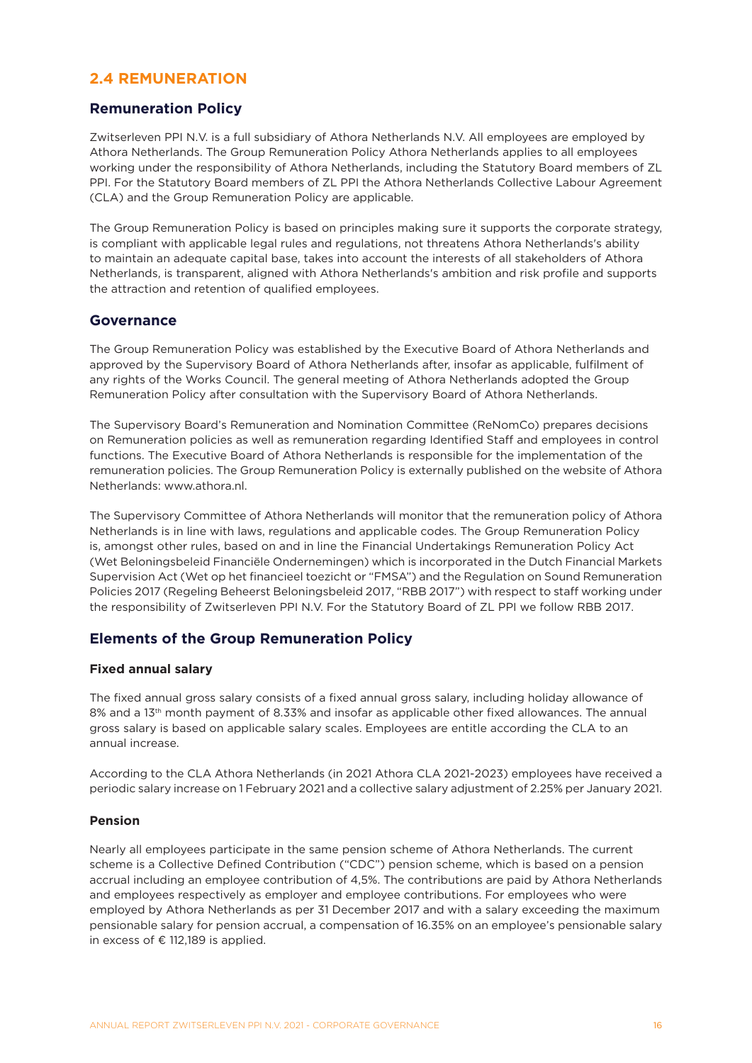## 2.4 REMUNERATION

### Remuneration Policy

Zwitserleven PPI N.V. is a full subsidiary of Athora Netherlands N.V. All employees are employed by Athora Netherlands. The Group Remuneration Policy Athora Netherlands applies to all employees working under the responsibility of Athora Netherlands, including the Statutory Board members of ZL PPI. For the Statutory Board members of ZL PPI the Athora Netherlands Collective Labour Agreement (CLA) and the Group Remuneration Policy are applicable.

The Group Remuneration Policy is based on principles making sure it supports the corporate strategy, is compliant with applicable legal rules and regulations, not threatens Athora Netherlands's ability to maintain an adequate capital base, takes into account the interests of all stakeholders of Athora Netherlands, is transparent, aligned with Athora Netherlands's ambition and risk profile and supports the attraction and retention of qualified employees.

### Governance

The Group Remuneration Policy was established by the Executive Board of Athora Netherlands and approved by the Supervisory Board of Athora Netherlands after, insofar as applicable, fulfilment of any rights of the Works Council. The general meeting of Athora Netherlands adopted the Group Remuneration Policy after consultation with the Supervisory Board of Athora Netherlands.

The Supervisory Board's Remuneration and Nomination Committee (ReNomCo) prepares decisions on Remuneration policies as well as remuneration regarding Identified Staff and employees in control functions. The Executive Board of Athora Netherlands is responsible for the implementation of the remuneration policies. The Group Remuneration Policy is externally published on the website of Athora Netherlands: www.athora.nl.

The Supervisory Committee of Athora Netherlands will monitor that the remuneration policy of Athora Netherlands is in line with laws, regulations and applicable codes. The Group Remuneration Policy is, amongst other rules, based on and in line the Financial Undertakings Remuneration Policy Act (Wet Beloningsbeleid Financiële Ondernemingen) which is incorporated in the Dutch Financial Markets Supervision Act (Wet op het financieel toezicht or "FMSA") and the Regulation on Sound Remuneration Policies 2017 (Regeling Beheerst Beloningsbeleid 2017, "RBB 2017") with respect to staff working under the responsibility of Zwitserleven PPI N.V. For the Statutory Board of ZL PPI we follow RBB 2017.

### Elements of the Group Remuneration Policy

#### Fixed annual salary

The fixed annual gross salary consists of a fixed annual gross salary, including holiday allowance of 8% and a 13th month payment of 8.33% and insofar as applicable other fixed allowances. The annual gross salary is based on applicable salary scales. Employees are entitle according the CLA to an annual increase.

According to the CLA Athora Netherlands (in 2021 Athora CLA 2021-2023) employees have received a periodic salary increase on 1 February 2021 and a collective salary adjustment of 2.25% per January 2021.

#### Pension

Nearly all employees participate in the same pension scheme of Athora Netherlands. The current scheme is a Collective Defined Contribution ("CDC") pension scheme, which is based on a pension accrual including an employee contribution of 4,5%. The contributions are paid by Athora Netherlands and employees respectively as employer and employee contributions. For employees who were employed by Athora Netherlands as per 31 December 2017 and with a salary exceeding the maximum pensionable salary for pension accrual, a compensation of 16.35% on an employee's pensionable salary in excess of € 112,189 is applied.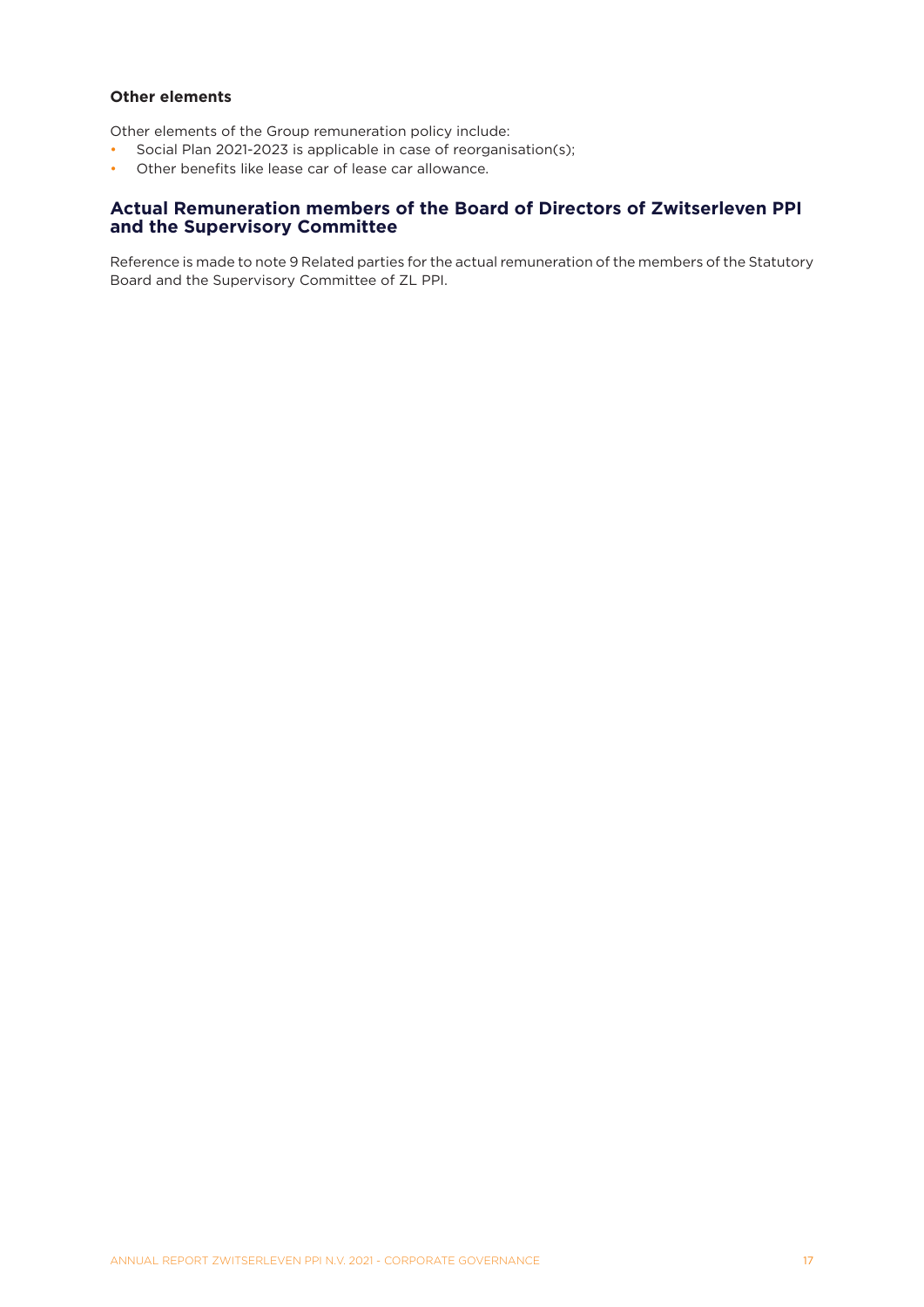### Other elements

Other elements of the Group remuneration policy include:

- Social Plan 2021-2023 is applicable in case of reorganisation(s);
- Other benefits like lease car of lease car allowance.

## Actual Remuneration members of the Board of Directors of Zwitserleven PPI and the Supervisory Committee

Reference is made to note 9 Related parties for the actual remuneration of the members of the Statutory Board and the Supervisory Committee of ZL PPI.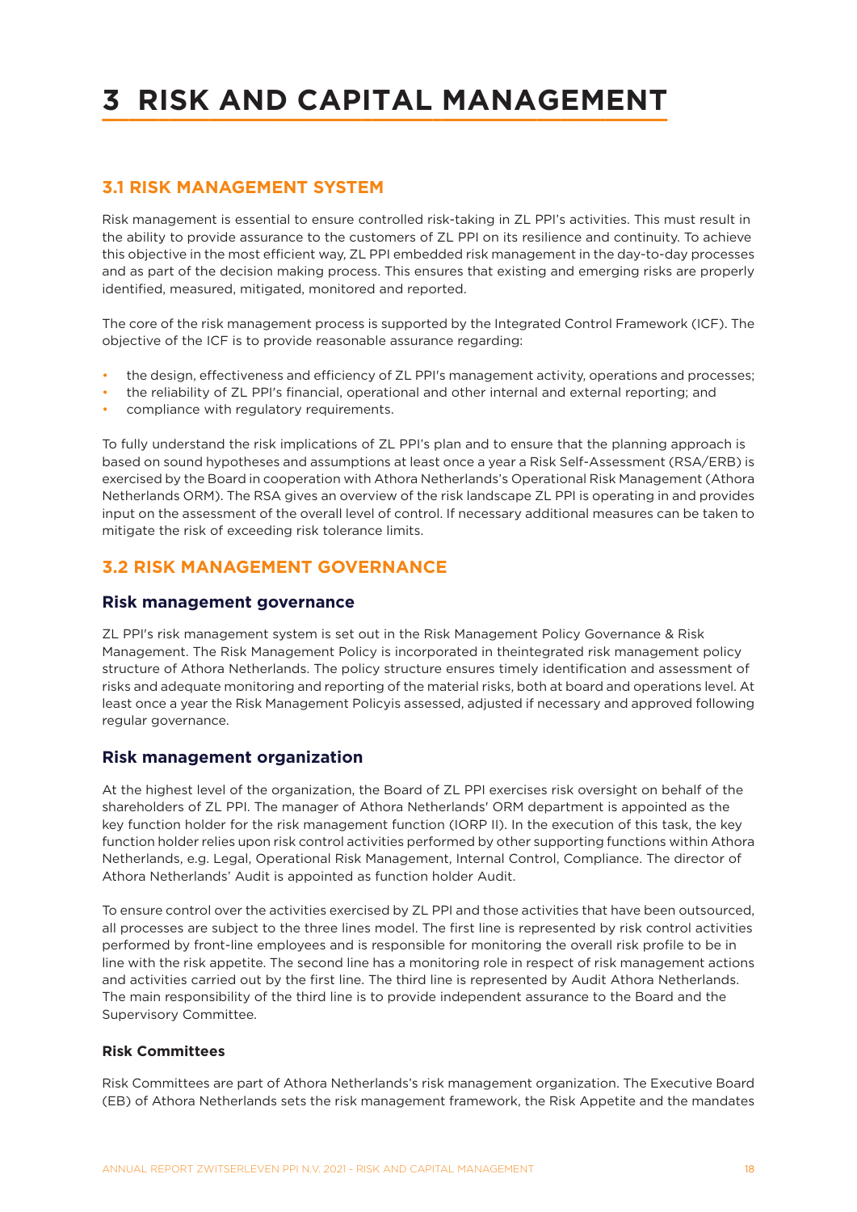# 3 RISK AND CAPITAL MANAGEMENT

## 3.1 RISK MANAGEMENT SYSTEM

Risk management is essential to ensure controlled risk-taking in ZL PPI's activities. This must result in the ability to provide assurance to the customers of ZL PPI on its resilience and continuity. To achieve this objective in the most efficient way, ZL PPI embedded risk management in the day-to-day processes and as part of the decision making process. This ensures that existing and emerging risks are properly identified, measured, mitigated, monitored and reported.

The core of the risk management process is supported by the Integrated Control Framework (ICF). The objective of the ICF is to provide reasonable assurance regarding:

- the design, effectiveness and efficiency of ZL PPI's management activity, operations and processes;
- the reliability of ZL PPI's financial, operational and other internal and external reporting; and
- compliance with regulatory requirements.

To fully understand the risk implications of ZL PPI's plan and to ensure that the planning approach is based on sound hypotheses and assumptions at least once a year a Risk Self-Assessment (RSA/ERB) is exercised by the Board in cooperation with Athora Netherlands's Operational Risk Management (Athora Netherlands ORM). The RSA gives an overview of the risk landscape ZL PPI is operating in and provides input on the assessment of the overall level of control. If necessary additional measures can be taken to mitigate the risk of exceeding risk tolerance limits.

## 3.2 RISK MANAGEMENT GOVERNANCE

### Risk management governance

ZL PPI's risk management system is set out in the Risk Management Policy Governance & Risk Management. The Risk Management Policy is incorporated in theintegrated risk management policy structure of Athora Netherlands. The policy structure ensures timely identification and assessment of risks and adequate monitoring and reporting of the material risks, both at board and operations level. At least once a year the Risk Management Policyis assessed, adjusted if necessary and approved following regular governance.

### Risk management organization

At the highest level of the organization, the Board of ZL PPI exercises risk oversight on behalf of the shareholders of ZL PPI. The manager of Athora Netherlands' ORM department is appointed as the key function holder for the risk management function (IORP II). In the execution of this task, the key function holder relies upon risk control activities performed by other supporting functions within Athora Netherlands, e.g. Legal, Operational Risk Management, Internal Control, Compliance. The director of Athora Netherlands' Audit is appointed as function holder Audit.

To ensure control over the activities exercised by ZL PPI and those activities that have been outsourced, all processes are subject to the three lines model. The first line is represented by risk control activities performed by front-line employees and is responsible for monitoring the overall risk profile to be in line with the risk appetite. The second line has a monitoring role in respect of risk management actions and activities carried out by the first line. The third line is represented by Audit Athora Netherlands. The main responsibility of the third line is to provide independent assurance to the Board and the Supervisory Committee.

#### Risk Committees

Risk Committees are part of Athora Netherlands's risk management organization. The Executive Board (EB) of Athora Netherlands sets the risk management framework, the Risk Appetite and the mandates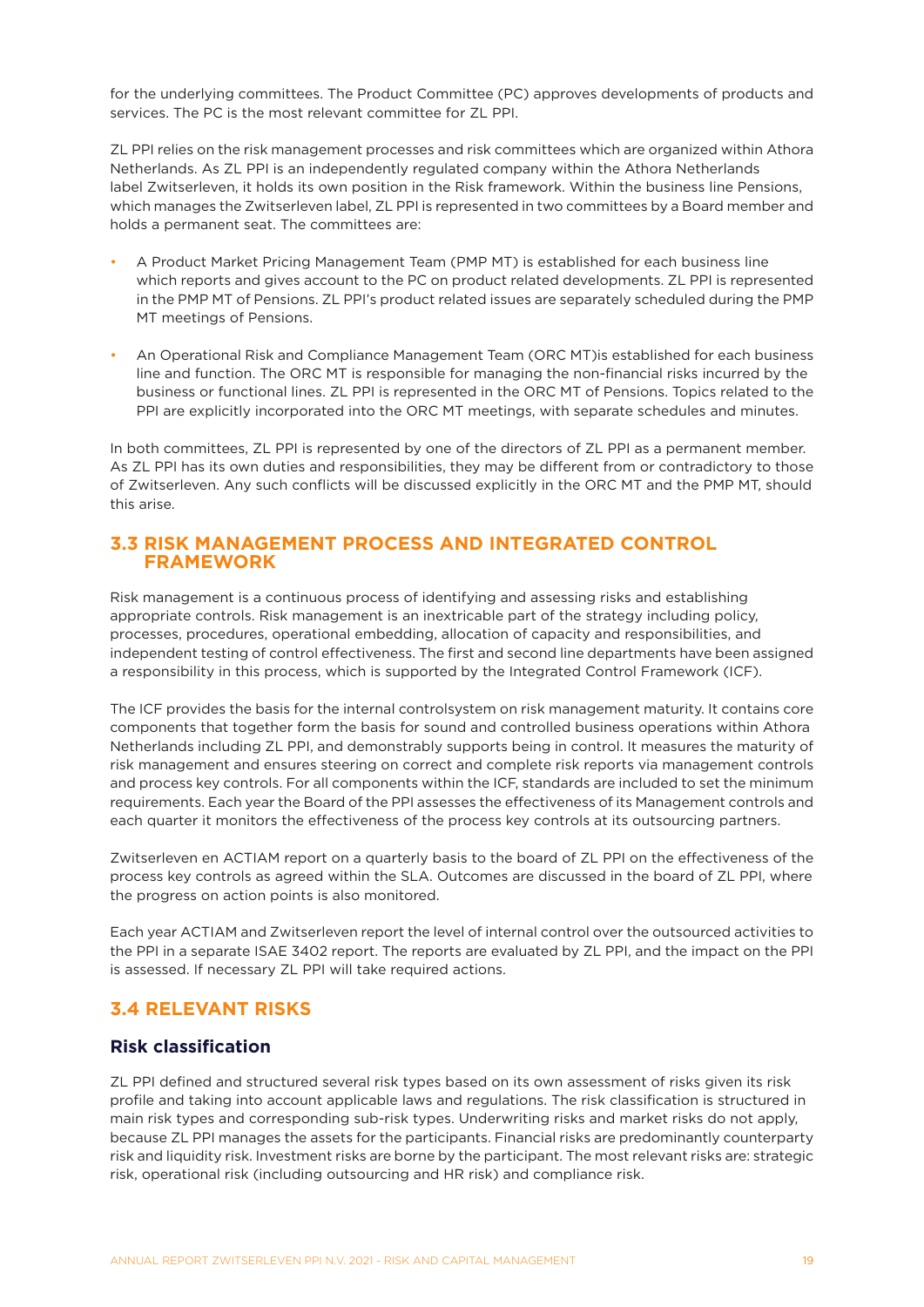for the underlying committees. The Product Committee (PC) approves developments of products and services. The PC is the most relevant committee for ZL PPI.

ZL PPI relies on the risk management processes and risk committees which are organized within Athora Netherlands. As ZL PPI is an independently regulated company within the Athora Netherlands label Zwitserleven, it holds its own position in the Risk framework. Within the business line Pensions, which manages the Zwitserleven label, ZL PPI is represented in two committees by a Board member and holds a permanent seat. The committees are:

- A Product Market Pricing Management Team (PMP MT) is established for each business line which reports and gives account to the PC on product related developments. ZL PPI is represented in the PMP MT of Pensions. ZL PPI's product related issues are separately scheduled during the PMP MT meetings of Pensions.
- An Operational Risk and Compliance Management Team (ORC MT)is established for each business line and function. The ORC MT is responsible for managing the non-financial risks incurred by the business or functional lines. ZL PPI is represented in the ORC MT of Pensions. Topics related to the PPI are explicitly incorporated into the ORC MT meetings, with separate schedules and minutes.

In both committees, ZL PPI is represented by one of the directors of ZL PPI as a permanent member. As ZL PPI has its own duties and responsibilities, they may be different from or contradictory to those of Zwitserleven. Any such conflicts will be discussed explicitly in the ORC MT and the PMP MT, should this arise.

## 3.3 RISK MANAGEMENT PROCESS AND INTEGRATED CONTROL FRAMEWORK

Risk management is a continuous process of identifying and assessing risks and establishing appropriate controls. Risk management is an inextricable part of the strategy including policy, processes, procedures, operational embedding, allocation of capacity and responsibilities, and independent testing of control effectiveness. The first and second line departments have been assigned a responsibility in this process, which is supported by the Integrated Control Framework (ICF).

The ICF provides the basis for the internal controlsystem on risk management maturity. It contains core components that together form the basis for sound and controlled business operations within Athora Netherlands including ZL PPI, and demonstrably supports being in control. It measures the maturity of risk management and ensures steering on correct and complete risk reports via management controls and process key controls. For all components within the ICF, standards are included to set the minimum requirements. Each year the Board of the PPI assesses the effectiveness of its Management controls and each quarter it monitors the effectiveness of the process key controls at its outsourcing partners.

Zwitserleven en ACTIAM report on a quarterly basis to the board of ZL PPI on the effectiveness of the process key controls as agreed within the SLA. Outcomes are discussed in the board of ZL PPI, where the progress on action points is also monitored.

Each year ACTIAM and Zwitserleven report the level of internal control over the outsourced activities to the PPI in a separate ISAE 3402 report. The reports are evaluated by ZL PPI, and the impact on the PPI is assessed. If necessary ZL PPI will take required actions.

## 3.4 RELEVANT RISKS

### Risk classification

ZL PPI defined and structured several risk types based on its own assessment of risks given its risk profile and taking into account applicable laws and regulations. The risk classification is structured in main risk types and corresponding sub-risk types. Underwriting risks and market risks do not apply, because ZL PPI manages the assets for the participants. Financial risks are predominantly counterparty risk and liquidity risk. Investment risks are borne by the participant. The most relevant risks are: strategic risk, operational risk (including outsourcing and HR risk) and compliance risk.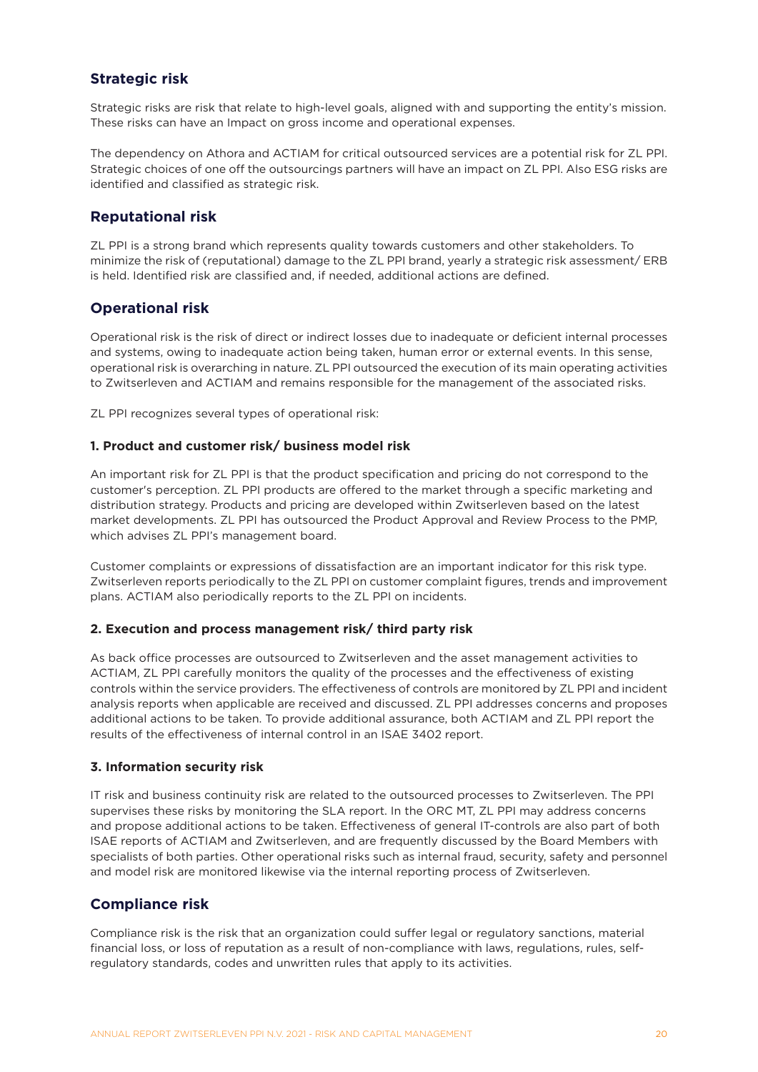## Strategic risk

Strategic risks are risk that relate to high-level goals, aligned with and supporting the entity's mission. These risks can have an Impact on gross income and operational expenses.

The dependency on Athora and ACTIAM for critical outsourced services are a potential risk for ZL PPI. Strategic choices of one off the outsourcings partners will have an impact on ZL PPI. Also ESG risks are identified and classified as strategic risk.

## Reputational risk

ZL PPI is a strong brand which represents quality towards customers and other stakeholders. To minimize the risk of (reputational) damage to the ZL PPI brand, yearly a strategic risk assessment/ ERB is held. Identified risk are classified and, if needed, additional actions are defined.

## Operational risk

Operational risk is the risk of direct or indirect losses due to inadequate or deficient internal processes and systems, owing to inadequate action being taken, human error or external events. In this sense, operational risk is overarching in nature. ZL PPI outsourced the execution of its main operating activities to Zwitserleven and ACTIAM and remains responsible for the management of the associated risks.

ZL PPI recognizes several types of operational risk:

### 1. Product and customer risk/ business model risk

An important risk for ZL PPI is that the product specification and pricing do not correspond to the customer's perception. ZL PPI products are offered to the market through a specific marketing and distribution strategy. Products and pricing are developed within Zwitserleven based on the latest market developments. ZL PPI has outsourced the Product Approval and Review Process to the PMP, which advises ZL PPI's management board.

Customer complaints or expressions of dissatisfaction are an important indicator for this risk type. Zwitserleven reports periodically to the ZL PPI on customer complaint figures, trends and improvement plans. ACTIAM also periodically reports to the ZL PPI on incidents.

### 2. Execution and process management risk/ third party risk

As back office processes are outsourced to Zwitserleven and the asset management activities to ACTIAM, ZL PPI carefully monitors the quality of the processes and the effectiveness of existing controls within the service providers. The effectiveness of controls are monitored by ZL PPI and incident analysis reports when applicable are received and discussed. ZL PPI addresses concerns and proposes additional actions to be taken. To provide additional assurance, both ACTIAM and ZL PPI report the results of the effectiveness of internal control in an ISAE 3402 report.

### 3. Information security risk

IT risk and business continuity risk are related to the outsourced processes to Zwitserleven. The PPI supervises these risks by monitoring the SLA report. In the ORC MT, ZL PPI may address concerns and propose additional actions to be taken. Effectiveness of general IT-controls are also part of both ISAE reports of ACTIAM and Zwitserleven, and are frequently discussed by the Board Members with specialists of both parties. Other operational risks such as internal fraud, security, safety and personnel and model risk are monitored likewise via the internal reporting process of Zwitserleven.

## Compliance risk

Compliance risk is the risk that an organization could suffer legal or regulatory sanctions, material financial loss, or loss of reputation as a result of non-compliance with laws, regulations, rules, self-regulatory standards, codes and unwritten rules that apply to its activities.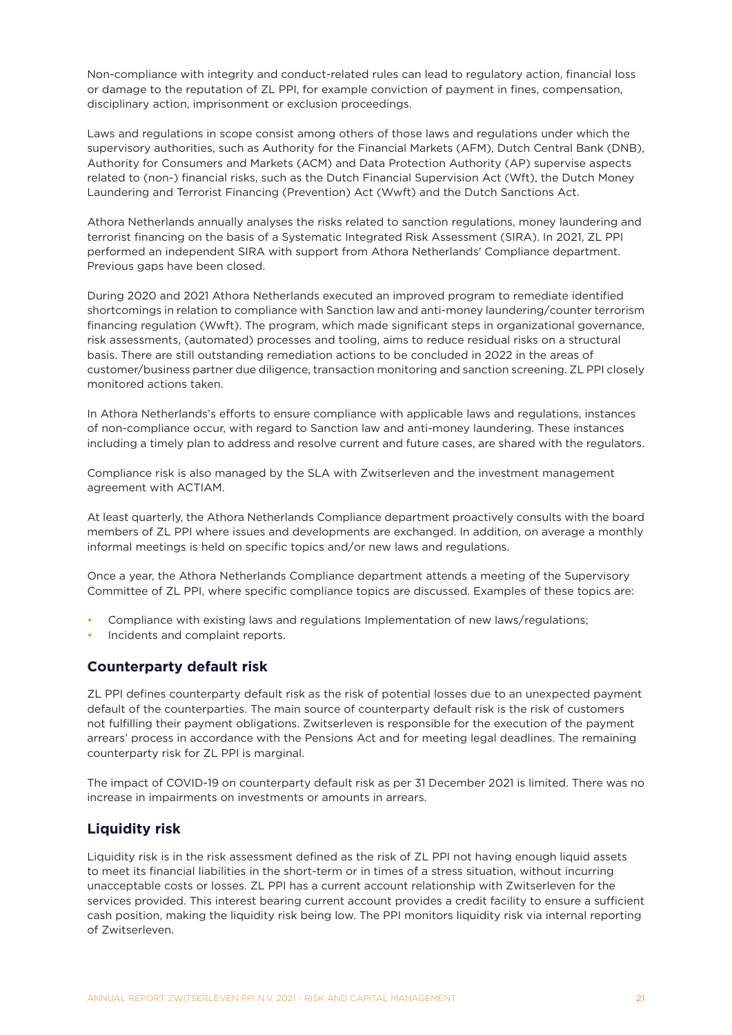Non-compliance with integrity and conduct-related rules can lead to regulatory action, financial loss or damage to the reputation of ZL PPI, for example conviction of payment in fines, compensation, disciplinary action, imprisonment or exclusion proceedings.

Laws and regulations in scope consist among others of those laws and regulations under which the supervisory authorities, such as Authority for the Financial Markets (AFM), Dutch Central Bank (DNB), Authority for Consumers and Markets (ACM) and Data Protection Authority (AP) supervise aspects related to (non-) financial risks, such as the Dutch Financial Supervision Act (Wft), the Dutch Money Laundering and Terrorist Financing (Prevention) Act (Wwft) and the Dutch Sanctions Act.

Athora Netherlands annually analyses the risks related to sanction regulations, money laundering and terrorist financing on the basis of a Systematic Integrated Risk Assessment (SIRA). In 2021, ZL PPI performed an independent SIRA with support from Athora Netherlands' Compliance department. Previous gaps have been closed.

During 2020 and 2021 Athora Netherlands executed an improved program to remediate identified shortcomings in relation to compliance with Sanction law and anti-money laundering/counter terrorism financing regulation (Wwft). The program, which made significant steps in organizational governance, risk assessments, (automated) processes and tooling, aims to reduce residual risks on a structural basis. There are still outstanding remediation actions to be concluded in 2022 in the areas of customer/business partner due diligence, transaction monitoring and sanction screening. ZL PPI closely monitored actions taken.

In Athora Netherlands's efforts to ensure compliance with applicable laws and regulations, instances of non-compliance occur, with regard to Sanction law and anti-money laundering. These instances including a timely plan to address and resolve current and future cases, are shared with the regulators.

Compliance risk is also managed by the SLA with Zwitserleven and the investment management agreement with ACTIAM.

At least quarterly, the Athora Netherlands Compliance department proactively consults with the board members of ZL PPI where issues and developments are exchanged. In addition, on average a monthly informal meetings is held on specific topics and/or new laws and regulations.

Once a year, the Athora Netherlands Compliance department attends a meeting of the Supervisory Committee of ZL PPI, where specific compliance topics are discussed. Examples of these topics are:

- Compliance with existing laws and regulations Implementation of new laws/regulations;
- Incidents and complaint reports.

## Counterparty default risk

ZL PPI defines counterparty default risk as the risk of potential losses due to an unexpected payment default of the counterparties. The main source of counterparty default risk is the risk of customers not fulfilling their payment obligations. Zwitserleven is responsible for the execution of the payment arrears' process in accordance with the Pensions Act and for meeting legal deadlines. The remaining counterparty risk for ZL PPI is marginal.

The impact of COVID-19 on counterparty default risk as per 31 December 2021 is limited. There was no increase in impairments on investments or amounts in arrears.

## Liquidity risk

Liquidity risk is in the risk assessment defined as the risk of ZL PPI not having enough liquid assets to meet its financial liabilities in the short-term or in times of a stress situation, without incurring unacceptable costs or losses. ZL PPI has a current account relationship with Zwitserleven for the services provided. This interest bearing current account provides a credit facility to ensure a sufficient cash position, making the liquidity risk being low. The PPI monitors liquidity risk via internal reporting of Zwitserleven.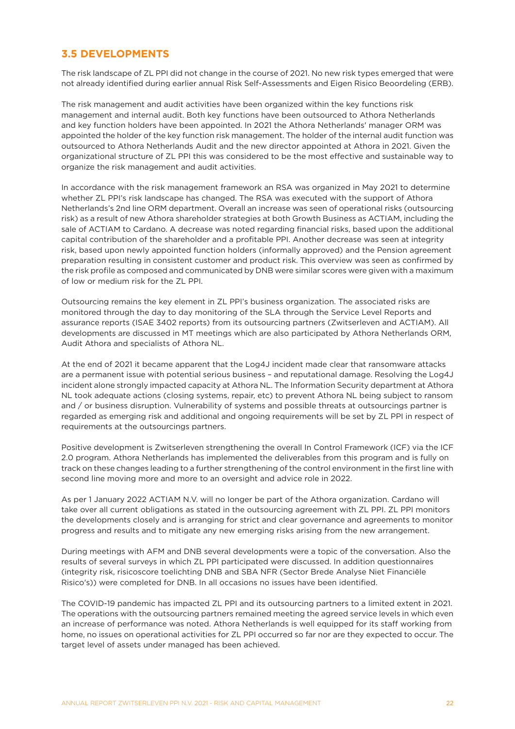## 3.5 DEVELOPMENTS

The risk landscape of ZL PPI did not change in the course of 2021. No new risk types emerged that were not already identified during earlier annual Risk Self-Assessments and Eigen Risico Beoordeling (ERB).

The risk management and audit activities have been organized within the key functions risk management and internal audit. Both key functions have been outsourced to Athora Netherlands and key function holders have been appointed. In 2021 the Athora Netherlands' manager ORM was appointed the holder of the key function risk management. The holder of the internal audit function was outsourced to Athora Netherlands Audit and the new director appointed at Athora in 2021. Given the organizational structure of ZL PPI this was considered to be the most effective and sustainable way to organize the risk management and audit activities.

In accordance with the risk management framework an RSA was organized in May 2021 to determine whether ZL PPI's risk landscape has changed. The RSA was executed with the support of Athora Netherlands's 2nd line ORM department. Overall an increase was seen of operational risks (outsourcing risk) as a result of new Athora shareholder strategies at both Growth Business as ACTIAM, including the sale of ACTIAM to Cardano. A decrease was noted regarding financial risks, based upon the additional capital contribution of the shareholder and a profitable PPI. Another decrease was seen at integrity risk, based upon newly appointed function holders (informally approved) and the Pension agreement preparation resulting in consistent customer and product risk. This overview was seen as confirmed by the risk profile as composed and communicated by DNB were similar scores were given with a maximum of low or medium risk for the ZL PPI.

Outsourcing remains the key element in ZL PPI's business organization. The associated risks are monitored through the day to day monitoring of the SLA through the Service Level Reports and assurance reports (ISAE 3402 reports) from its outsourcing partners (Zwitserleven and ACTIAM). All developments are discussed in MT meetings which are also participated by Athora Netherlands ORM, Audit Athora and specialists of Athora NL.

At the end of 2021 it became apparent that the Log4J incident made clear that ransomware attacks are a permanent issue with potential serious business – and reputational damage. Resolving the Log4J incident alone strongly impacted capacity at Athora NL. The Information Security department at Athora NL took adequate actions (closing systems, repair, etc) to prevent Athora NL being subject to ransom and / or business disruption. Vulnerability of systems and possible threats at outsourcings partner is regarded as emerging risk and additional and ongoing requirements will be set by ZL PPI in respect of requirements at the outsourcings partners.

Positive development is Zwitserleven strengthening the overall In Control Framework (ICF) via the ICF 2.0 program. Athora Netherlands has implemented the deliverables from this program and is fully on track on these changes leading to a further strengthening of the control environment in the first line with second line moving more and more to an oversight and advice role in 2022.

As per 1 January 2022 ACTIAM N.V. will no longer be part of the Athora organization. Cardano will take over all current obligations as stated in the outsourcing agreement with ZL PPI. ZL PPI monitors the developments closely and is arranging for strict and clear governance and agreements to monitor progress and results and to mitigate any new emerging risks arising from the new arrangement.

During meetings with AFM and DNB several developments were a topic of the conversation. Also the results of several surveys in which ZL PPI participated were discussed. In addition questionnaires (integrity risk, risicoscore toelichting DNB and SBA NFR (Sector Brede Analyse Niet Financiële Risico's)) were completed for DNB. In all occasions no issues have been identified.

The COVID-19 pandemic has impacted ZL PPI and its outsourcing partners to a limited extent in 2021. The operations with the outsourcing partners remained meeting the agreed service levels in which even an increase of performance was noted. Athora Netherlands is well equipped for its staff working from home, no issues on operational activities for ZL PPI occurred so far nor are they expected to occur. The target level of assets under managed has been achieved.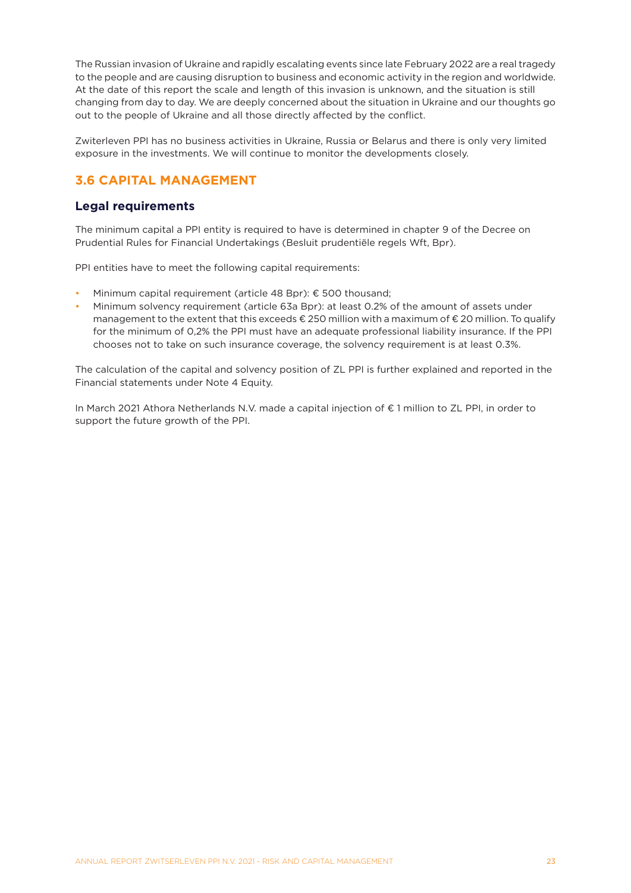The Russian invasion of Ukraine and rapidly escalating events since late February 2022 are a real tragedy to the people and are causing disruption to business and economic activity in the region and worldwide. At the date of this report the scale and length of this invasion is unknown, and the situation is still changing from day to day. We are deeply concerned about the situation in Ukraine and our thoughts go out to the people of Ukraine and all those directly affected by the conflict.

Zwiterleven PPI has no business activities in Ukraine, Russia or Belarus and there is only very limited exposure in the investments. We will continue to monitor the developments closely.

## 3.6 CAPITAL MANAGEMENT

### Legal requirements

The minimum capital a PPI entity is required to have is determined in chapter 9 of the Decree on Prudential Rules for Financial Undertakings (Besluit prudentiële regels Wft, Bpr).

PPI entities have to meet the following capital requirements:

- Minimum capital requirement (article 48 Bpr): € 500 thousand;
- Minimum solvency requirement (article 63a Bpr): at least 0.2% of the amount of assets under management to the extent that this exceeds € 250 million with a maximum of € 20 million. To qualify for the minimum of 0,2% the PPI must have an adequate professional liability insurance. If the PPI chooses not to take on such insurance coverage, the solvency requirement is at least 0.3%.

The calculation of the capital and solvency position of ZL PPI is further explained and reported in the Financial statements under Note 4 Equity.

In March 2021 Athora Netherlands N.V. made a capital injection of € 1 million to ZL PPI, in order to support the future growth of the PPI.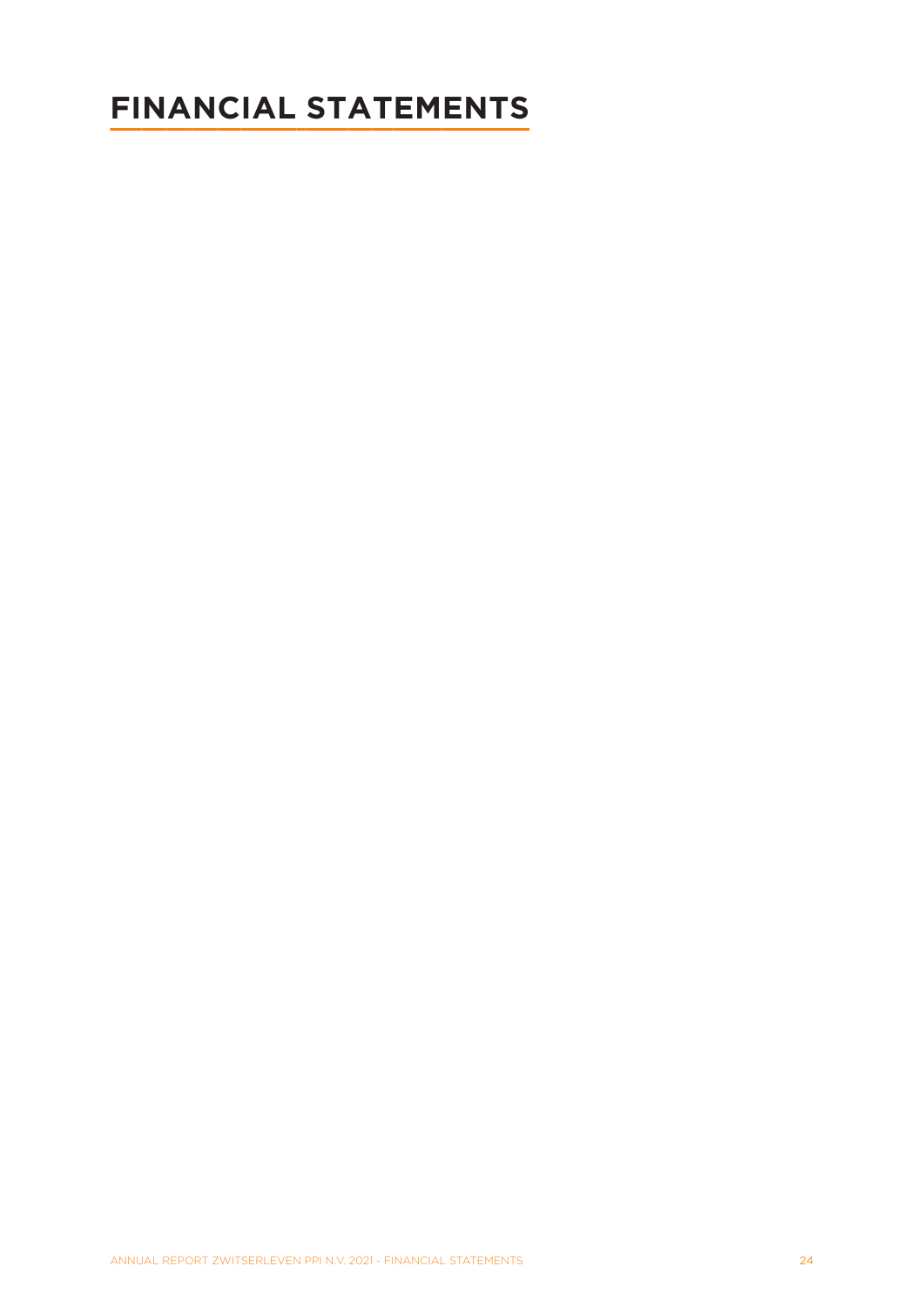# FINANCIAL STATEMENTS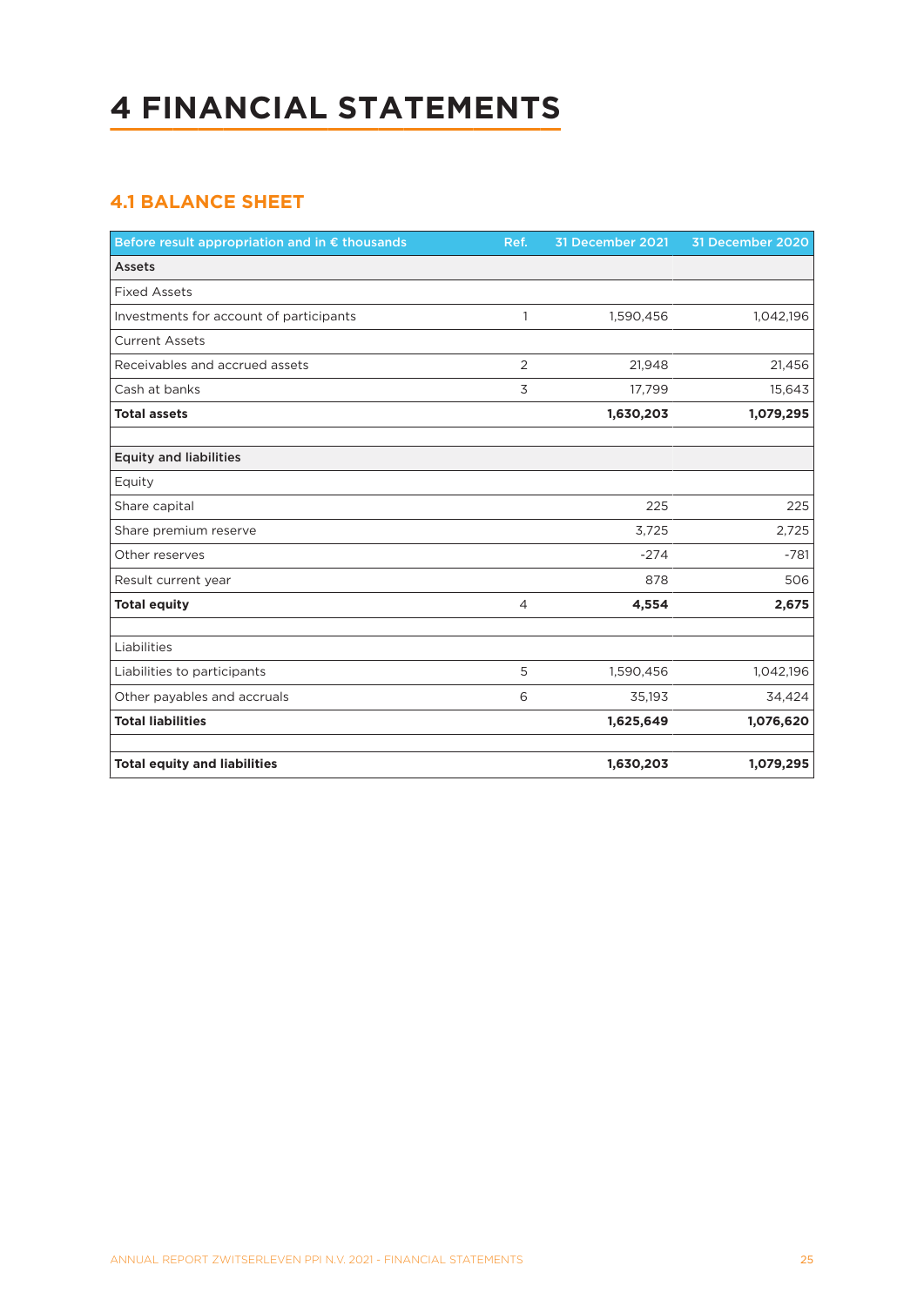# 4 FINANCIAL STATEMENTS

## 4.1 BALANCE SHEET

| Before result appropriation and in € thousands | Ref. | 31 December 2021 | 31 December 2020 |
|---|---|---|---|
| **Assets** | | | |
| Fixed Assets | | | |
| Investments for account of participants | 1 | 1,590,456 | 1,042,196 |
| Current Assets | | | |
| Receivables and accrued assets | 2 | 21,948 | 21,456 |
| Cash at banks | 3 | 17,799 | 15,643 |
| **Total assets** | | **1,630,203** | **1,079,295** |
| | | | |
| **Equity and liabilities** | | | |
| Equity | | | |
| Share capital | | 225 | 225 |
| Share premium reserve | | 3,725 | 2,725 |
| Other reserves | | -274 | -781 |
| Result current year | | 878 | 506 |
| **Total equity** | 4 | **4,554** | **2,675** |
| | | | |
| Liabilities | | | |
| Liabilities to participants | 5 | 1,590,456 | 1,042,196 |
| Other payables and accruals | 6 | 35,193 | 34,424 |
| **Total liabilities** | | **1,625,649** | **1,076,620** |
| | | | |
| **Total equity and liabilities** | | **1,630,203** | **1,079,295** |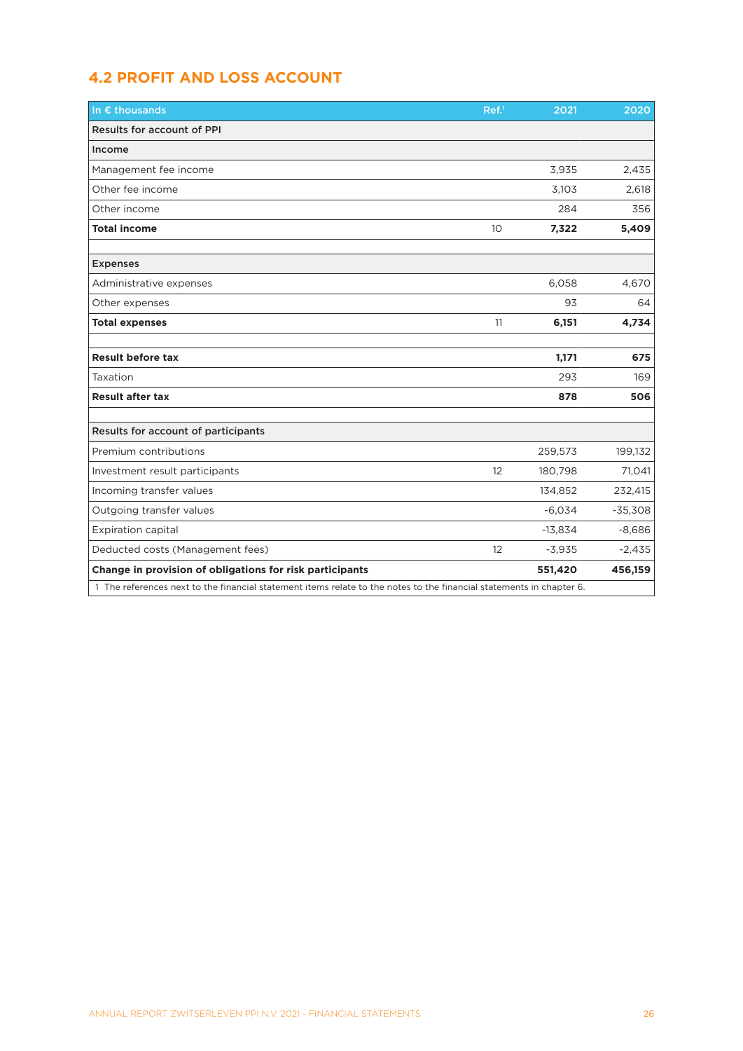## 4.2 PROFIT AND LOSS ACCOUNT

| In € thousands | Ref.[1] | 2021 | 2020 |
|---|---|---|---|
| **Results for account of PPI** | | | |
| **Income** | | | |
| Management fee income | | 3,935 | 2,435 |
| Other fee income | | 3,103 | 2,618 |
| Other income | | 284 | 356 |
| **Total income** | 10 | **7,322** | **5,409** |
| | | | |
| **Expenses** | | | |
| Administrative expenses | | 6,058 | 4,670 |
| Other expenses | | 93 | 64 |
| **Total expenses** | 11 | **6,151** | **4,734** |
| | | | |
| **Result before tax** | | **1,171** | **675** |
| Taxation | | 293 | 169 |
| **Result after tax** | | **878** | **506** |
| | | | |
| **Results for account of participants** | | | |
| Premium contributions | | 259,573 | 199,132 |
| Investment result participants | 12 | 180,798 | 71,041 |
| Incoming transfer values | | 134,852 | 232,415 |
| Outgoing transfer values | | -6,034 | -35,308 |
| Expiration capital | | -13,834 | -8,686 |
| Deducted costs (Management fees) | 12 | -3,935 | -2,435 |
| **Change in provision of obligations for risk participants** | | **551,420** | **456,159** |

1 The references next to the financial statement items relate to the notes to the financial statements in chapter 6.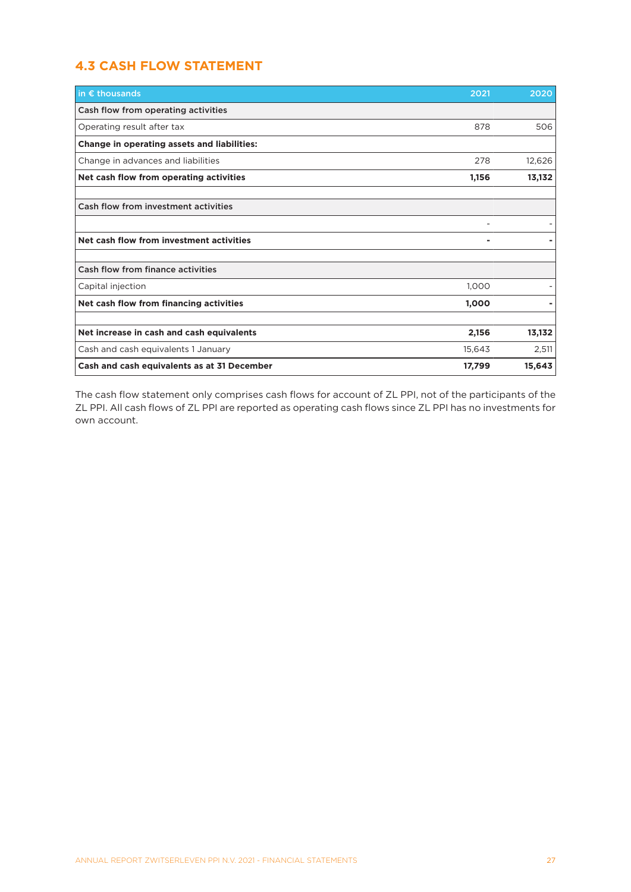## 4.3 CASH FLOW STATEMENT

| in € thousands | 2021 | 2020 |
|---|---|---|
| Cash flow from operating activities | | |
| Operating result after tax | 878 | 506 |
| **Change in operating assets and liabilities:** | | |
| Change in advances and liabilities | 278 | 12,626 |
| **Net cash flow from operating activities** | **1,156** | **13,132** |
| | | |
| Cash flow from investment activities | | |
| | - | - |
| **Net cash flow from investment activities** | **-** | **-** |
| | | |
| Cash flow from finance activities | | |
| Capital injection | 1,000 | - |
| **Net cash flow from financing activities** | **1,000** | **-** |
| | | |
| **Net increase in cash and cash equivalents** | **2,156** | **13,132** |
| Cash and cash equivalents 1 January | 15,643 | 2,511 |
| **Cash and cash equivalents as at 31 December** | **17,799** | **15,643** |

The cash flow statement only comprises cash flows for account of ZL PPI, not of the participants of the ZL PPI. All cash flows of ZL PPI are reported as operating cash flows since ZL PPI has no investments for own account.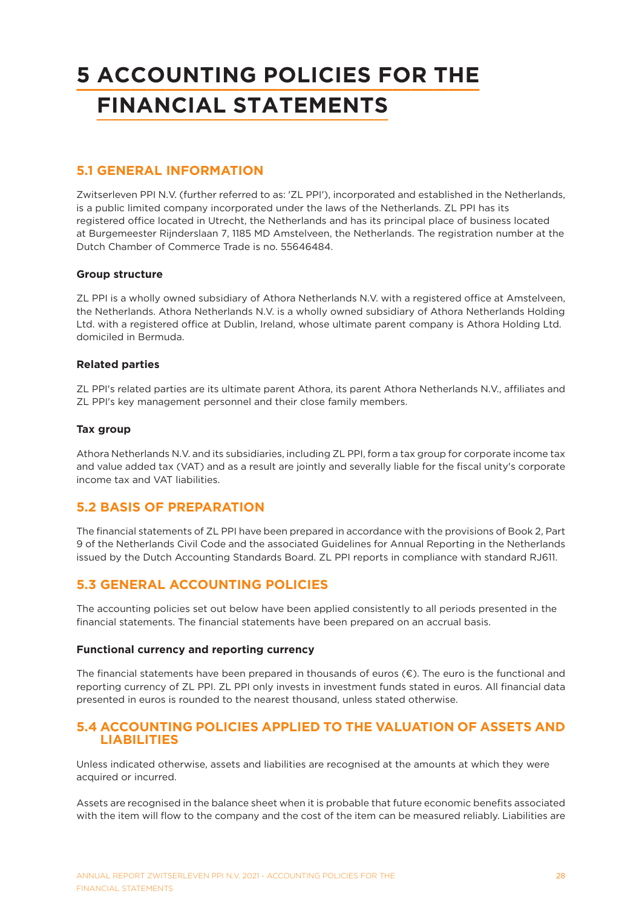# 5 ACCOUNTING POLICIES FOR THE FINANCIAL STATEMENTS

## 5.1 GENERAL INFORMATION

Zwitserleven PPI N.V. (further referred to as: 'ZL PPI'), incorporated and established in the Netherlands, is a public limited company incorporated under the laws of the Netherlands. ZL PPI has its registered office located in Utrecht, the Netherlands and has its principal place of business located at Burgemeester Rijnderslaan 7, 1185 MD Amstelveen, the Netherlands. The registration number at the Dutch Chamber of Commerce Trade is no. 55646484.

**Group structure**

ZL PPI is a wholly owned subsidiary of Athora Netherlands N.V. with a registered office at Amstelveen, the Netherlands. Athora Netherlands N.V. is a wholly owned subsidiary of Athora Netherlands Holding Ltd. with a registered office at Dublin, Ireland, whose ultimate parent company is Athora Holding Ltd. domiciled in Bermuda.

**Related parties**

ZL PPI's related parties are its ultimate parent Athora, its parent Athora Netherlands N.V., affiliates and ZL PPI's key management personnel and their close family members.

**Tax group**

Athora Netherlands N.V. and its subsidiaries, including ZL PPI, form a tax group for corporate income tax and value added tax (VAT) and as a result are jointly and severally liable for the fiscal unity's corporate income tax and VAT liabilities.

## 5.2 BASIS OF PREPARATION

The financial statements of ZL PPI have been prepared in accordance with the provisions of Book 2, Part 9 of the Netherlands Civil Code and the associated Guidelines for Annual Reporting in the Netherlands issued by the Dutch Accounting Standards Board. ZL PPI reports in compliance with standard RJ611.

## 5.3 GENERAL ACCOUNTING POLICIES

The accounting policies set out below have been applied consistently to all periods presented in the financial statements. The financial statements have been prepared on an accrual basis.

**Functional currency and reporting currency**

The financial statements have been prepared in thousands of euros (€). The euro is the functional and reporting currency of ZL PPI. ZL PPI only invests in investment funds stated in euros. All financial data presented in euros is rounded to the nearest thousand, unless stated otherwise.

## 5.4 ACCOUNTING POLICIES APPLIED TO THE VALUATION OF ASSETS AND LIABILITIES

Unless indicated otherwise, assets and liabilities are recognised at the amounts at which they were acquired or incurred.

Assets are recognised in the balance sheet when it is probable that future economic benefits associated with the item will flow to the company and the cost of the item can be measured reliably. Liabilities are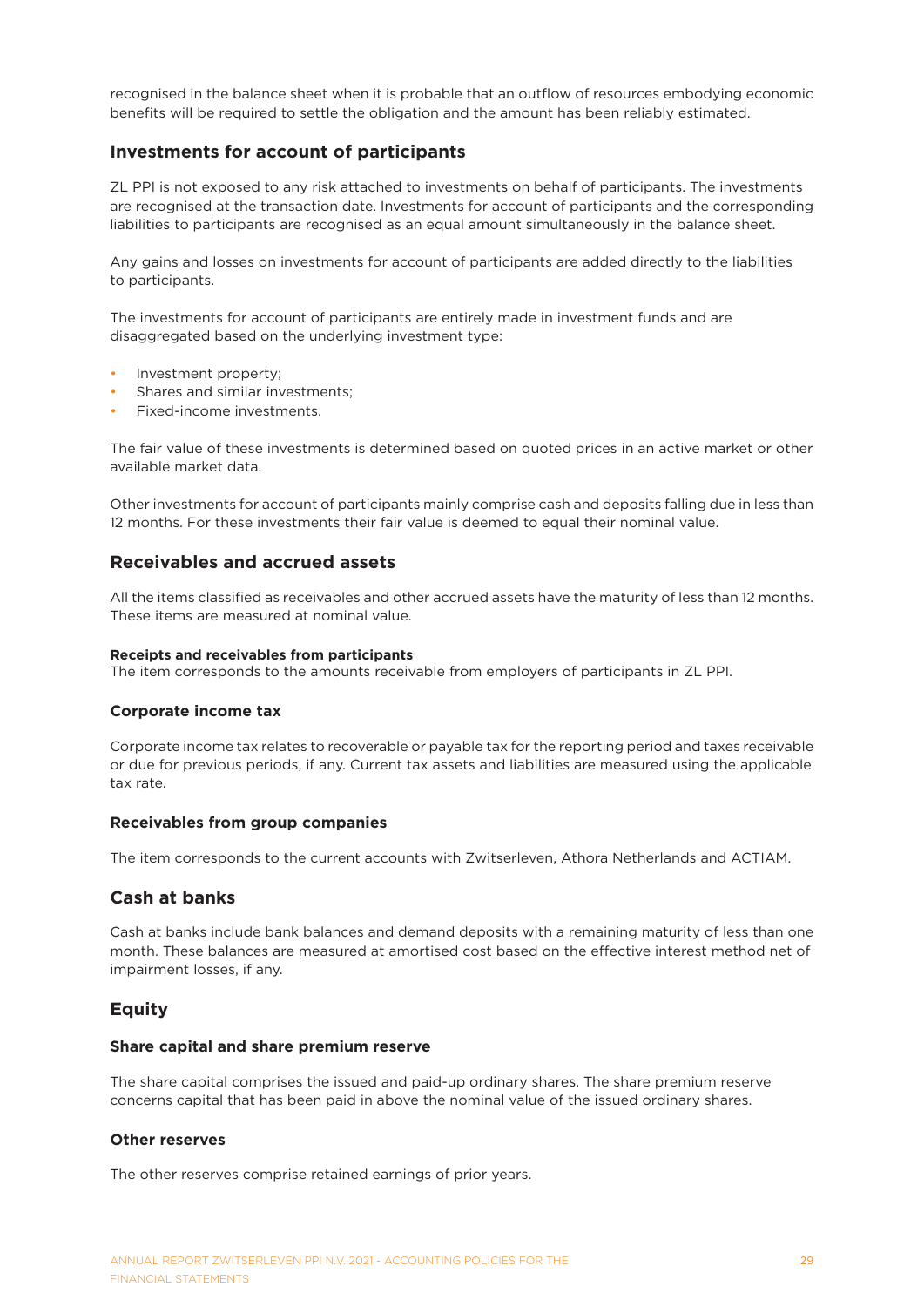recognised in the balance sheet when it is probable that an outflow of resources embodying economic benefits will be required to settle the obligation and the amount has been reliably estimated.

## Investments for account of participants

ZL PPI is not exposed to any risk attached to investments on behalf of participants. The investments are recognised at the transaction date. Investments for account of participants and the corresponding liabilities to participants are recognised as an equal amount simultaneously in the balance sheet.

Any gains and losses on investments for account of participants are added directly to the liabilities to participants.

The investments for account of participants are entirely made in investment funds and are disaggregated based on the underlying investment type:

- Investment property;
- Shares and similar investments;
- Fixed-income investments.

The fair value of these investments is determined based on quoted prices in an active market or other available market data.

Other investments for account of participants mainly comprise cash and deposits falling due in less than 12 months. For these investments their fair value is deemed to equal their nominal value.

## Receivables and accrued assets

All the items classified as receivables and other accrued assets have the maturity of less than 12 months. These items are measured at nominal value.

**Receipts and receivables from participants**
The item corresponds to the amounts receivable from employers of participants in ZL PPI.

### Corporate income tax

Corporate income tax relates to recoverable or payable tax for the reporting period and taxes receivable or due for previous periods, if any. Current tax assets and liabilities are measured using the applicable tax rate.

### Receivables from group companies

The item corresponds to the current accounts with Zwitserleven, Athora Netherlands and ACTIAM.

## Cash at banks

Cash at banks include bank balances and demand deposits with a remaining maturity of less than one month. These balances are measured at amortised cost based on the effective interest method net of impairment losses, if any.

## Equity

### Share capital and share premium reserve

The share capital comprises the issued and paid-up ordinary shares. The share premium reserve concerns capital that has been paid in above the nominal value of the issued ordinary shares.

### Other reserves

The other reserves comprise retained earnings of prior years.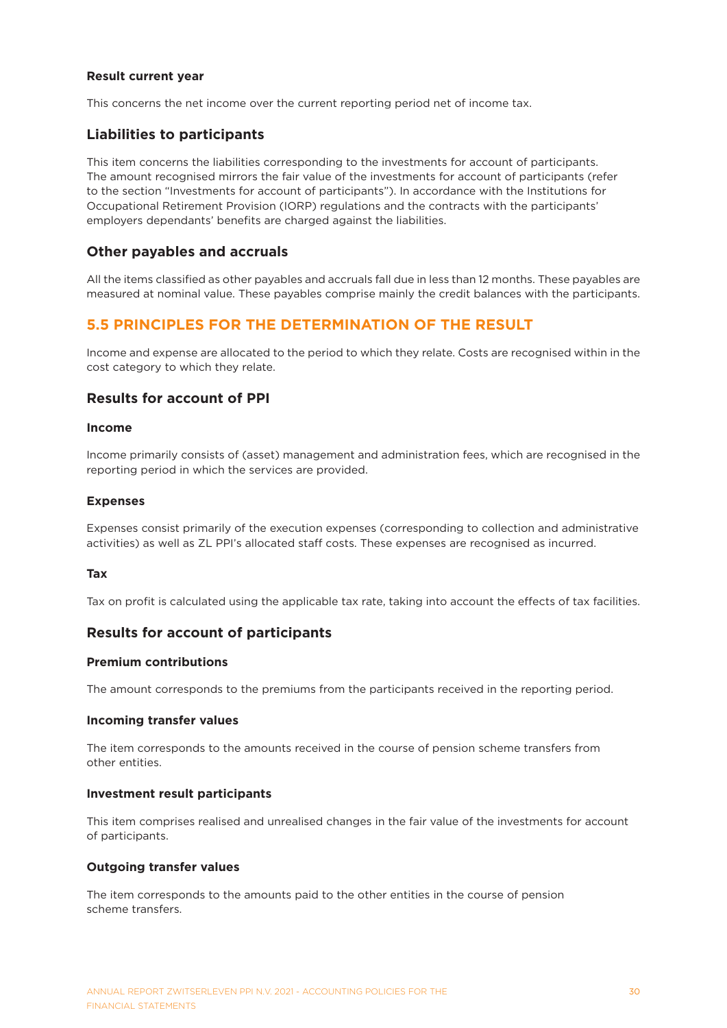#### Result current year

This concerns the net income over the current reporting period net of income tax.

### Liabilities to participants

This item concerns the liabilities corresponding to the investments for account of participants. The amount recognised mirrors the fair value of the investments for account of participants (refer to the section "Investments for account of participants"). In accordance with the Institutions for Occupational Retirement Provision (IORP) regulations and the contracts with the participants' employers dependants' benefits are charged against the liabilities.

### Other payables and accruals

All the items classified as other payables and accruals fall due in less than 12 months. These payables are measured at nominal value. These payables comprise mainly the credit balances with the participants.

## 5.5 PRINCIPLES FOR THE DETERMINATION OF THE RESULT

Income and expense are allocated to the period to which they relate. Costs are recognised within in the cost category to which they relate.

### Results for account of PPI

#### Income

Income primarily consists of (asset) management and administration fees, which are recognised in the reporting period in which the services are provided.

#### Expenses

Expenses consist primarily of the execution expenses (corresponding to collection and administrative activities) as well as ZL PPI's allocated staff costs. These expenses are recognised as incurred.

#### Tax

Tax on profit is calculated using the applicable tax rate, taking into account the effects of tax facilities.

### Results for account of participants

#### Premium contributions

The amount corresponds to the premiums from the participants received in the reporting period.

#### Incoming transfer values

The item corresponds to the amounts received in the course of pension scheme transfers from other entities.

#### Investment result participants

This item comprises realised and unrealised changes in the fair value of the investments for account of participants.

#### Outgoing transfer values

The item corresponds to the amounts paid to the other entities in the course of pension scheme transfers.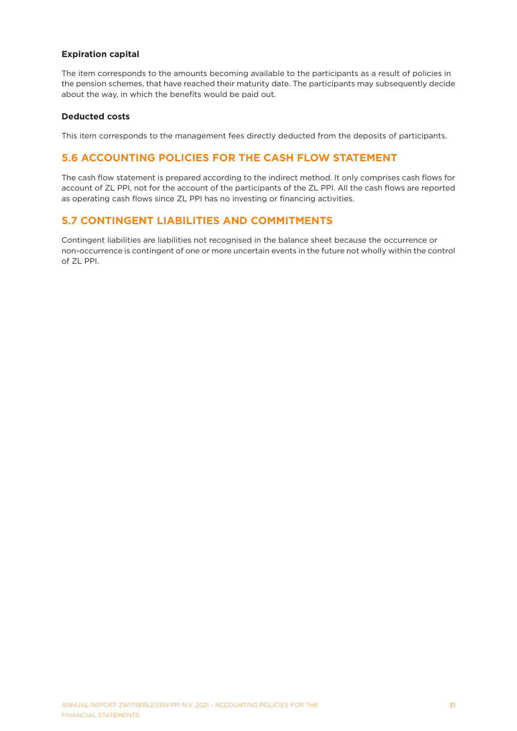**Expiration capital**

The item corresponds to the amounts becoming available to the participants as a result of policies in the pension schemes, that have reached their maturity date. The participants may subsequently decide about the way, in which the benefits would be paid out.

**Deducted costs**

This item corresponds to the management fees directly deducted from the deposits of participants.

## 5.6 ACCOUNTING POLICIES FOR THE CASH FLOW STATEMENT

The cash flow statement is prepared according to the indirect method. It only comprises cash flows for account of ZL PPI, not for the account of the participants of the ZL PPI. All the cash flows are reported as operating cash flows since ZL PPI has no investing or financing activities.

## 5.7 CONTINGENT LIABILITIES AND COMMITMENTS

Contingent liabilities are liabilities not recognised in the balance sheet because the occurrence or non-occurrence is contingent of one or more uncertain events in the future not wholly within the control of ZL PPI.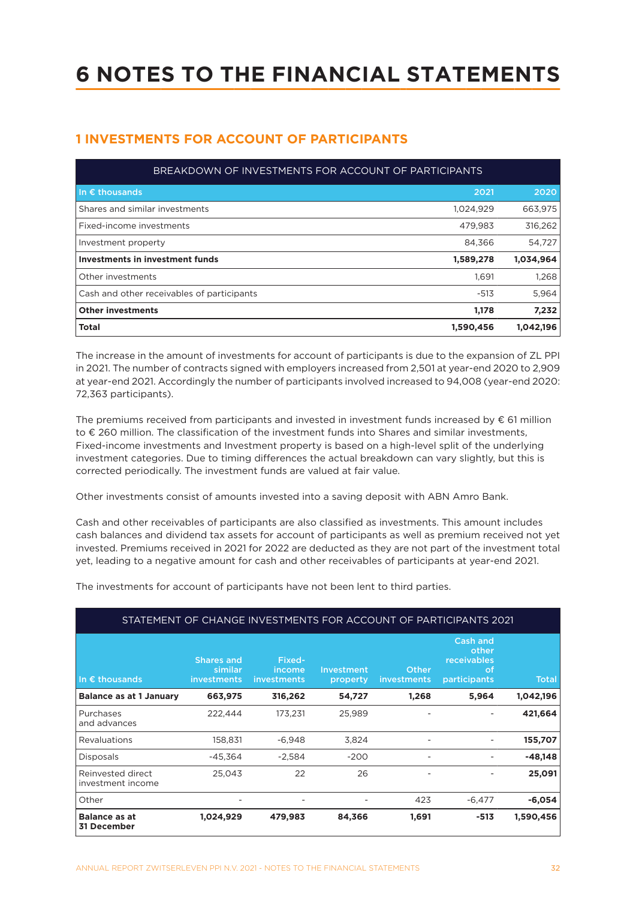# 6 NOTES TO THE FINANCIAL STATEMENTS

## 1 INVESTMENTS FOR ACCOUNT OF PARTICIPANTS

| BREAKDOWN OF INVESTMENTS FOR ACCOUNT OF PARTICIPANTS | | |
|---|---|---|
| In € thousands | 2021 | 2020 |
| Shares and similar investments | 1,024,929 | 663,975 |
| Fixed-income investments | 479,983 | 316,262 |
| Investment property | 84,366 | 54,727 |
| **Investments in investment funds** | **1,589,278** | **1,034,964** |
| Other investments | 1,691 | 1,268 |
| Cash and other receivables of participants | -513 | 5,964 |
| **Other investments** | **1,178** | **7,232** |
| **Total** | **1,590,456** | **1,042,196** |

The increase in the amount of investments for account of participants is due to the expansion of ZL PPI in 2021. The number of contracts signed with employers increased from 2,501 at year-end 2020 to 2,909 at year-end 2021. Accordingly the number of participants involved increased to 94,008 (year-end 2020: 72,363 participants).

The premiums received from participants and invested in investment funds increased by € 61 million to € 260 million. The classification of the investment funds into Shares and similar investments, Fixed-income investments and Investment property is based on a high-level split of the underlying investment categories. Due to timing differences the actual breakdown can vary slightly, but this is corrected periodically. The investment funds are valued at fair value.

Other investments consist of amounts invested into a saving deposit with ABN Amro Bank.

Cash and other receivables of participants are also classified as investments. This amount includes cash balances and dividend tax assets for account of participants as well as premium received not yet invested. Premiums received in 2021 for 2022 are deducted as they are not part of the investment total yet, leading to a negative amount for cash and other receivables of participants at year-end 2021.

The investments for account of participants have not been lent to third parties.

| STATEMENT OF CHANGE INVESTMENTS FOR ACCOUNT OF PARTICIPANTS 2021 | | | | | | |
|---|---|---|---|---|---|---|
| In € thousands | Shares and similar investments | Fixed-income investments | Investment property | Other investments | Cash and other receivables of participants | Total |
| **Balance as at 1 January** | **663,975** | **316,262** | **54,727** | **1,268** | **5,964** | **1,042,196** |
| Purchases and advances | 222,444 | 173,231 | 25,989 | - | - | **421,664** |
| Revaluations | 158,831 | -6,948 | 3,824 | - | - | **155,707** |
| Disposals | -45,364 | -2,584 | -200 | - | - | **-48,148** |
| Reinvested direct investment income | 25,043 | 22 | 26 | - | - | **25,091** |
| Other | - | - | - | 423 | -6,477 | **-6,054** |
| **Balance as at 31 December** | **1,024,929** | **479,983** | **84,366** | **1,691** | **-513** | **1,590,456** |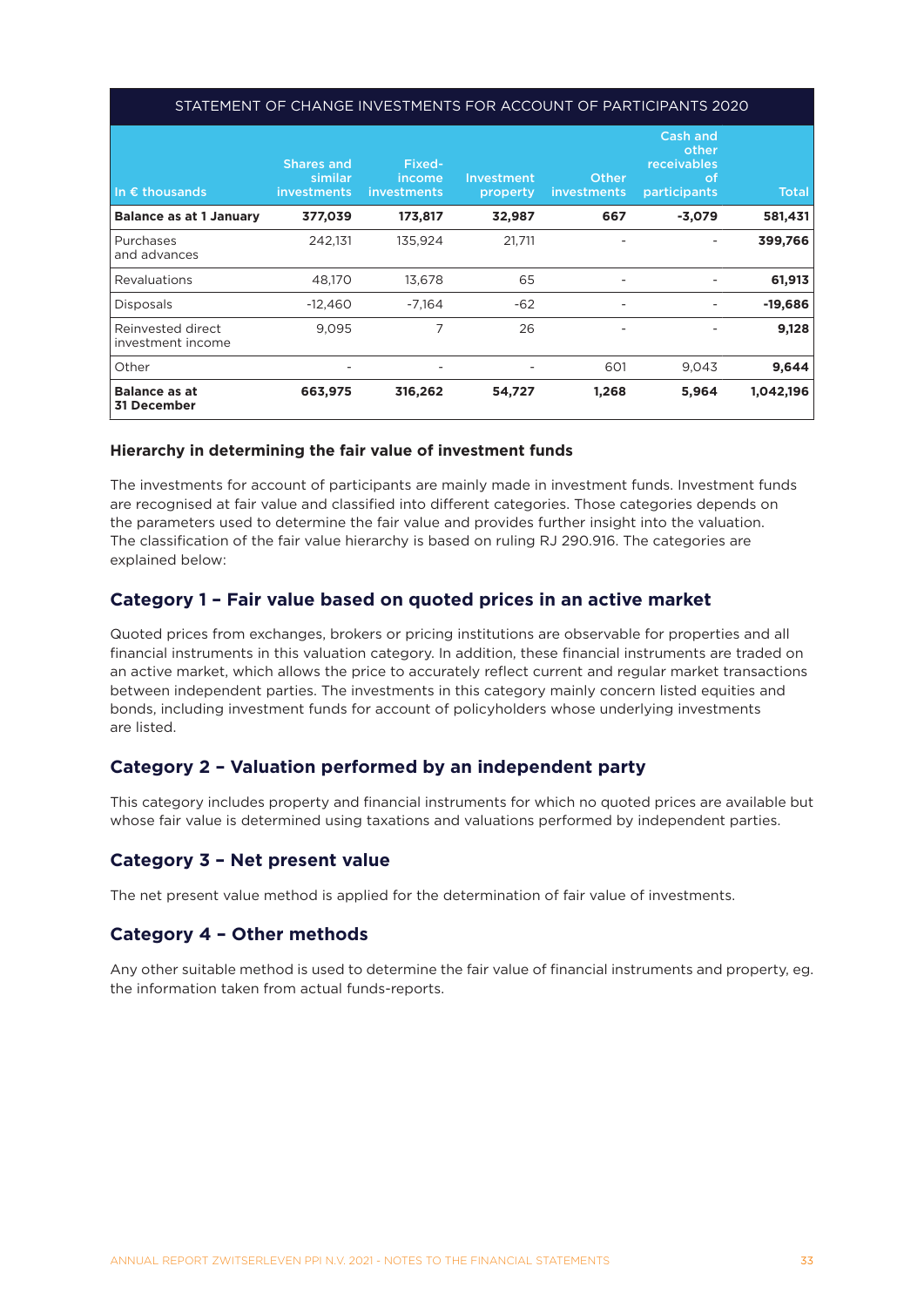| STATEMENT OF CHANGE INVESTMENTS FOR ACCOUNT OF PARTICIPANTS 2020 | | | | | | |
|---|---|---|---|---|---|---|
| In € thousands | Shares and similar investments | Fixed-income investments | Investment property | Other investments | Cash and other receivables of participants | Total |
| **Balance as at 1 January** | **377,039** | **173,817** | **32,987** | **667** | **-3,079** | **581,431** |
| Purchases and advances | 242,131 | 135,924 | 21,711 | - | - | **399,766** |
| Revaluations | 48,170 | 13,678 | 65 | - | - | **61,913** |
| Disposals | -12,460 | -7,164 | -62 | - | - | **-19,686** |
| Reinvested direct investment income | 9,095 | 7 | 26 | - | - | **9,128** |
| Other | - | - | - | 601 | 9,043 | **9,644** |
| **Balance as at 31 December** | **663,975** | **316,262** | **54,727** | **1,268** | **5,964** | **1,042,196** |

### Hierarchy in determining the fair value of investment funds

The investments for account of participants are mainly made in investment funds. Investment funds are recognised at fair value and classified into different categories. Those categories depends on the parameters used to determine the fair value and provides further insight into the valuation. The classification of the fair value hierarchy is based on ruling RJ 290.916. The categories are explained below:

## Category 1 – Fair value based on quoted prices in an active market

Quoted prices from exchanges, brokers or pricing institutions are observable for properties and all financial instruments in this valuation category. In addition, these financial instruments are traded on an active market, which allows the price to accurately reflect current and regular market transactions between independent parties. The investments in this category mainly concern listed equities and bonds, including investment funds for account of policyholders whose underlying investments are listed.

## Category 2 – Valuation performed by an independent party

This category includes property and financial instruments for which no quoted prices are available but whose fair value is determined using taxations and valuations performed by independent parties.

## Category 3 – Net present value

The net present value method is applied for the determination of fair value of investments.

## Category 4 – Other methods

Any other suitable method is used to determine the fair value of financial instruments and property, eg. the information taken from actual funds-reports.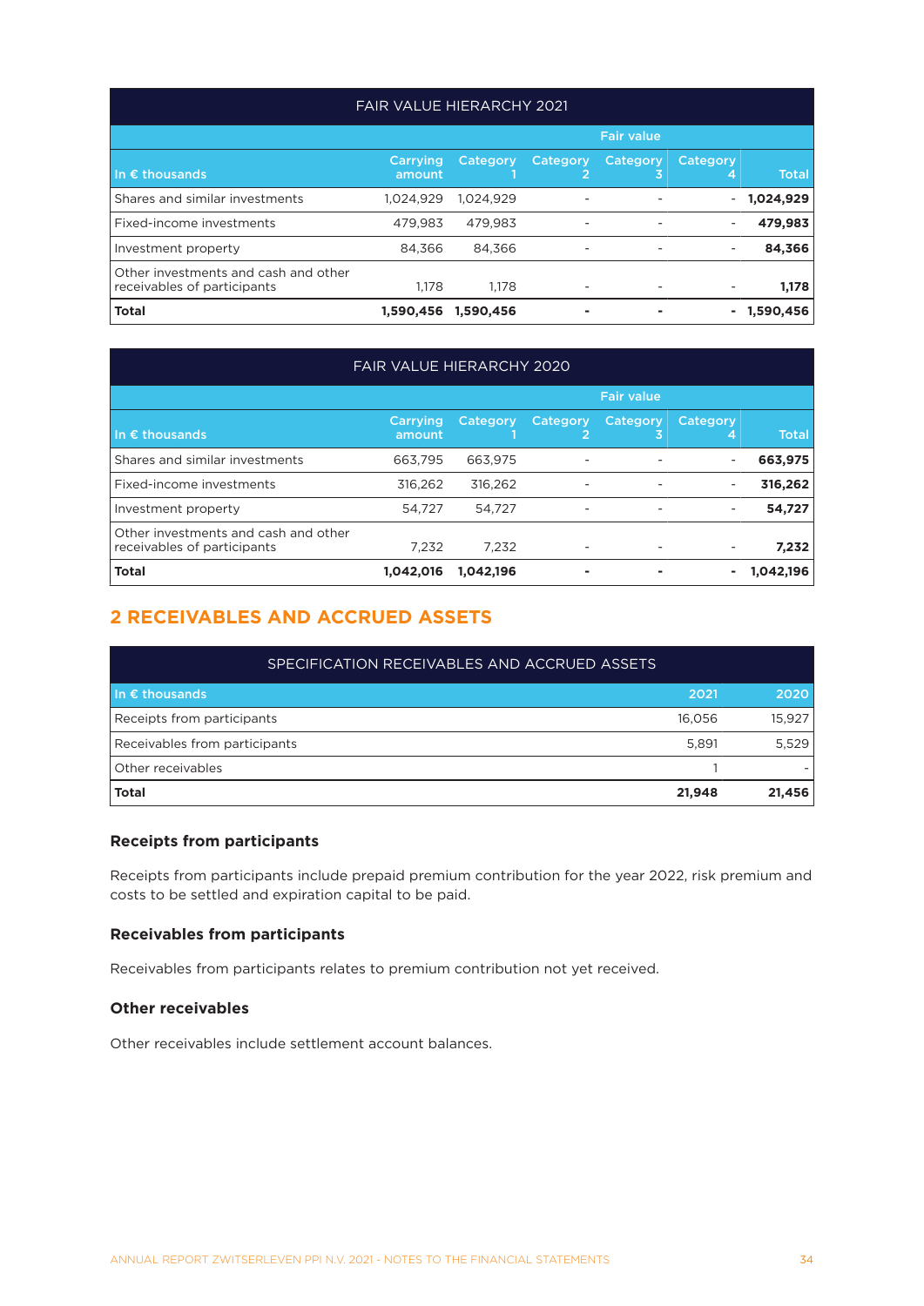| FAIR VALUE HIERARCHY 2021 | | | | | | |
|---|---|---|---|---|---|---|
| | | Fair value | | | | |
| In € thousands | Carrying amount | Category 1 | Category 2 | Category 3 | Category 4 | Total |
| Shares and similar investments | 1,024,929 | 1,024,929 | - | - | - | **1,024,929** |
| Fixed-income investments | 479,983 | 479,983 | - | - | - | **479,983** |
| Investment property | 84,366 | 84,366 | - | - | - | **84,366** |
| Other investments and cash and other receivables of participants | 1,178 | 1,178 | - | - | - | **1,178** |
| **Total** | **1,590,456** | **1,590,456** | **-** | **-** | **-** | **1,590,456** |

| FAIR VALUE HIERARCHY 2020 | | | | | | |
|---|---|---|---|---|---|---|
| | | Fair value | | | | |
| In € thousands | Carrying amount | Category 1 | Category 2 | Category 3 | Category 4 | Total |
| Shares and similar investments | 663,795 | 663,975 | - | - | - | **663,975** |
| Fixed-income investments | 316,262 | 316,262 | - | - | - | **316,262** |
| Investment property | 54,727 | 54,727 | - | - | - | **54,727** |
| Other investments and cash and other receivables of participants | 7,232 | 7,232 | - | - | - | **7,232** |
| **Total** | **1,042,016** | **1,042,196** | **-** | **-** | **-** | **1,042,196** |

## 2 RECEIVABLES AND ACCRUED ASSETS

| SPECIFICATION RECEIVABLES AND ACCRUED ASSETS | | |
|---|---|---|
| In € thousands | 2021 | 2020 |
| Receipts from participants | 16,056 | 15,927 |
| Receivables from participants | 5,891 | 5,529 |
| Other receivables | 1 | - |
| **Total** | **21,948** | **21,456** |

### Receipts from participants

Receipts from participants include prepaid premium contribution for the year 2022, risk premium and costs to be settled and expiration capital to be paid.

### Receivables from participants

Receivables from participants relates to premium contribution not yet received.

### Other receivables

Other receivables include settlement account balances.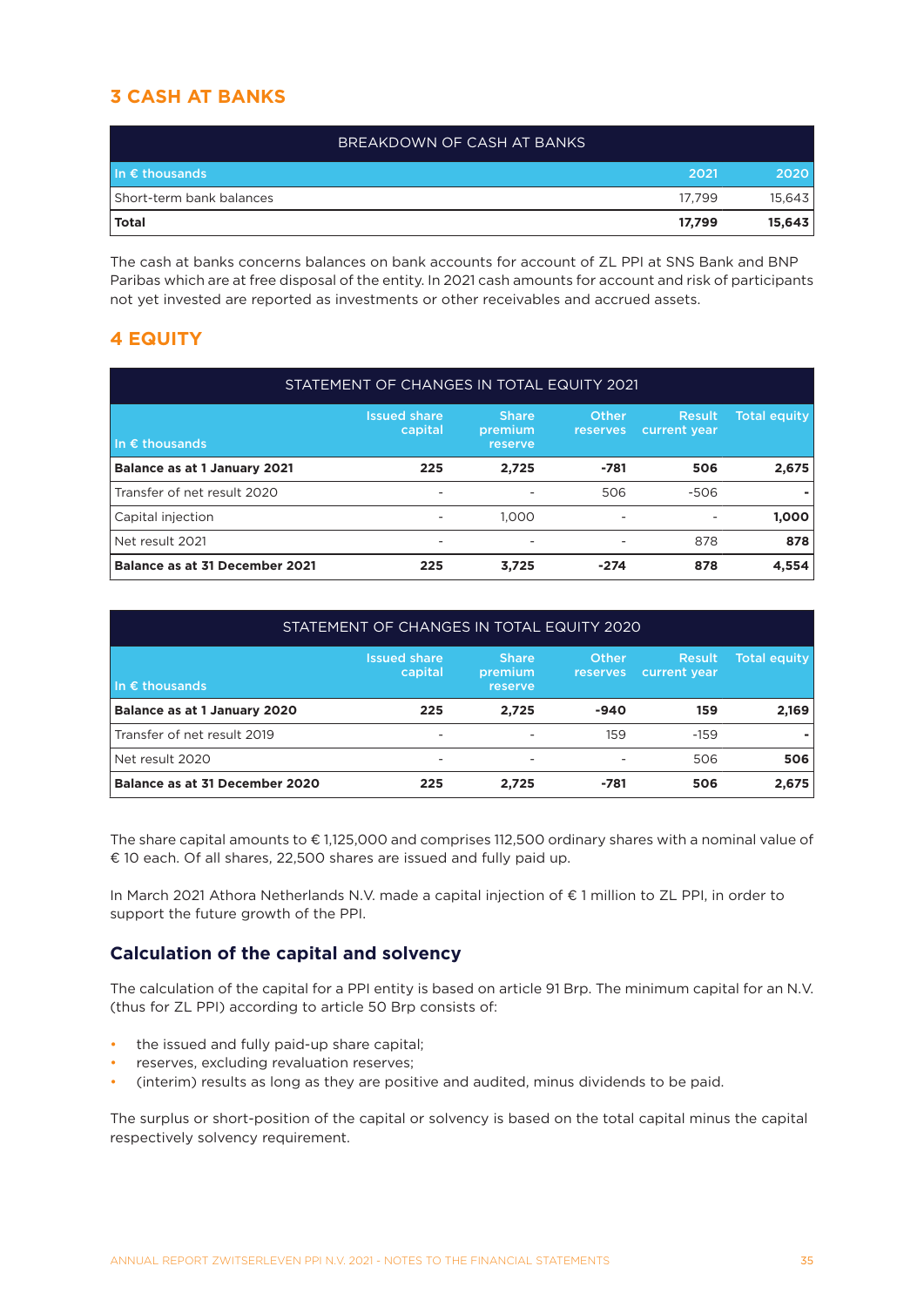## 3 CASH AT BANKS

| BREAKDOWN OF CASH AT BANKS | | |
|---|---|---|
| In € thousands | 2021 | 2020 |
| Short-term bank balances | 17,799 | 15,643 |
| **Total** | **17,799** | **15,643** |

The cash at banks concerns balances on bank accounts for account of ZL PPI at SNS Bank and BNP Paribas which are at free disposal of the entity. In 2021 cash amounts for account and risk of participants not yet invested are reported as investments or other receivables and accrued assets.

## 4 EQUITY

| STATEMENT OF CHANGES IN TOTAL EQUITY 2021 | | | | | |
|---|---|---|---|---|---|
| In € thousands | Issued share capital | Share premium reserve | Other reserves | Result current year | Total equity |
| **Balance as at 1 January 2021** | **225** | **2,725** | **-781** | **506** | **2,675** |
| Transfer of net result 2020 | - | - | 506 | -506 | **-** |
| Capital injection | - | 1,000 | - | - | **1,000** |
| Net result 2021 | - | - | - | 878 | **878** |
| **Balance as at 31 December 2021** | **225** | **3,725** | **-274** | **878** | **4,554** |

| STATEMENT OF CHANGES IN TOTAL EQUITY 2020 | | | | | |
|---|---|---|---|---|---|
| In € thousands | Issued share capital | Share premium reserve | Other reserves | Result current year | Total equity |
| **Balance as at 1 January 2020** | **225** | **2,725** | **-940** | **159** | **2,169** |
| Transfer of net result 2019 | - | - | 159 | -159 | **-** |
| Net result 2020 | - | - | - | 506 | **506** |
| **Balance as at 31 December 2020** | **225** | **2,725** | **-781** | **506** | **2,675** |

The share capital amounts to € 1,125,000 and comprises 112,500 ordinary shares with a nominal value of € 10 each. Of all shares, 22,500 shares are issued and fully paid up.

In March 2021 Athora Netherlands N.V. made a capital injection of € 1 million to ZL PPI, in order to support the future growth of the PPI.

### Calculation of the capital and solvency

The calculation of the capital for a PPI entity is based on article 91 Brp. The minimum capital for an N.V. (thus for ZL PPI) according to article 50 Brp consists of:

- the issued and fully paid-up share capital;
- reserves, excluding revaluation reserves;
- (interim) results as long as they are positive and audited, minus dividends to be paid.

The surplus or short-position of the capital or solvency is based on the total capital minus the capital respectively solvency requirement.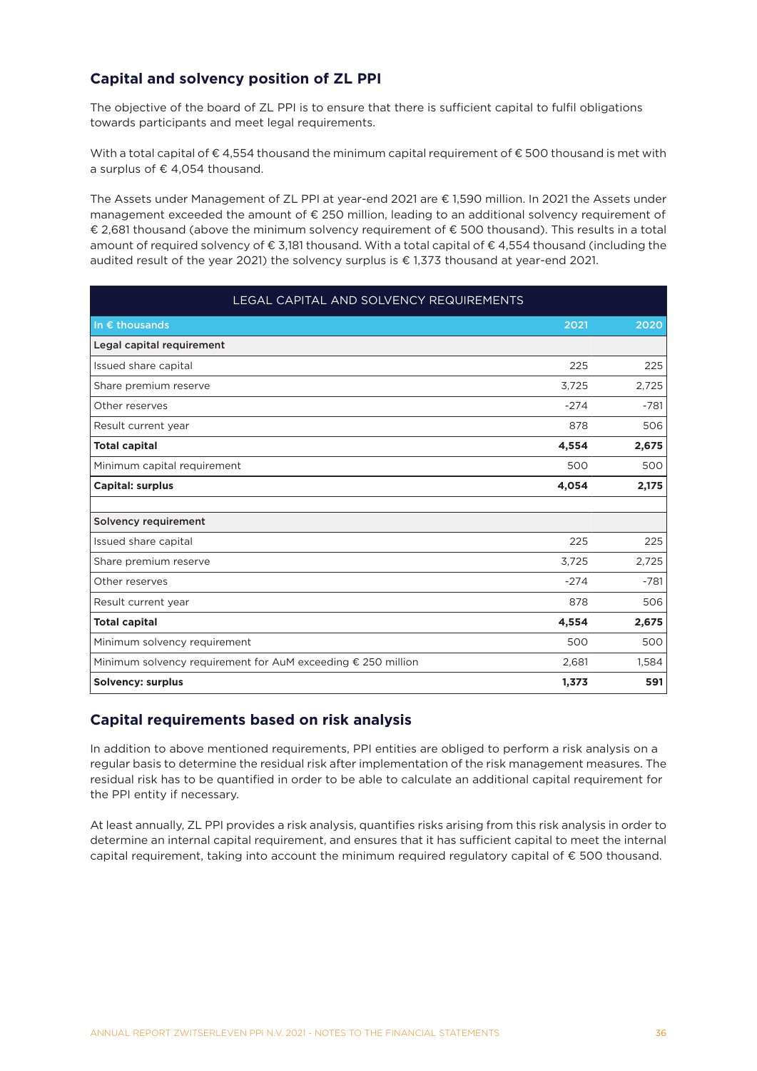## Capital and solvency position of ZL PPI

The objective of the board of ZL PPI is to ensure that there is sufficient capital to fulfil obligations towards participants and meet legal requirements.

With a total capital of € 4,554 thousand the minimum capital requirement of € 500 thousand is met with a surplus of € 4,054 thousand.

The Assets under Management of ZL PPI at year-end 2021 are € 1,590 million. In 2021 the Assets under management exceeded the amount of € 250 million, leading to an additional solvency requirement of € 2,681 thousand (above the minimum solvency requirement of € 500 thousand). This results in a total amount of required solvency of € 3,181 thousand. With a total capital of € 4,554 thousand (including the audited result of the year 2021) the solvency surplus is € 1,373 thousand at year-end 2021.

| LEGAL CAPITAL AND SOLVENCY REQUIREMENTS | | |
|---|---|---|
| In € thousands | 2021 | 2020 |
| **Legal capital requirement** | | |
| Issued share capital | 225 | 225 |
| Share premium reserve | 3,725 | 2,725 |
| Other reserves | -274 | -781 |
| Result current year | 878 | 506 |
| **Total capital** | **4,554** | **2,675** |
| Minimum capital requirement | 500 | 500 |
| **Capital: surplus** | **4,054** | **2,175** |
| | | |
| **Solvency requirement** | | |
| Issued share capital | 225 | 225 |
| Share premium reserve | 3,725 | 2,725 |
| Other reserves | -274 | -781 |
| Result current year | 878 | 506 |
| **Total capital** | **4,554** | **2,675** |
| Minimum solvency requirement | 500 | 500 |
| Minimum solvency requirement for AuM exceeding € 250 million | 2,681 | 1,584 |
| **Solvency: surplus** | **1,373** | **591** |

## Capital requirements based on risk analysis

In addition to above mentioned requirements, PPI entities are obliged to perform a risk analysis on a regular basis to determine the residual risk after implementation of the risk management measures. The residual risk has to be quantified in order to be able to calculate an additional capital requirement for the PPI entity if necessary.

At least annually, ZL PPI provides a risk analysis, quantifies risks arising from this risk analysis in order to determine an internal capital requirement, and ensures that it has sufficient capital to meet the internal capital requirement, taking into account the minimum required regulatory capital of € 500 thousand.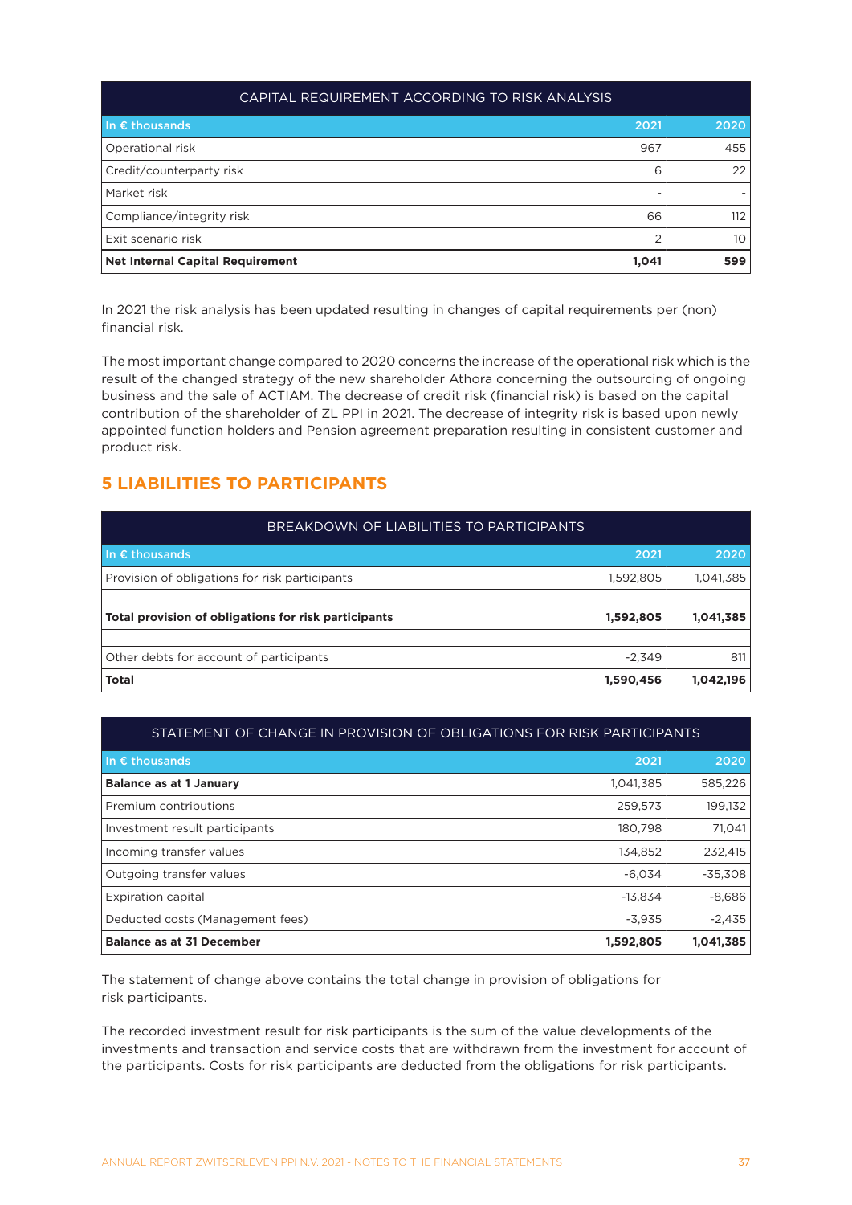| CAPITAL REQUIREMENT ACCORDING TO RISK ANALYSIS | | |
|---|---|---|
| In € thousands | 2021 | 2020 |
| Operational risk | 967 | 455 |
| Credit/counterparty risk | 6 | 22 |
| Market risk | - | - |
| Compliance/integrity risk | 66 | 112 |
| Exit scenario risk | 2 | 10 |
| **Net Internal Capital Requirement** | **1,041** | **599** |

In 2021 the risk analysis has been updated resulting in changes of capital requirements per (non) financial risk.

The most important change compared to 2020 concerns the increase of the operational risk which is the result of the changed strategy of the new shareholder Athora concerning the outsourcing of ongoing business and the sale of ACTIAM. The decrease of credit risk (financial risk) is based on the capital contribution of the shareholder of ZL PPI in 2021. The decrease of integrity risk is based upon newly appointed function holders and Pension agreement preparation resulting in consistent customer and product risk.

## 5 LIABILITIES TO PARTICIPANTS

| BREAKDOWN OF LIABILITIES TO PARTICIPANTS | | |
|---|---|---|
| In € thousands | 2021 | 2020 |
| Provision of obligations for risk participants | 1,592,805 | 1,041,385 |
| | | |
| **Total provision of obligations for risk participants** | **1,592,805** | **1,041,385** |
| | | |
| Other debts for account of participants | -2,349 | 811 |
| **Total** | **1,590,456** | **1,042,196** |

| STATEMENT OF CHANGE IN PROVISION OF OBLIGATIONS FOR RISK PARTICIPANTS | | |
|---|---|---|
| In € thousands | 2021 | 2020 |
| **Balance as at 1 January** | 1,041,385 | 585,226 |
| Premium contributions | 259,573 | 199,132 |
| Investment result participants | 180,798 | 71,041 |
| Incoming transfer values | 134,852 | 232,415 |
| Outgoing transfer values | -6,034 | -35,308 |
| Expiration capital | -13,834 | -8,686 |
| Deducted costs (Management fees) | -3,935 | -2,435 |
| **Balance as at 31 December** | **1,592,805** | **1,041,385** |

The statement of change above contains the total change in provision of obligations for risk participants.

The recorded investment result for risk participants is the sum of the value developments of the investments and transaction and service costs that are withdrawn from the investment for account of the participants. Costs for risk participants are deducted from the obligations for risk participants.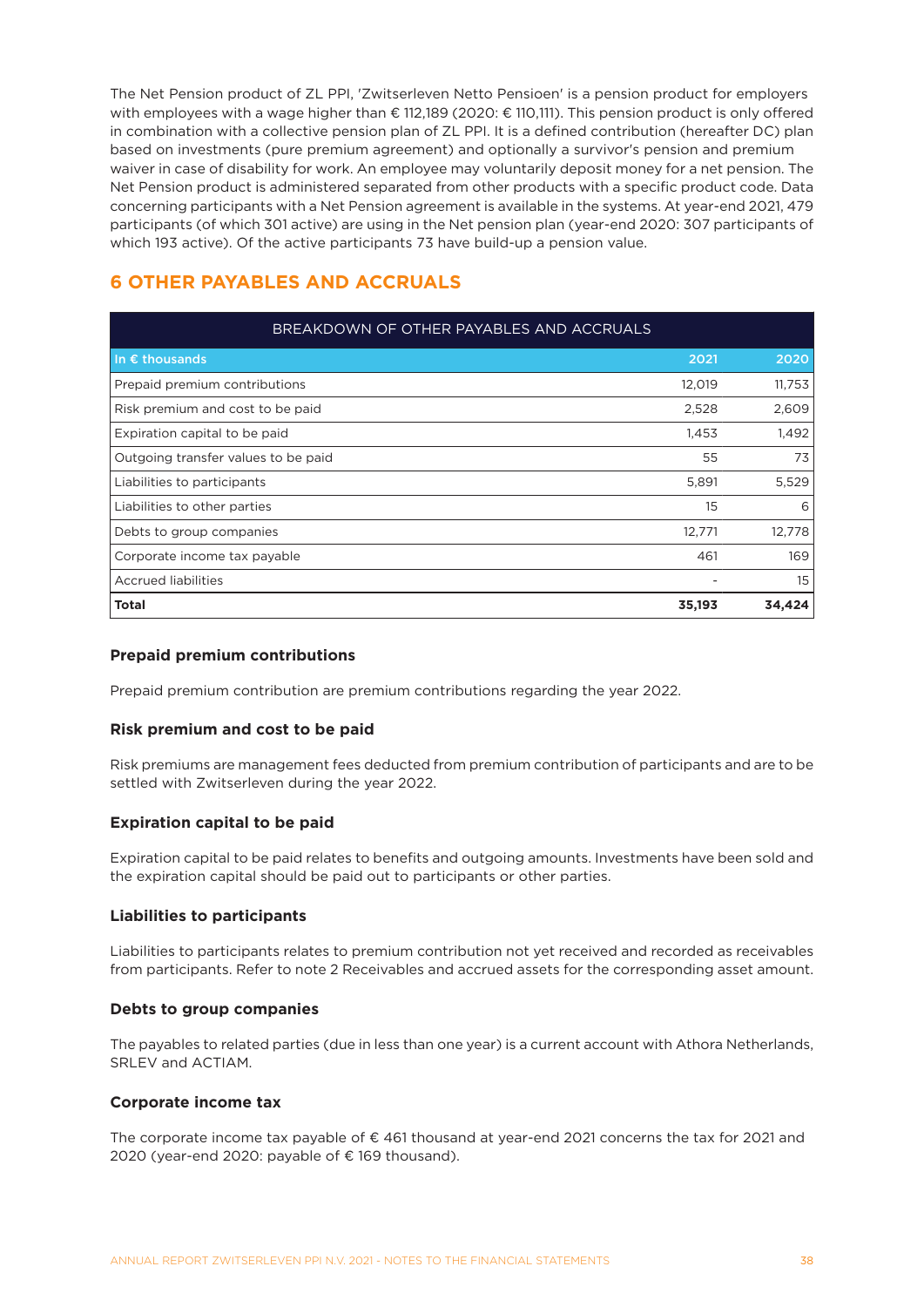The Net Pension product of ZL PPI, 'Zwitserleven Netto Pensioen' is a pension product for employers with employees with a wage higher than € 112,189 (2020: € 110,111). This pension product is only offered in combination with a collective pension plan of ZL PPI. It is a defined contribution (hereafter DC) plan based on investments (pure premium agreement) and optionally a survivor's pension and premium waiver in case of disability for work. An employee may voluntarily deposit money for a net pension. The Net Pension product is administered separated from other products with a specific product code. Data concerning participants with a Net Pension agreement is available in the systems. At year-end 2021, 479 participants (of which 301 active) are using in the Net pension plan (year-end 2020: 307 participants of which 193 active). Of the active participants 73 have build-up a pension value.

## 6 OTHER PAYABLES AND ACCRUALS

| BREAKDOWN OF OTHER PAYABLES AND ACCRUALS | | |
|---|---|---|
| In € thousands | 2021 | 2020 |
| Prepaid premium contributions | 12,019 | 11,753 |
| Risk premium and cost to be paid | 2,528 | 2,609 |
| Expiration capital to be paid | 1,453 | 1,492 |
| Outgoing transfer values to be paid | 55 | 73 |
| Liabilities to participants | 5,891 | 5,529 |
| Liabilities to other parties | 15 | 6 |
| Debts to group companies | 12,771 | 12,778 |
| Corporate income tax payable | 461 | 169 |
| Accrued liabilities | - | 15 |
| **Total** | **35,193** | **34,424** |

### Prepaid premium contributions

Prepaid premium contribution are premium contributions regarding the year 2022.

### Risk premium and cost to be paid

Risk premiums are management fees deducted from premium contribution of participants and are to be settled with Zwitserleven during the year 2022.

### Expiration capital to be paid

Expiration capital to be paid relates to benefits and outgoing amounts. Investments have been sold and the expiration capital should be paid out to participants or other parties.

### Liabilities to participants

Liabilities to participants relates to premium contribution not yet received and recorded as receivables from participants. Refer to note 2 Receivables and accrued assets for the corresponding asset amount.

### Debts to group companies

The payables to related parties (due in less than one year) is a current account with Athora Netherlands, SRLEV and ACTIAM.

### Corporate income tax

The corporate income tax payable of € 461 thousand at year-end 2021 concerns the tax for 2021 and 2020 (year-end 2020: payable of € 169 thousand).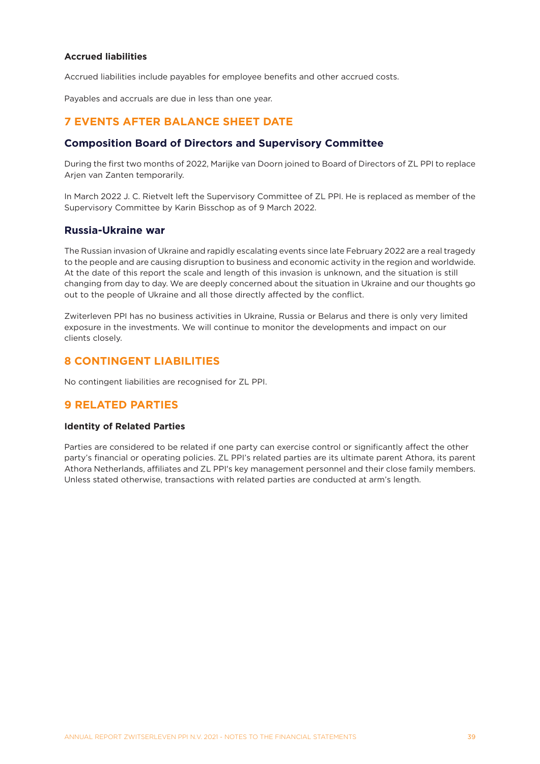#### Accrued liabilities

Accrued liabilities include payables for employee benefits and other accrued costs.

Payables and accruals are due in less than one year.

## 7 EVENTS AFTER BALANCE SHEET DATE

### Composition Board of Directors and Supervisory Committee

During the first two months of 2022, Marijke van Doorn joined to Board of Directors of ZL PPI to replace Arjen van Zanten temporarily.

In March 2022 J. C. Rietvelt left the Supervisory Committee of ZL PPI. He is replaced as member of the Supervisory Committee by Karin Bisschop as of 9 March 2022.

### Russia-Ukraine war

The Russian invasion of Ukraine and rapidly escalating events since late February 2022 are a real tragedy to the people and are causing disruption to business and economic activity in the region and worldwide. At the date of this report the scale and length of this invasion is unknown, and the situation is still changing from day to day. We are deeply concerned about the situation in Ukraine and our thoughts go out to the people of Ukraine and all those directly affected by the conflict.

Zwiterleven PPI has no business activities in Ukraine, Russia or Belarus and there is only very limited exposure in the investments. We will continue to monitor the developments and impact on our clients closely.

## 8 CONTINGENT LIABILITIES

No contingent liabilities are recognised for ZL PPI.

## 9 RELATED PARTIES

#### Identity of Related Parties

Parties are considered to be related if one party can exercise control or significantly affect the other party's financial or operating policies. ZL PPI's related parties are its ultimate parent Athora, its parent Athora Netherlands, affiliates and ZL PPI's key management personnel and their close family members. Unless stated otherwise, transactions with related parties are conducted at arm's length.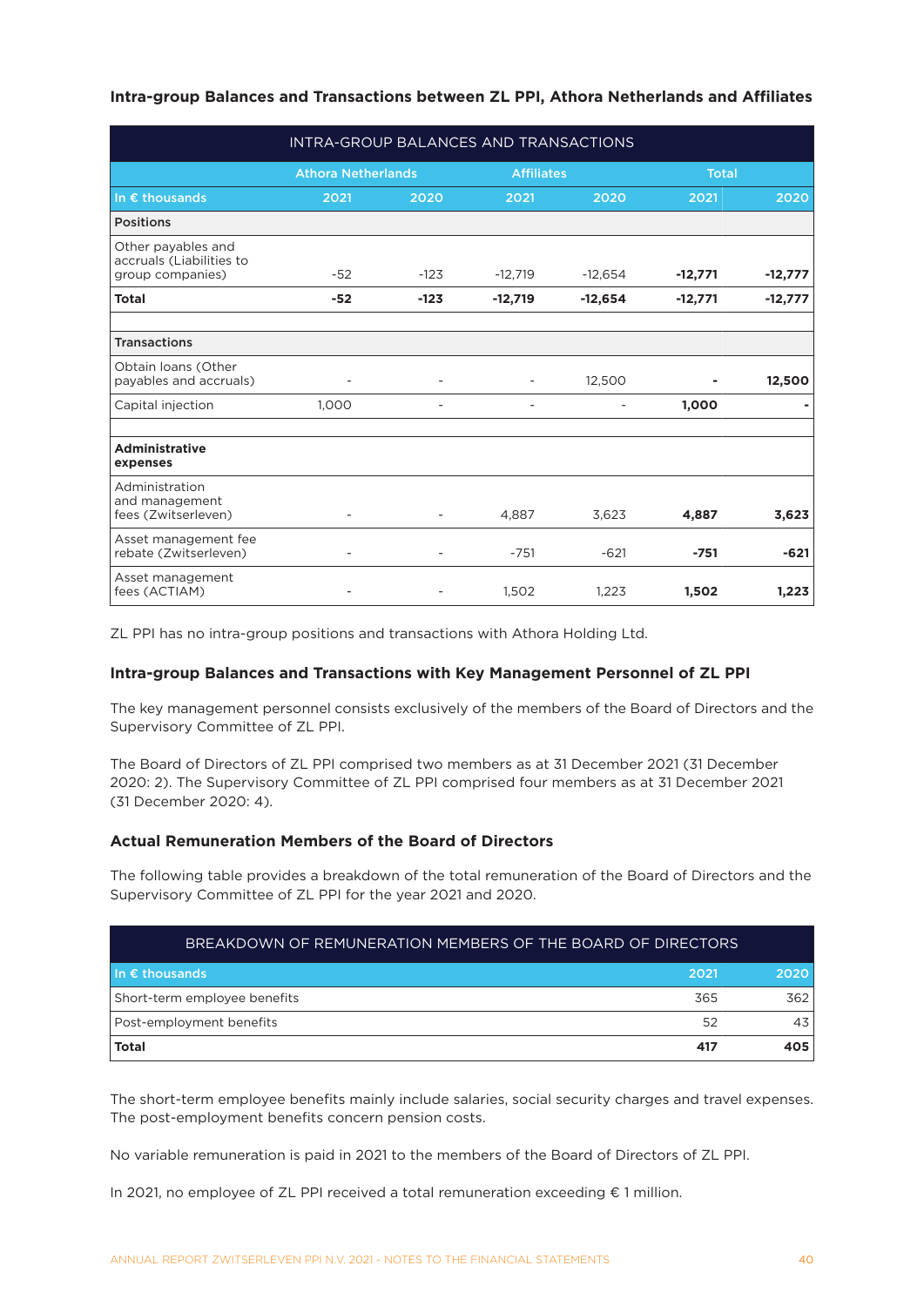### Intra-group Balances and Transactions between ZL PPI, Athora Netherlands and Affiliates

| INTRA-GROUP BALANCES AND TRANSACTIONS | | | | | | |
|---|---|---|---|---|---|---|
| | Athora Netherlands | | Affiliates | | Total | |
| In € thousands | 2021 | 2020 | 2021 | 2020 | 2021 | 2020 |
| **Positions** | | | | | | |
| Other payables and accruals (Liabilities to group companies) | -52 | -123 | -12,719 | -12,654 | **-12,771** | **-12,777** |
| **Total** | **-52** | **-123** | **-12,719** | **-12,654** | **-12,771** | **-12,777** |
| | | | | | | |
| **Transactions** | | | | | | |
| Obtain loans (Other payables and accruals) | - | - | - | 12,500 | **-** | **12,500** |
| Capital injection | 1,000 | - | - | - | **1,000** | **-** |
| | | | | | | |
| **Administrative expenses** | | | | | | |
| Administration and management fees (Zwitserleven) | - | - | 4,887 | 3,623 | **4,887** | **3,623** |
| Asset management fee rebate (Zwitserleven) | - | - | -751 | -621 | **-751** | **-621** |
| Asset management fees (ACTIAM) | - | - | 1,502 | 1,223 | **1,502** | **1,223** |

ZL PPI has no intra-group positions and transactions with Athora Holding Ltd.

### Intra-group Balances and Transactions with Key Management Personnel of ZL PPI

The key management personnel consists exclusively of the members of the Board of Directors and the Supervisory Committee of ZL PPI.

The Board of Directors of ZL PPI comprised two members as at 31 December 2021 (31 December 2020: 2). The Supervisory Committee of ZL PPI comprised four members as at 31 December 2021 (31 December 2020: 4).

### Actual Remuneration Members of the Board of Directors

The following table provides a breakdown of the total remuneration of the Board of Directors and the Supervisory Committee of ZL PPI for the year 2021 and 2020.

| BREAKDOWN OF REMUNERATION MEMBERS OF THE BOARD OF DIRECTORS | | |
|---|---|---|
| In € thousands | 2021 | 2020 |
| Short-term employee benefits | 365 | 362 |
| Post-employment benefits | 52 | 43 |
| **Total** | **417** | **405** |

The short-term employee benefits mainly include salaries, social security charges and travel expenses. The post-employment benefits concern pension costs.

No variable remuneration is paid in 2021 to the members of the Board of Directors of ZL PPI.

In 2021, no employee of ZL PPI received a total remuneration exceeding € 1 million.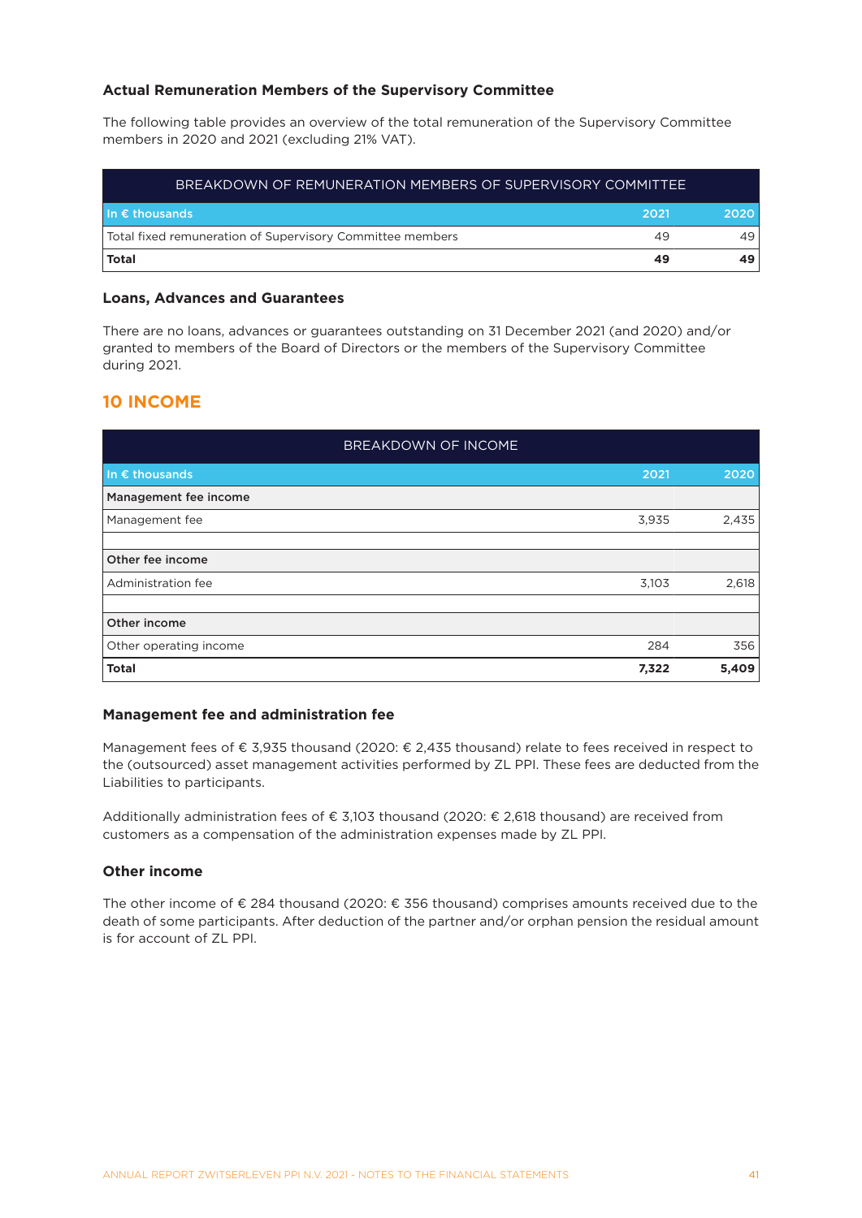### Actual Remuneration Members of the Supervisory Committee

The following table provides an overview of the total remuneration of the Supervisory Committee members in 2020 and 2021 (excluding 21% VAT).

| BREAKDOWN OF REMUNERATION MEMBERS OF SUPERVISORY COMMITTEE | | |
|---|---|---|
| In € thousands | 2021 | 2020 |
| Total fixed remuneration of Supervisory Committee members | 49 | 49 |
| **Total** | **49** | **49** |

### Loans, Advances and Guarantees

There are no loans, advances or guarantees outstanding on 31 December 2021 (and 2020) and/or granted to members of the Board of Directors or the members of the Supervisory Committee during 2021.

## 10 INCOME

| BREAKDOWN OF INCOME | | |
|---|---|---|
| In € thousands | 2021 | 2020 |
| **Management fee income** | | |
| Management fee | 3,935 | 2,435 |
| | | |
| **Other fee income** | | |
| Administration fee | 3,103 | 2,618 |
| | | |
| **Other income** | | |
| Other operating income | 284 | 356 |
| **Total** | **7,322** | **5,409** |

### Management fee and administration fee

Management fees of € 3,935 thousand (2020: € 2,435 thousand) relate to fees received in respect to the (outsourced) asset management activities performed by ZL PPI. These fees are deducted from the Liabilities to participants.

Additionally administration fees of € 3,103 thousand (2020: € 2,618 thousand) are received from customers as a compensation of the administration expenses made by ZL PPI.

### Other income

The other income of € 284 thousand (2020: € 356 thousand) comprises amounts received due to the death of some participants. After deduction of the partner and/or orphan pension the residual amount is for account of ZL PPI.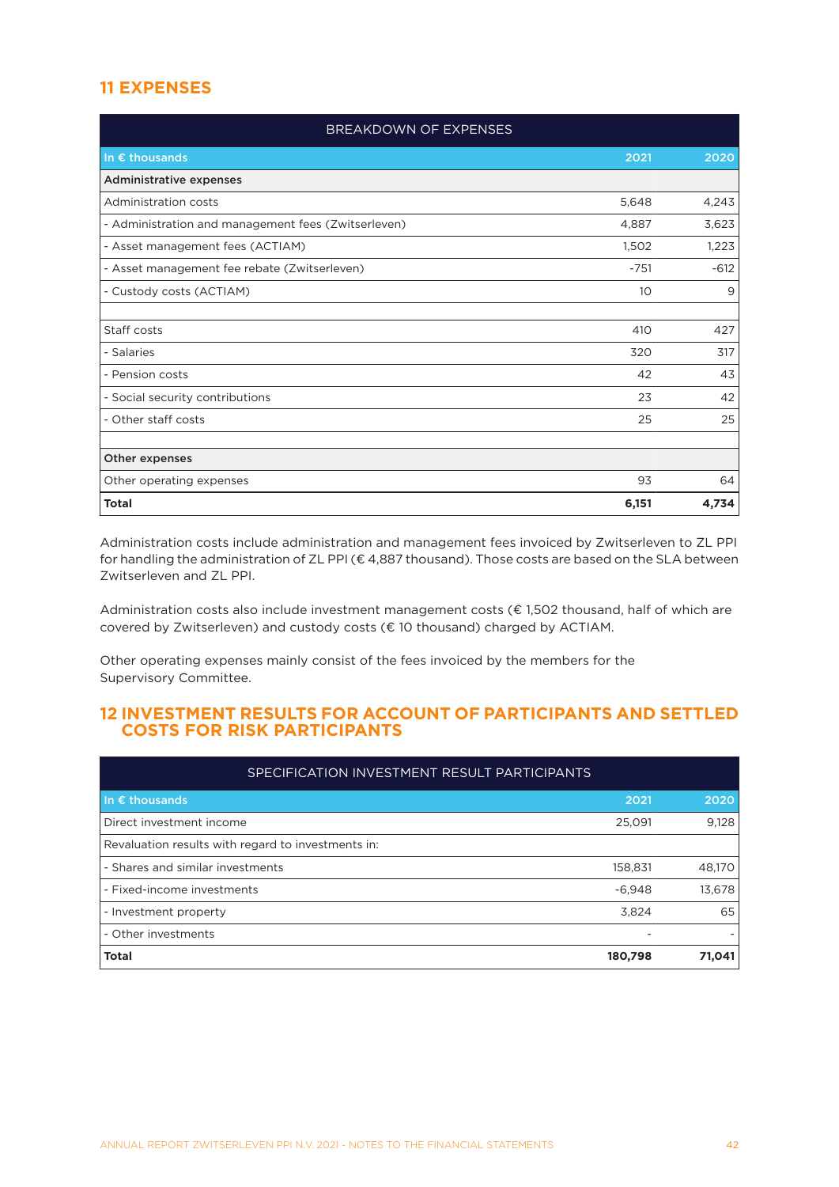## 11 EXPENSES

| BREAKDOWN OF EXPENSES | | |
|---|---|---|
| In € thousands | 2021 | 2020 |
| **Administrative expenses** | | |
| Administration costs | 5,648 | 4,243 |
| - Administration and management fees (Zwitserleven) | 4,887 | 3,623 |
| - Asset management fees (ACTIAM) | 1,502 | 1,223 |
| - Asset management fee rebate (Zwitserleven) | -751 | -612 |
| - Custody costs (ACTIAM) | 10 | 9 |
| | | |
| Staff costs | 410 | 427 |
| - Salaries | 320 | 317 |
| - Pension costs | 42 | 43 |
| - Social security contributions | 23 | 42 |
| - Other staff costs | 25 | 25 |
| | | |
| **Other expenses** | | |
| Other operating expenses | 93 | 64 |
| **Total** | **6,151** | **4,734** |

Administration costs include administration and management fees invoiced by Zwitserleven to ZL PPI for handling the administration of ZL PPI (€ 4,887 thousand). Those costs are based on the SLA between Zwitserleven and ZL PPI.

Administration costs also include investment management costs (€ 1,502 thousand, half of which are covered by Zwitserleven) and custody costs (€ 10 thousand) charged by ACTIAM.

Other operating expenses mainly consist of the fees invoiced by the members for the Supervisory Committee.

## 12 INVESTMENT RESULTS FOR ACCOUNT OF PARTICIPANTS AND SETTLED COSTS FOR RISK PARTICIPANTS

| SPECIFICATION INVESTMENT RESULT PARTICIPANTS | | |
|---|---|---|
| In € thousands | 2021 | 2020 |
| Direct investment income | 25,091 | 9,128 |
| Revaluation results with regard to investments in: | | |
| - Shares and similar investments | 158,831 | 48,170 |
| - Fixed-income investments | -6,948 | 13,678 |
| - Investment property | 3,824 | 65 |
| - Other investments | - | - |
| **Total** | **180,798** | **71,041** |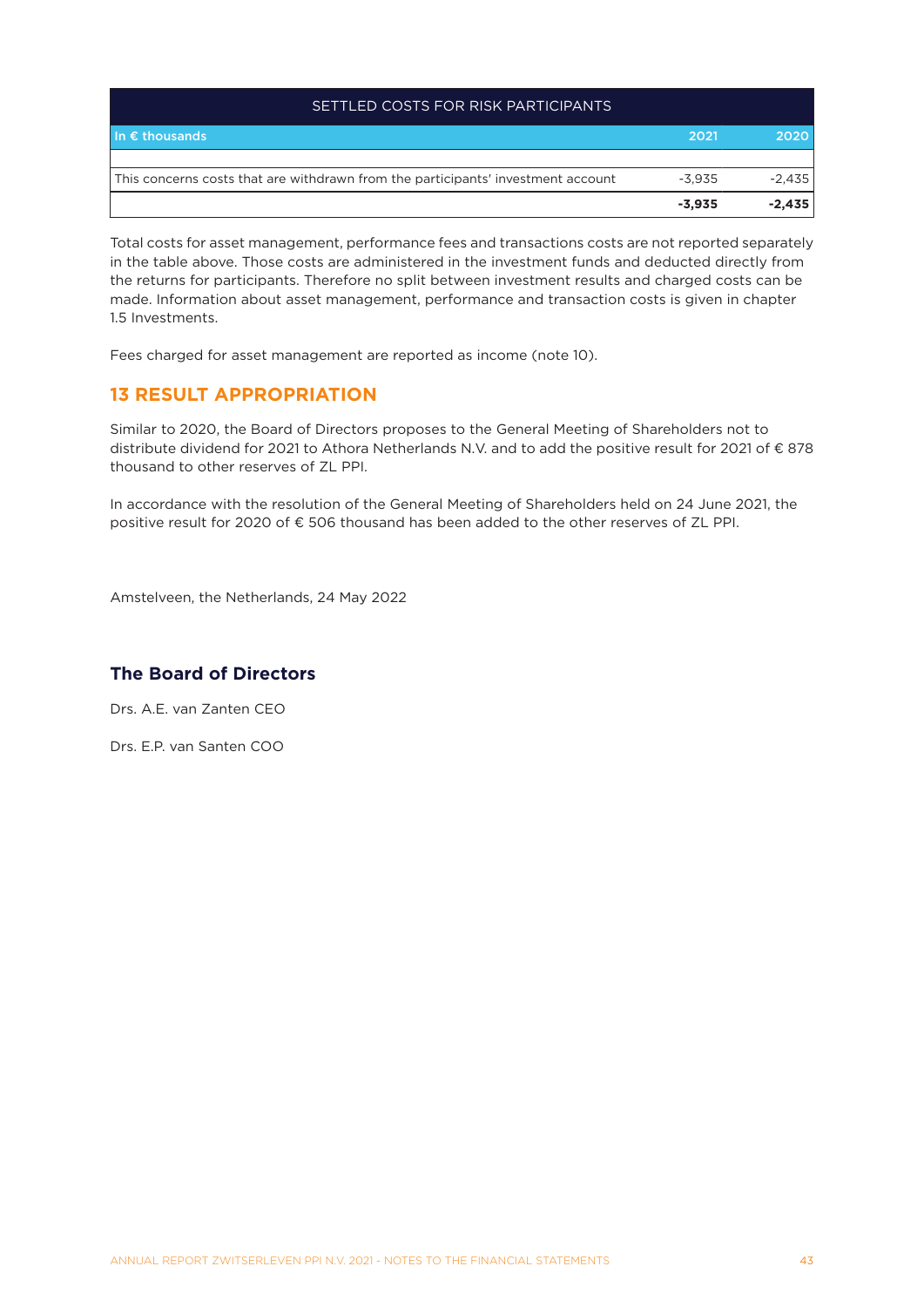| SETTLED COSTS FOR RISK PARTICIPANTS | | |
|---|---|---|
| In € thousands | 2021 | 2020 |
| | | |
| This concerns costs that are withdrawn from the participants' investment account | -3,935 | -2,435 |
| | **-3,935** | **-2,435** |

Total costs for asset management, performance fees and transactions costs are not reported separately in the table above. Those costs are administered in the investment funds and deducted directly from the returns for participants. Therefore no split between investment results and charged costs can be made. Information about asset management, performance and transaction costs is given in chapter 1.5 Investments.

Fees charged for asset management are reported as income (note 10).

## 13 RESULT APPROPRIATION

Similar to 2020, the Board of Directors proposes to the General Meeting of Shareholders not to distribute dividend for 2021 to Athora Netherlands N.V. and to add the positive result for 2021 of € 878 thousand to other reserves of ZL PPI.

In accordance with the resolution of the General Meeting of Shareholders held on 24 June 2021, the positive result for 2020 of € 506 thousand has been added to the other reserves of ZL PPI.

Amstelveen, the Netherlands, 24 May 2022

### The Board of Directors

Drs. A.E. van Zanten CEO

Drs. E.P. van Santen COO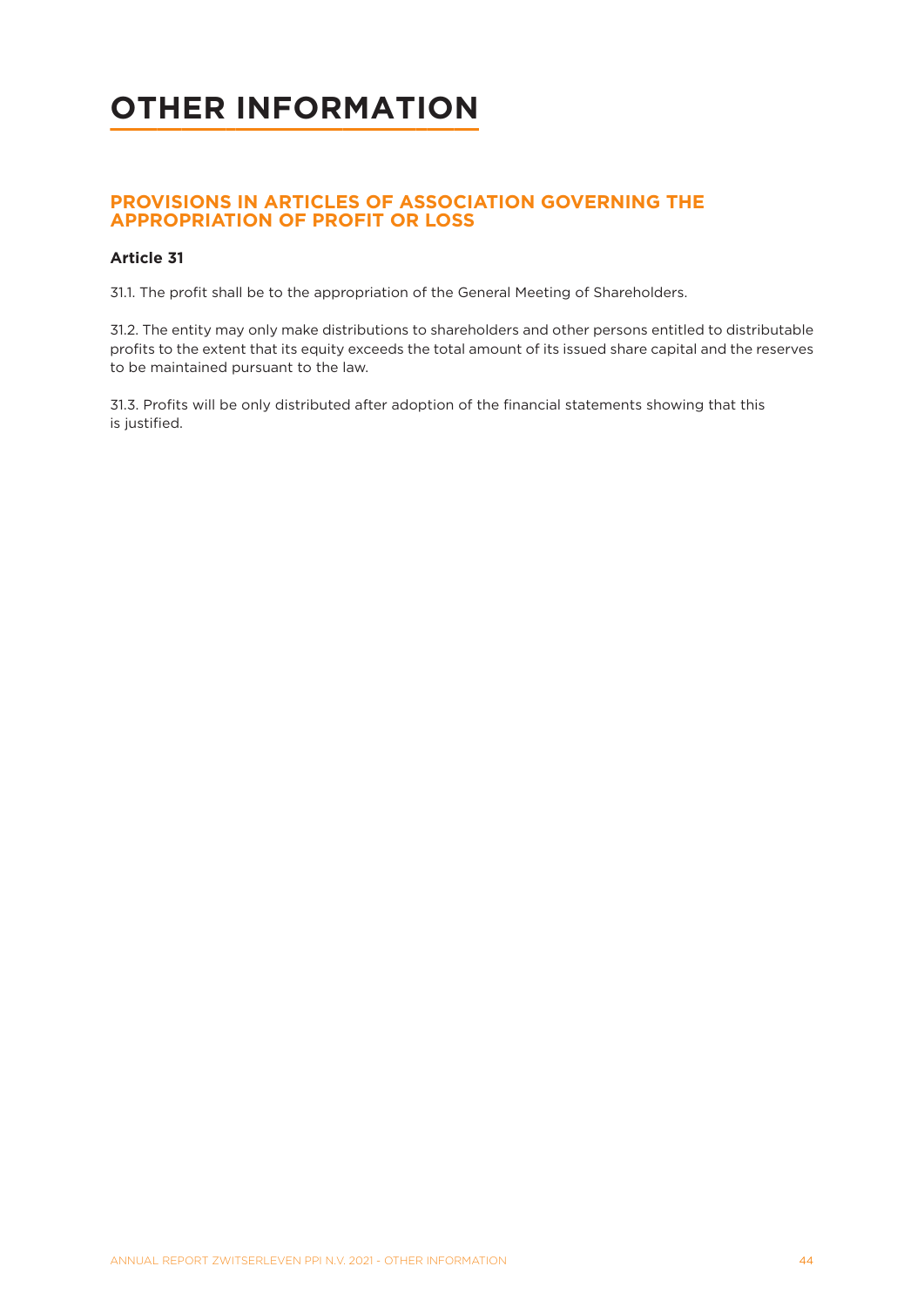# OTHER INFORMATION

## PROVISIONS IN ARTICLES OF ASSOCIATION GOVERNING THE APPROPRIATION OF PROFIT OR LOSS

### Article 31

31.1. The profit shall be to the appropriation of the General Meeting of Shareholders.

31.2. The entity may only make distributions to shareholders and other persons entitled to distributable profits to the extent that its equity exceeds the total amount of its issued share capital and the reserves to be maintained pursuant to the law.

31.3. Profits will be only distributed after adoption of the financial statements showing that this is justified.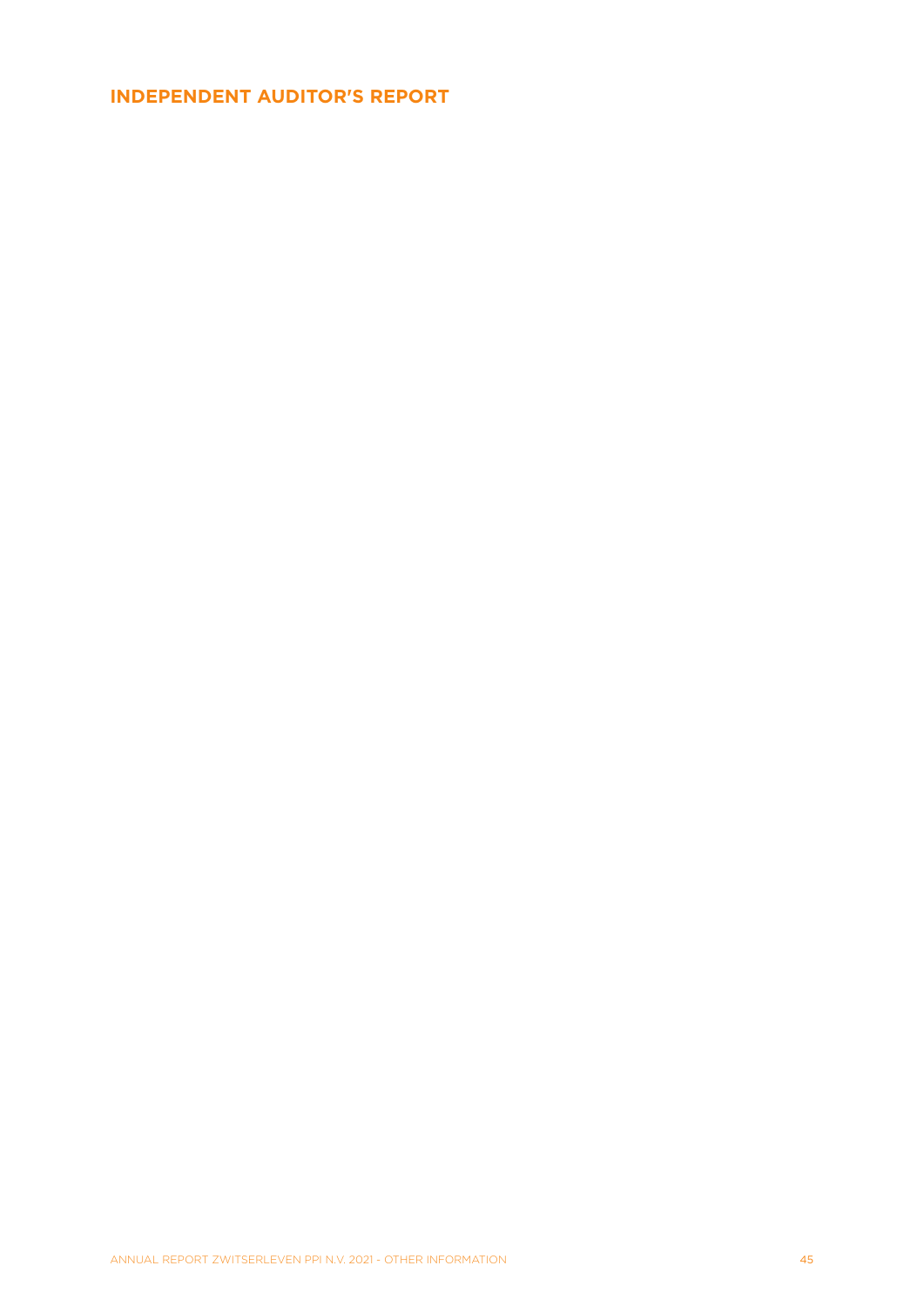# INDEPENDENT AUDITOR'S REPORT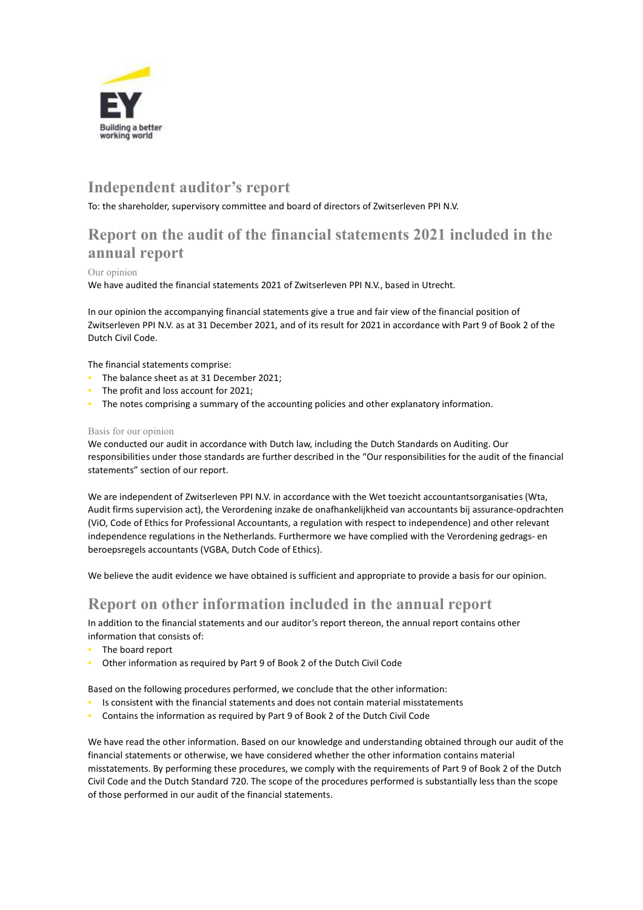# Independent auditor's report

To: the shareholder, supervisory committee and board of directors of Zwitserleven PPI N.V.

## Report on the audit of the financial statements 2021 included in the annual report

### Our opinion

We have audited the financial statements 2021 of Zwitserleven PPI N.V., based in Utrecht.

In our opinion the accompanying financial statements give a true and fair view of the financial position of Zwitserleven PPI N.V. as at 31 December 2021, and of its result for 2021 in accordance with Part 9 of Book 2 of the Dutch Civil Code.

The financial statements comprise:

- The balance sheet as at 31 December 2021;
- The profit and loss account for 2021;
- The notes comprising a summary of the accounting policies and other explanatory information.

### Basis for our opinion

We conducted our audit in accordance with Dutch law, including the Dutch Standards on Auditing. Our responsibilities under those standards are further described in the "Our responsibilities for the audit of the financial statements" section of our report.

We are independent of Zwitserleven PPI N.V. in accordance with the Wet toezicht accountantsorganisaties (Wta, Audit firms supervision act), the Verordening inzake de onafhankelijkheid van accountants bij assurance-opdrachten (ViO, Code of Ethics for Professional Accountants, a regulation with respect to independence) and other relevant independence regulations in the Netherlands. Furthermore we have complied with the Verordening gedrags- en beroepsregels accountants (VGBA, Dutch Code of Ethics).

We believe the audit evidence we have obtained is sufficient and appropriate to provide a basis for our opinion.

## Report on other information included in the annual report

In addition to the financial statements and our auditor's report thereon, the annual report contains other information that consists of:

- The board report
- Other information as required by Part 9 of Book 2 of the Dutch Civil Code

Based on the following procedures performed, we conclude that the other information:

- Is consistent with the financial statements and does not contain material misstatements
- Contains the information as required by Part 9 of Book 2 of the Dutch Civil Code

We have read the other information. Based on our knowledge and understanding obtained through our audit of the financial statements or otherwise, we have considered whether the other information contains material misstatements. By performing these procedures, we comply with the requirements of Part 9 of Book 2 of the Dutch Civil Code and the Dutch Standard 720. The scope of the procedures performed is substantially less than the scope of those performed in our audit of the financial statements.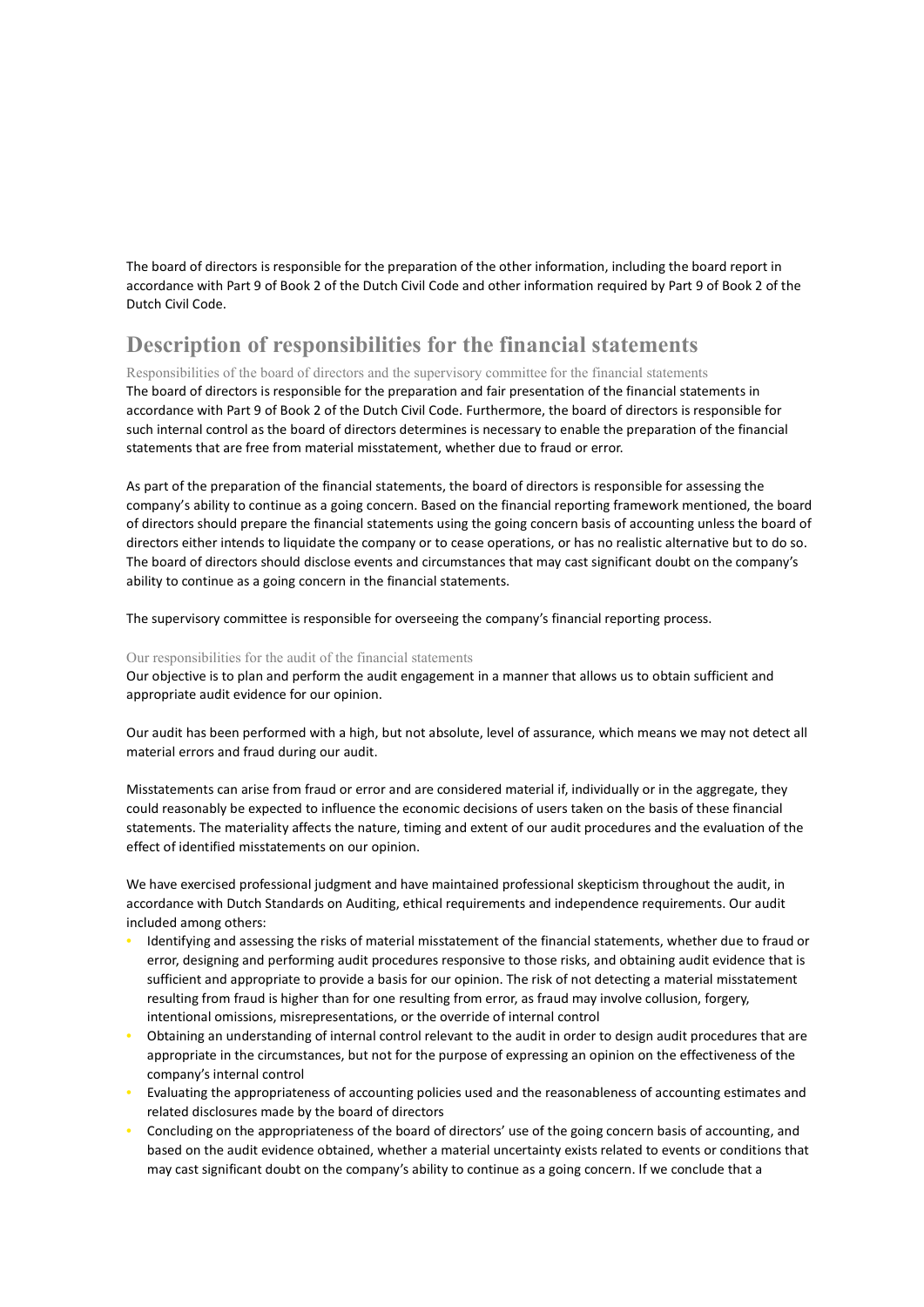The board of directors is responsible for the preparation of the other information, including the board report in accordance with Part 9 of Book 2 of the Dutch Civil Code and other information required by Part 9 of Book 2 of the Dutch Civil Code.

## Description of responsibilities for the financial statements

### Responsibilities of the board of directors and the supervisory committee for the financial statements

The board of directors is responsible for the preparation and fair presentation of the financial statements in accordance with Part 9 of Book 2 of the Dutch Civil Code. Furthermore, the board of directors is responsible for such internal control as the board of directors determines is necessary to enable the preparation of the financial statements that are free from material misstatement, whether due to fraud or error.

As part of the preparation of the financial statements, the board of directors is responsible for assessing the company's ability to continue as a going concern. Based on the financial reporting framework mentioned, the board of directors should prepare the financial statements using the going concern basis of accounting unless the board of directors either intends to liquidate the company or to cease operations, or has no realistic alternative but to do so. The board of directors should disclose events and circumstances that may cast significant doubt on the company's ability to continue as a going concern in the financial statements.

The supervisory committee is responsible for overseeing the company's financial reporting process.

### Our responsibilities for the audit of the financial statements

Our objective is to plan and perform the audit engagement in a manner that allows us to obtain sufficient and appropriate audit evidence for our opinion.

Our audit has been performed with a high, but not absolute, level of assurance, which means we may not detect all material errors and fraud during our audit.

Misstatements can arise from fraud or error and are considered material if, individually or in the aggregate, they could reasonably be expected to influence the economic decisions of users taken on the basis of these financial statements. The materiality affects the nature, timing and extent of our audit procedures and the evaluation of the effect of identified misstatements on our opinion.

We have exercised professional judgment and have maintained professional skepticism throughout the audit, in accordance with Dutch Standards on Auditing, ethical requirements and independence requirements. Our audit included among others:

- Identifying and assessing the risks of material misstatement of the financial statements, whether due to fraud or error, designing and performing audit procedures responsive to those risks, and obtaining audit evidence that is sufficient and appropriate to provide a basis for our opinion. The risk of not detecting a material misstatement resulting from fraud is higher than for one resulting from error, as fraud may involve collusion, forgery, intentional omissions, misrepresentations, or the override of internal control
- Obtaining an understanding of internal control relevant to the audit in order to design audit procedures that are appropriate in the circumstances, but not for the purpose of expressing an opinion on the effectiveness of the company's internal control
- Evaluating the appropriateness of accounting policies used and the reasonableness of accounting estimates and related disclosures made by the board of directors
- Concluding on the appropriateness of the board of directors' use of the going concern basis of accounting, and based on the audit evidence obtained, whether a material uncertainty exists related to events or conditions that may cast significant doubt on the company's ability to continue as a going concern. If we conclude that a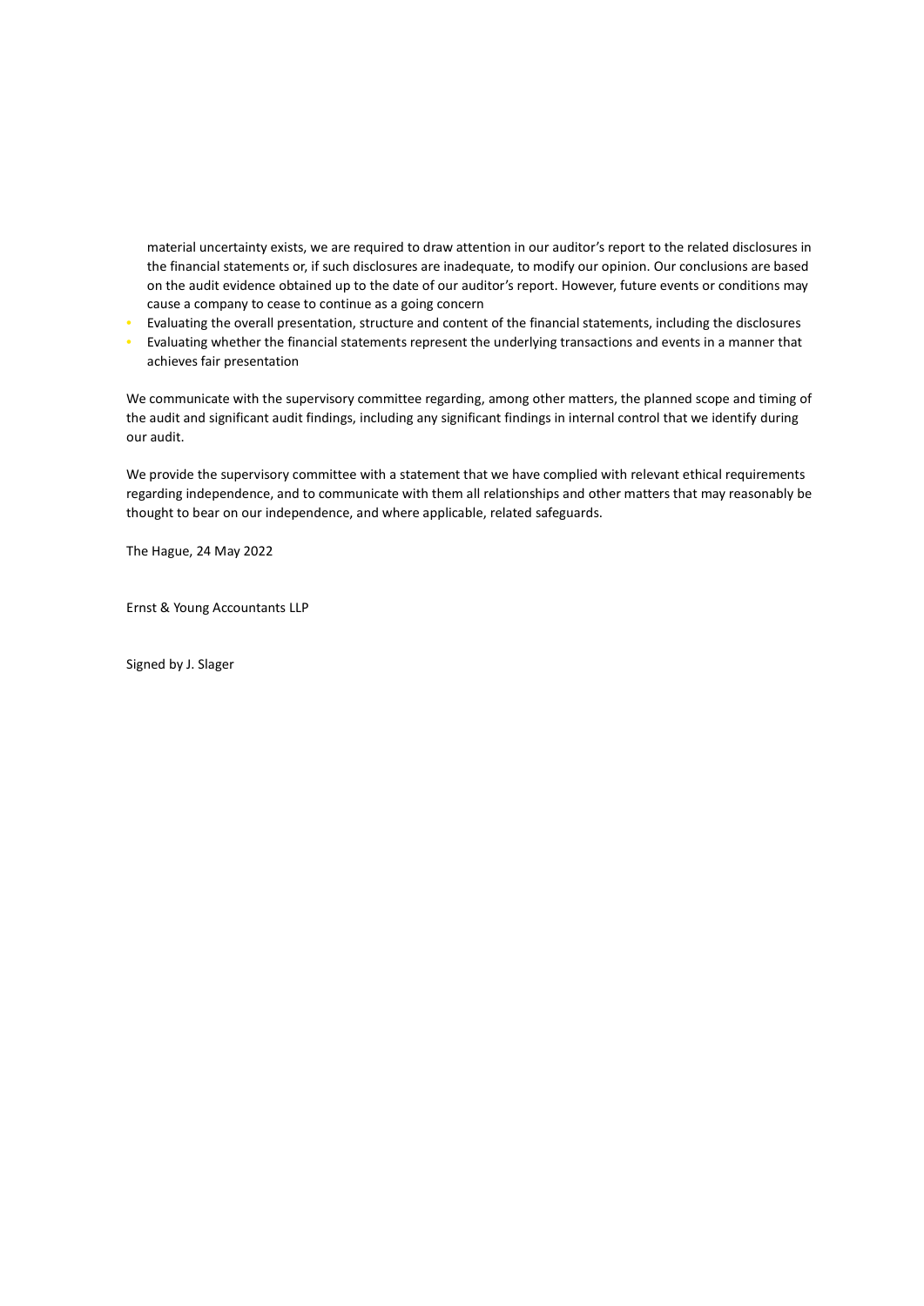material uncertainty exists, we are required to draw attention in our auditor's report to the related disclosures in the financial statements or, if such disclosures are inadequate, to modify our opinion. Our conclusions are based on the audit evidence obtained up to the date of our auditor's report. However, future events or conditions may cause a company to cease to continue as a going concern

- Evaluating the overall presentation, structure and content of the financial statements, including the disclosures
- Evaluating whether the financial statements represent the underlying transactions and events in a manner that achieves fair presentation

We communicate with the supervisory committee regarding, among other matters, the planned scope and timing of the audit and significant audit findings, including any significant findings in internal control that we identify during our audit.

We provide the supervisory committee with a statement that we have complied with relevant ethical requirements regarding independence, and to communicate with them all relationships and other matters that may reasonably be thought to bear on our independence, and where applicable, related safeguards.

The Hague, 24 May 2022

Ernst & Young Accountants LLP

Signed by J. Slager